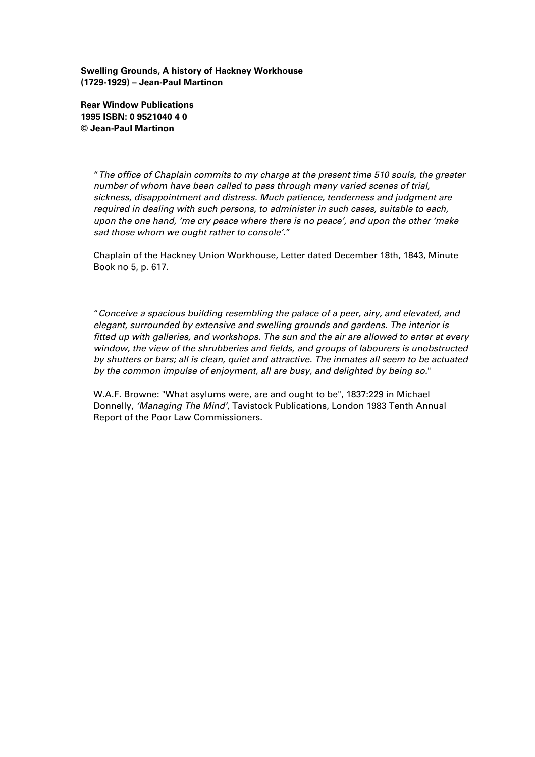**Swelling Grounds, A history of Hackney Workhouse (1729-1929) – Jean-Paul Martinon**

**Rear Window Publications**
**1995 ISBN: 0 9521040 4 0**
**© Jean-Paul Martinon**

"*The office of Chaplain commits to my charge at the present time 510 souls, the greater number of whom have been called to pass through many varied scenes of trial, sickness, disappointment and distress. Much patience, tenderness and judgment are required in dealing with such persons, to administer in such cases, suitable to each, upon the one hand, 'me cry peace where there is no peace', and upon the other 'make sad those whom we ought rather to console'.*"

Chaplain of the Hackney Union Workhouse, Letter dated December 18th, 1843, Minute Book no 5, p. 617.

"*Conceive a spacious building resembling the palace of a peer, airy, and elevated, and elegant, surrounded by extensive and swelling grounds and gardens. The interior is fitted up with galleries, and workshops. The sun and the air are allowed to enter at every window, the view of the shrubberies and fields, and groups of labourers is unobstructed by shutters or bars; all is clean, quiet and attractive. The inmates all seem to be actuated by the common impulse of enjoyment, all are busy, and delighted by being so.*"

W.A.F. Browne: "What asylums were, are and ought to be", 1837:229 in Michael Donnelly, *'Managing The Mind'*, Tavistock Publications, London 1983 Tenth Annual Report of the Poor Law Commissioners.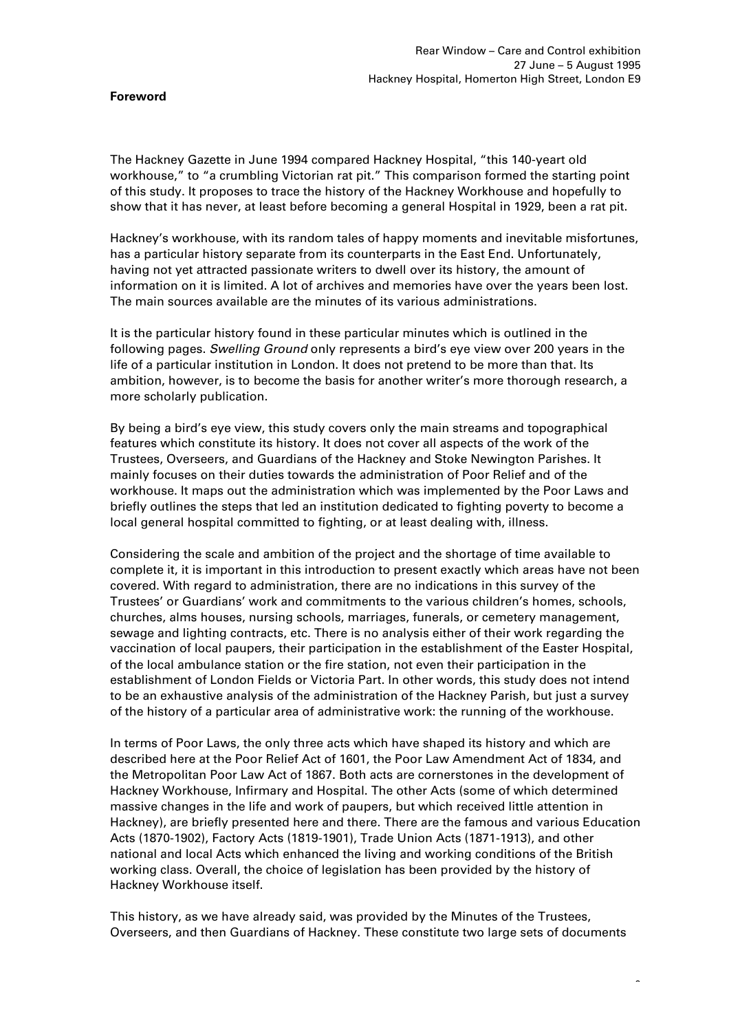**Foreword**

The Hackney Gazette in June 1994 compared Hackney Hospital, "this 140-yeart old workhouse," to "a crumbling Victorian rat pit." This comparison formed the starting point of this study. It proposes to trace the history of the Hackney Workhouse and hopefully to show that it has never, at least before becoming a general Hospital in 1929, been a rat pit.

Hackney's workhouse, with its random tales of happy moments and inevitable misfortunes, has a particular history separate from its counterparts in the East End. Unfortunately, having not yet attracted passionate writers to dwell over its history, the amount of information on it is limited. A lot of archives and memories have over the years been lost. The main sources available are the minutes of its various administrations.

It is the particular history found in these particular minutes which is outlined in the following pages. *Swelling Ground* only represents a bird's eye view over 200 years in the life of a particular institution in London. It does not pretend to be more than that. Its ambition, however, is to become the basis for another writer's more thorough research, a more scholarly publication.

By being a bird's eye view, this study covers only the main streams and topographical features which constitute its history. It does not cover all aspects of the work of the Trustees, Overseers, and Guardians of the Hackney and Stoke Newington Parishes. It mainly focuses on their duties towards the administration of Poor Relief and of the workhouse. It maps out the administration which was implemented by the Poor Laws and briefly outlines the steps that led an institution dedicated to fighting poverty to become a local general hospital committed to fighting, or at least dealing with, illness.

Considering the scale and ambition of the project and the shortage of time available to complete it, it is important in this introduction to present exactly which areas have not been covered. With regard to administration, there are no indications in this survey of the Trustees' or Guardians' work and commitments to the various children's homes, schools, churches, alms houses, nursing schools, marriages, funerals, or cemetery management, sewage and lighting contracts, etc. There is no analysis either of their work regarding the vaccination of local paupers, their participation in the establishment of the Easter Hospital, of the local ambulance station or the fire station, not even their participation in the establishment of London Fields or Victoria Part. In other words, this study does not intend to be an exhaustive analysis of the administration of the Hackney Parish, but just a survey of the history of a particular area of administrative work: the running of the workhouse.

In terms of Poor Laws, the only three acts which have shaped its history and which are described here at the Poor Relief Act of 1601, the Poor Law Amendment Act of 1834, and the Metropolitan Poor Law Act of 1867. Both acts are cornerstones in the development of Hackney Workhouse, Infirmary and Hospital. The other Acts (some of which determined massive changes in the life and work of paupers, but which received little attention in Hackney), are briefly presented here and there. There are the famous and various Education Acts (1870-1902), Factory Acts (1819-1901), Trade Union Acts (1871-1913), and other national and local Acts which enhanced the living and working conditions of the British working class. Overall, the choice of legislation has been provided by the history of Hackney Workhouse itself.

This history, as we have already said, was provided by the Minutes of the Trustees, Overseers, and then Guardians of Hackney. These constitute two large sets of documents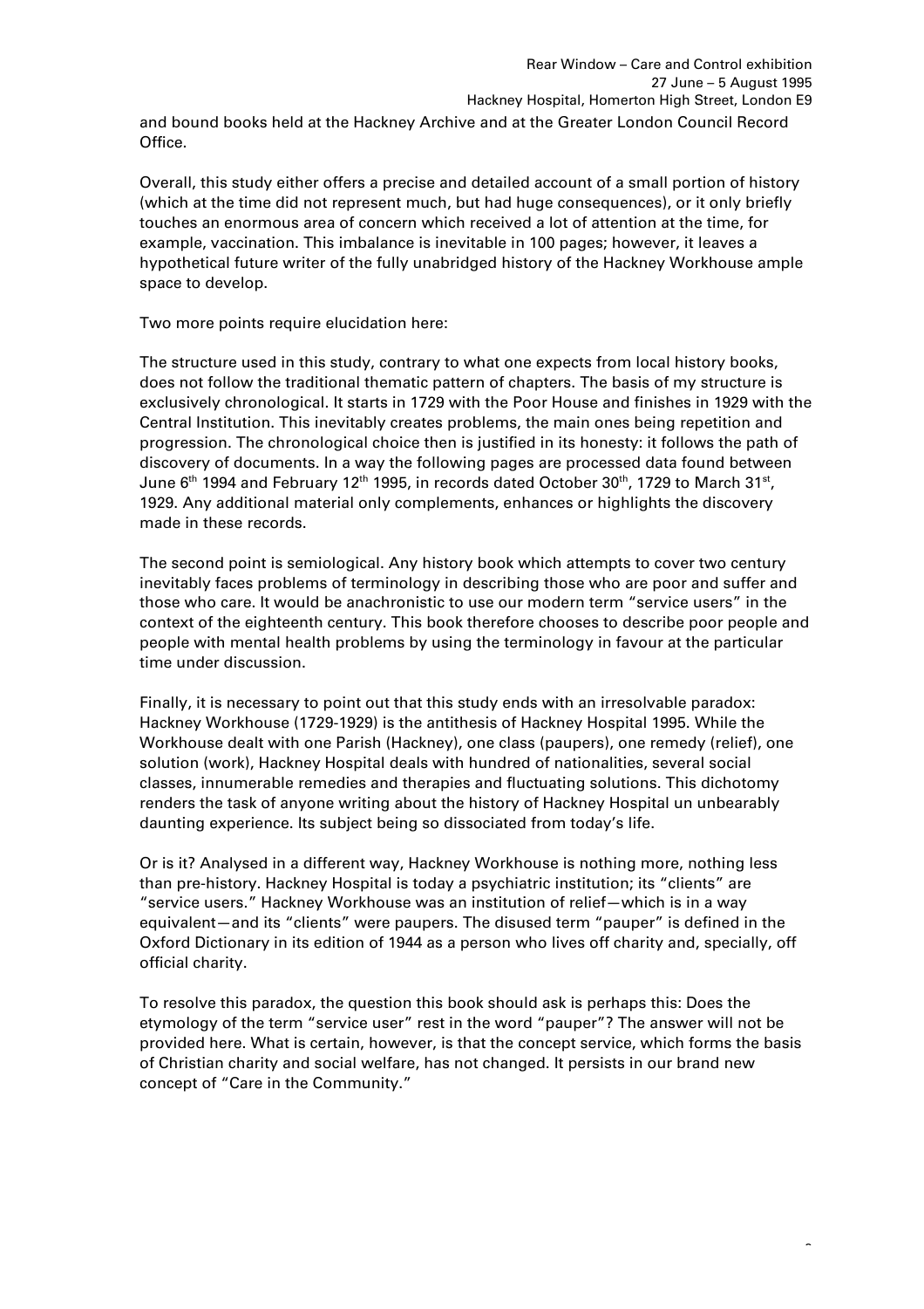and bound books held at the Hackney Archive and at the Greater London Council Record Office.

Overall, this study either offers a precise and detailed account of a small portion of history (which at the time did not represent much, but had huge consequences), or it only briefly touches an enormous area of concern which received a lot of attention at the time, for example, vaccination. This imbalance is inevitable in 100 pages; however, it leaves a hypothetical future writer of the fully unabridged history of the Hackney Workhouse ample space to develop.

Two more points require elucidation here:

The structure used in this study, contrary to what one expects from local history books, does not follow the traditional thematic pattern of chapters. The basis of my structure is exclusively chronological. It starts in 1729 with the Poor House and finishes in 1929 with the Central Institution. This inevitably creates problems, the main ones being repetition and progression. The chronological choice then is justified in its honesty: it follows the path of discovery of documents. In a way the following pages are processed data found between June 6th 1994 and February 12th 1995, in records dated October 30th, 1729 to March 31st, 1929. Any additional material only complements, enhances or highlights the discovery made in these records.

The second point is semiological. Any history book which attempts to cover two century inevitably faces problems of terminology in describing those who are poor and suffer and those who care. It would be anachronistic to use our modern term "service users" in the context of the eighteenth century. This book therefore chooses to describe poor people and people with mental health problems by using the terminology in favour at the particular time under discussion.

Finally, it is necessary to point out that this study ends with an irresolvable paradox: Hackney Workhouse (1729-1929) is the antithesis of Hackney Hospital 1995. While the Workhouse dealt with one Parish (Hackney), one class (paupers), one remedy (relief), one solution (work), Hackney Hospital deals with hundred of nationalities, several social classes, innumerable remedies and therapies and fluctuating solutions. This dichotomy renders the task of anyone writing about the history of Hackney Hospital un unbearably daunting experience. Its subject being so dissociated from today's life.

Or is it? Analysed in a different way, Hackney Workhouse is nothing more, nothing less than pre-history. Hackney Hospital is today a psychiatric institution; its "clients" are "service users." Hackney Workhouse was an institution of relief—which is in a way equivalent—and its "clients" were paupers. The disused term "pauper" is defined in the Oxford Dictionary in its edition of 1944 as a person who lives off charity and, specially, off official charity.

To resolve this paradox, the question this book should ask is perhaps this: Does the etymology of the term "service user" rest in the word "pauper"? The answer will not be provided here. What is certain, however, is that the concept service, which forms the basis of Christian charity and social welfare, has not changed. It persists in our brand new concept of "Care in the Community."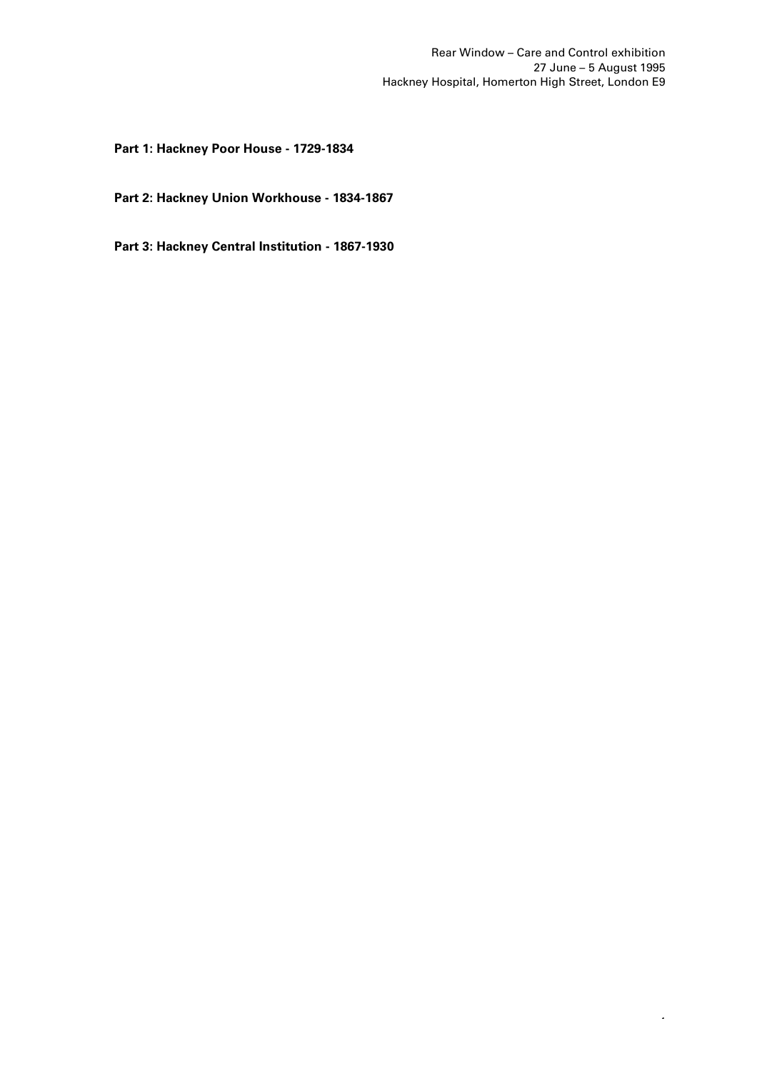**Part 1: Hackney Poor House - 1729-1834**

**Part 2: Hackney Union Workhouse - 1834-1867**

**Part 3: Hackney Central Institution - 1867-1930**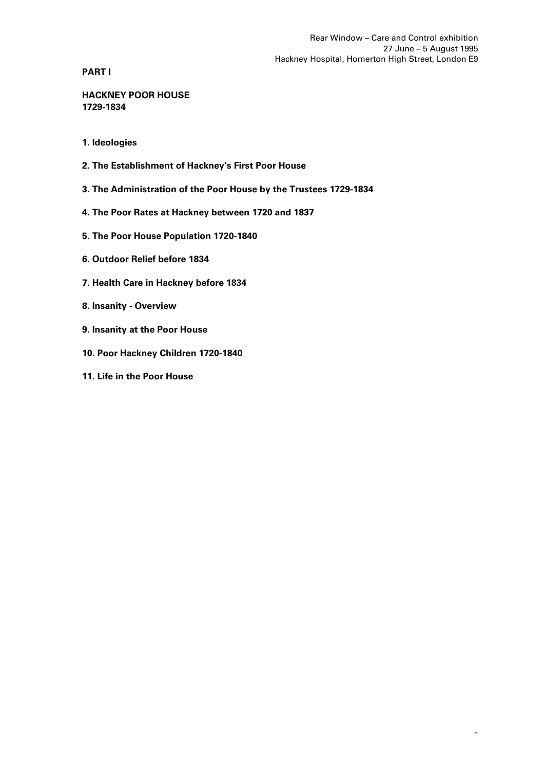**PART I**

**HACKNEY POOR HOUSE**
**1729-1834**

1. **Ideologies**

2. **The Establishment of Hackney's First Poor House**

3. **The Administration of the Poor House by the Trustees 1729-1834**

4. **The Poor Rates at Hackney between 1720 and 1837**

5. **The Poor House Population 1720-1840**

6. **Outdoor Relief before 1834**

7. **Health Care in Hackney before 1834**

8. **Insanity - Overview**

9. **Insanity at the Poor House**

10. **Poor Hackney Children 1720-1840**

11. **Life in the Poor House**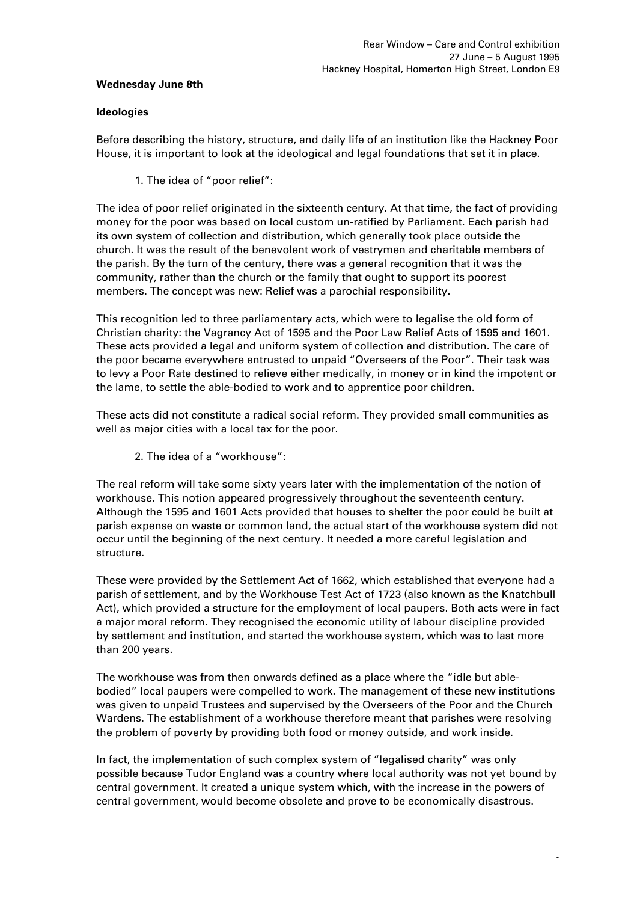**Wednesday June 8th**

**Ideologies**

Before describing the history, structure, and daily life of an institution like the Hackney Poor House, it is important to look at the ideological and legal foundations that set it in place.

1. The idea of "poor relief":

The idea of poor relief originated in the sixteenth century. At that time, the fact of providing money for the poor was based on local custom un-ratified by Parliament. Each parish had its own system of collection and distribution, which generally took place outside the church. It was the result of the benevolent work of vestrymen and charitable members of the parish. By the turn of the century, there was a general recognition that it was the community, rather than the church or the family that ought to support its poorest members. The concept was new: Relief was a parochial responsibility.

This recognition led to three parliamentary acts, which were to legalise the old form of Christian charity: the Vagrancy Act of 1595 and the Poor Law Relief Acts of 1595 and 1601. These acts provided a legal and uniform system of collection and distribution. The care of the poor became everywhere entrusted to unpaid "Overseers of the Poor". Their task was to levy a Poor Rate destined to relieve either medically, in money or in kind the impotent or the lame, to settle the able-bodied to work and to apprentice poor children.

These acts did not constitute a radical social reform. They provided small communities as well as major cities with a local tax for the poor.

2. The idea of a "workhouse":

The real reform will take some sixty years later with the implementation of the notion of workhouse. This notion appeared progressively throughout the seventeenth century. Although the 1595 and 1601 Acts provided that houses to shelter the poor could be built at parish expense on waste or common land, the actual start of the workhouse system did not occur until the beginning of the next century. It needed a more careful legislation and structure.

These were provided by the Settlement Act of 1662, which established that everyone had a parish of settlement, and by the Workhouse Test Act of 1723 (also known as the Knatchbull Act), which provided a structure for the employment of local paupers. Both acts were in fact a major moral reform. They recognised the economic utility of labour discipline provided by settlement and institution, and started the workhouse system, which was to last more than 200 years.

The workhouse was from then onwards defined as a place where the "idle but able-bodied" local paupers were compelled to work. The management of these new institutions was given to unpaid Trustees and supervised by the Overseers of the Poor and the Church Wardens. The establishment of a workhouse therefore meant that parishes were resolving the problem of poverty by providing both food or money outside, and work inside.

In fact, the implementation of such complex system of "legalised charity" was only possible because Tudor England was a country where local authority was not yet bound by central government. It created a unique system which, with the increase in the powers of central government, would become obsolete and prove to be economically disastrous.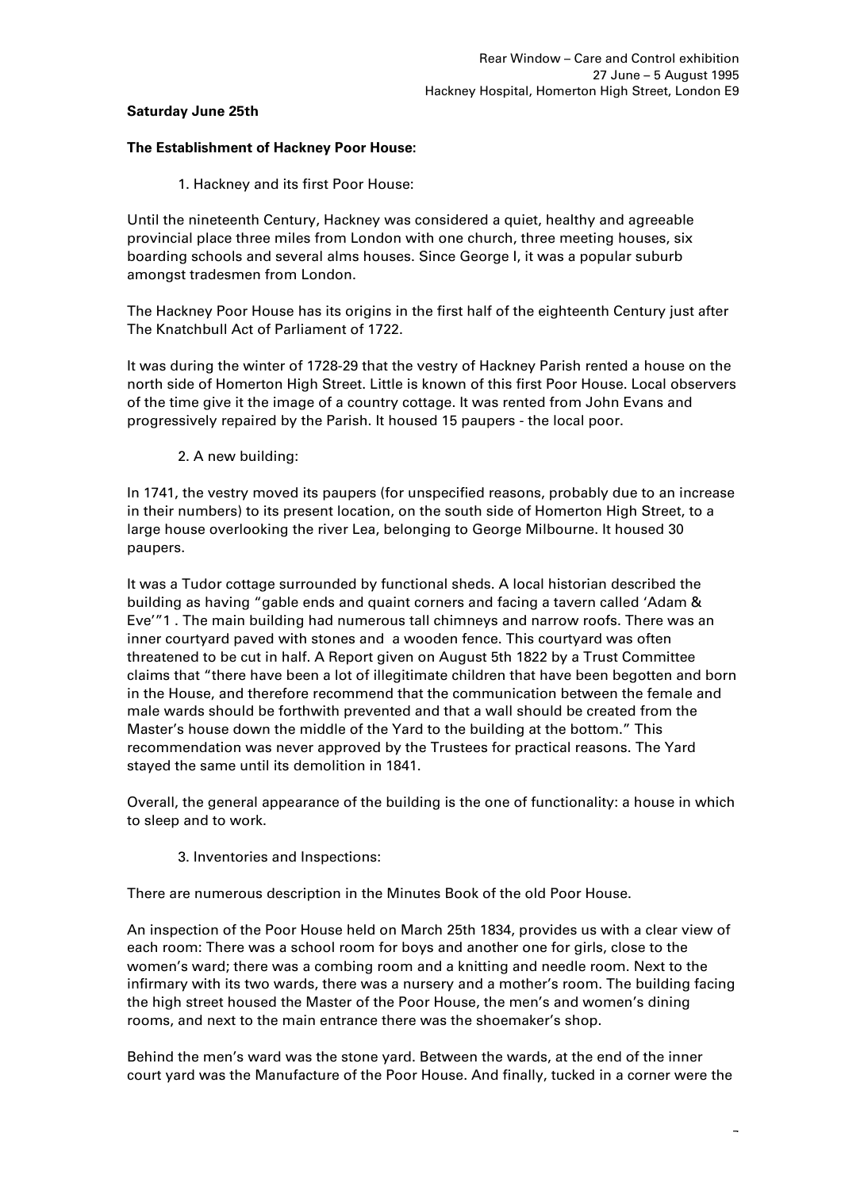**Saturday June 25th**

**The Establishment of Hackney Poor House:**

1. Hackney and its first Poor House:

Until the nineteenth Century, Hackney was considered a quiet, healthy and agreeable provincial place three miles from London with one church, three meeting houses, six boarding schools and several alms houses. Since George I, it was a popular suburb amongst tradesmen from London.

The Hackney Poor House has its origins in the first half of the eighteenth Century just after The Knatchbull Act of Parliament of 1722.

It was during the winter of 1728-29 that the vestry of Hackney Parish rented a house on the north side of Homerton High Street. Little is known of this first Poor House. Local observers of the time give it the image of a country cottage. It was rented from John Evans and progressively repaired by the Parish. It housed 15 paupers - the local poor.

2. A new building:

In 1741, the vestry moved its paupers (for unspecified reasons, probably due to an increase in their numbers) to its present location, on the south side of Homerton High Street, to a large house overlooking the river Lea, belonging to George Milbourne. It housed 30 paupers.

It was a Tudor cottage surrounded by functional sheds. A local historian described the building as having "gable ends and quaint corners and facing a tavern called 'Adam & Eve'"[1]. The main building had numerous tall chimneys and narrow roofs. There was an inner courtyard paved with stones and a wooden fence. This courtyard was often threatened to be cut in half. A Report given on August 5th 1822 by a Trust Committee claims that "there have been a lot of illegitimate children that have been begotten and born in the House, and therefore recommend that the communication between the female and male wards should be forthwith prevented and that a wall should be created from the Master's house down the middle of the Yard to the building at the bottom." This recommendation was never approved by the Trustees for practical reasons. The Yard stayed the same until its demolition in 1841.

Overall, the general appearance of the building is the one of functionality: a house in which to sleep and to work.

3. Inventories and Inspections:

There are numerous description in the Minutes Book of the old Poor House.

An inspection of the Poor House held on March 25th 1834, provides us with a clear view of each room: There was a school room for boys and another one for girls, close to the women's ward; there was a combing room and a knitting and needle room. Next to the infirmary with its two wards, there was a nursery and a mother's room. The building facing the high street housed the Master of the Poor House, the men's and women's dining rooms, and next to the main entrance there was the shoemaker's shop.

Behind the men's ward was the stone yard. Between the wards, at the end of the inner court yard was the Manufacture of the Poor House. And finally, tucked in a corner were the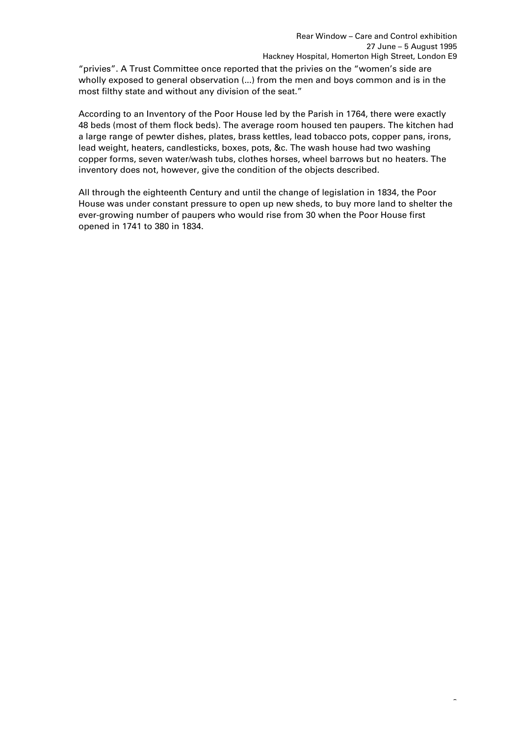"privies". A Trust Committee once reported that the privies on the "women's side are wholly exposed to general observation (...) from the men and boys common and is in the most filthy state and without any division of the seat."

According to an Inventory of the Poor House led by the Parish in 1764, there were exactly 48 beds (most of them flock beds). The average room housed ten paupers. The kitchen had a large range of pewter dishes, plates, brass kettles, lead tobacco pots, copper pans, irons, lead weight, heaters, candlesticks, boxes, pots, &c. The wash house had two washing copper forms, seven water/wash tubs, clothes horses, wheel barrows but no heaters. The inventory does not, however, give the condition of the objects described.

All through the eighteenth Century and until the change of legislation in 1834, the Poor House was under constant pressure to open up new sheds, to buy more land to shelter the ever-growing number of paupers who would rise from 30 when the Poor House first opened in 1741 to 380 in 1834.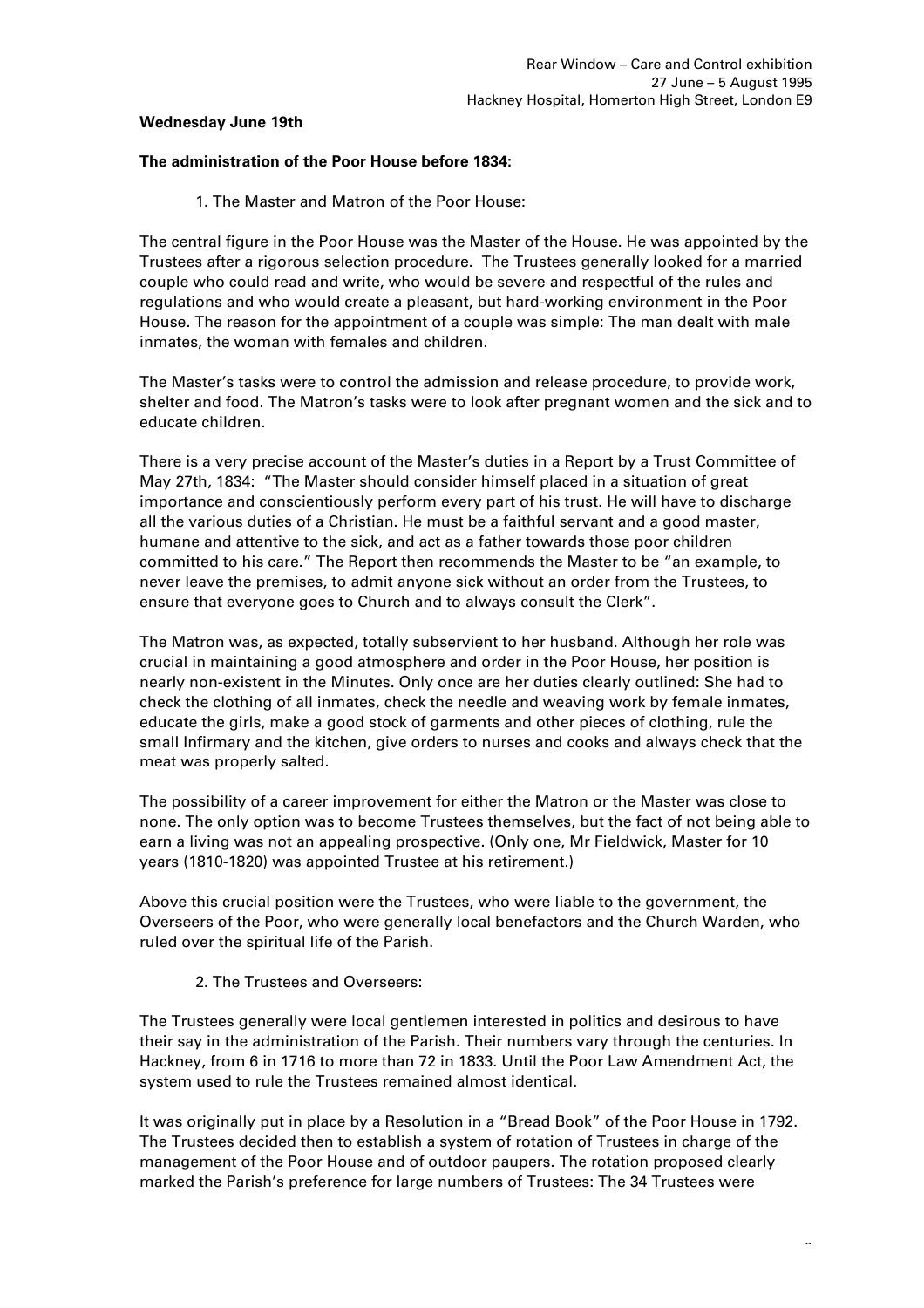**Wednesday June 19th**

**The administration of the Poor House before 1834:**

1. The Master and Matron of the Poor House:

The central figure in the Poor House was the Master of the House. He was appointed by the Trustees after a rigorous selection procedure. The Trustees generally looked for a married couple who could read and write, who would be severe and respectful of the rules and regulations and who would create a pleasant, but hard-working environment in the Poor House. The reason for the appointment of a couple was simple: The man dealt with male inmates, the woman with females and children.

The Master's tasks were to control the admission and release procedure, to provide work, shelter and food. The Matron's tasks were to look after pregnant women and the sick and to educate children.

There is a very precise account of the Master's duties in a Report by a Trust Committee of May 27th, 1834: "The Master should consider himself placed in a situation of great importance and conscientiously perform every part of his trust. He will have to discharge all the various duties of a Christian. He must be a faithful servant and a good master, humane and attentive to the sick, and act as a father towards those poor children committed to his care." The Report then recommends the Master to be "an example, to never leave the premises, to admit anyone sick without an order from the Trustees, to ensure that everyone goes to Church and to always consult the Clerk".

The Matron was, as expected, totally subservient to her husband. Although her role was crucial in maintaining a good atmosphere and order in the Poor House, her position is nearly non-existent in the Minutes. Only once are her duties clearly outlined: She had to check the clothing of all inmates, check the needle and weaving work by female inmates, educate the girls, make a good stock of garments and other pieces of clothing, rule the small Infirmary and the kitchen, give orders to nurses and cooks and always check that the meat was properly salted.

The possibility of a career improvement for either the Matron or the Master was close to none. The only option was to become Trustees themselves, but the fact of not being able to earn a living was not an appealing prospective. (Only one, Mr Fieldwick, Master for 10 years (1810-1820) was appointed Trustee at his retirement.)

Above this crucial position were the Trustees, who were liable to the government, the Overseers of the Poor, who were generally local benefactors and the Church Warden, who ruled over the spiritual life of the Parish.

2. The Trustees and Overseers:

The Trustees generally were local gentlemen interested in politics and desirous to have their say in the administration of the Parish. Their numbers vary through the centuries. In Hackney, from 6 in 1716 to more than 72 in 1833. Until the Poor Law Amendment Act, the system used to rule the Trustees remained almost identical.

It was originally put in place by a Resolution in a "Bread Book" of the Poor House in 1792. The Trustees decided then to establish a system of rotation of Trustees in charge of the management of the Poor House and of outdoor paupers. The rotation proposed clearly marked the Parish's preference for large numbers of Trustees: The 34 Trustees were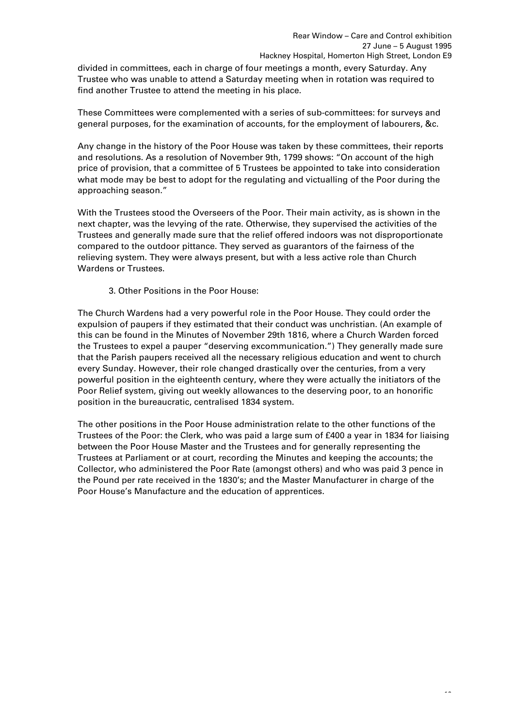divided in committees, each in charge of four meetings a month, every Saturday. Any Trustee who was unable to attend a Saturday meeting when in rotation was required to find another Trustee to attend the meeting in his place.

These Committees were complemented with a series of sub-committees: for surveys and general purposes, for the examination of accounts, for the employment of labourers, &c.

Any change in the history of the Poor House was taken by these committees, their reports and resolutions. As a resolution of November 9th, 1799 shows: "On account of the high price of provision, that a committee of 5 Trustees be appointed to take into consideration what mode may be best to adopt for the regulating and victualling of the Poor during the approaching season."

With the Trustees stood the Overseers of the Poor. Their main activity, as is shown in the next chapter, was the levying of the rate. Otherwise, they supervised the activities of the Trustees and generally made sure that the relief offered indoors was not disproportionate compared to the outdoor pittance. They served as guarantors of the fairness of the relieving system. They were always present, but with a less active role than Church Wardens or Trustees.

3. Other Positions in the Poor House:

The Church Wardens had a very powerful role in the Poor House. They could order the expulsion of paupers if they estimated that their conduct was unchristian. (An example of this can be found in the Minutes of November 29th 1816, where a Church Warden forced the Trustees to expel a pauper "deserving excommunication.") They generally made sure that the Parish paupers received all the necessary religious education and went to church every Sunday. However, their role changed drastically over the centuries, from a very powerful position in the eighteenth century, where they were actually the initiators of the Poor Relief system, giving out weekly allowances to the deserving poor, to an honorific position in the bureaucratic, centralised 1834 system.

The other positions in the Poor House administration relate to the other functions of the Trustees of the Poor: the Clerk, who was paid a large sum of £400 a year in 1834 for liaising between the Poor House Master and the Trustees and for generally representing the Trustees at Parliament or at court, recording the Minutes and keeping the accounts; the Collector, who administered the Poor Rate (amongst others) and who was paid 3 pence in the Pound per rate received in the 1830's; and the Master Manufacturer in charge of the Poor House's Manufacture and the education of apprentices.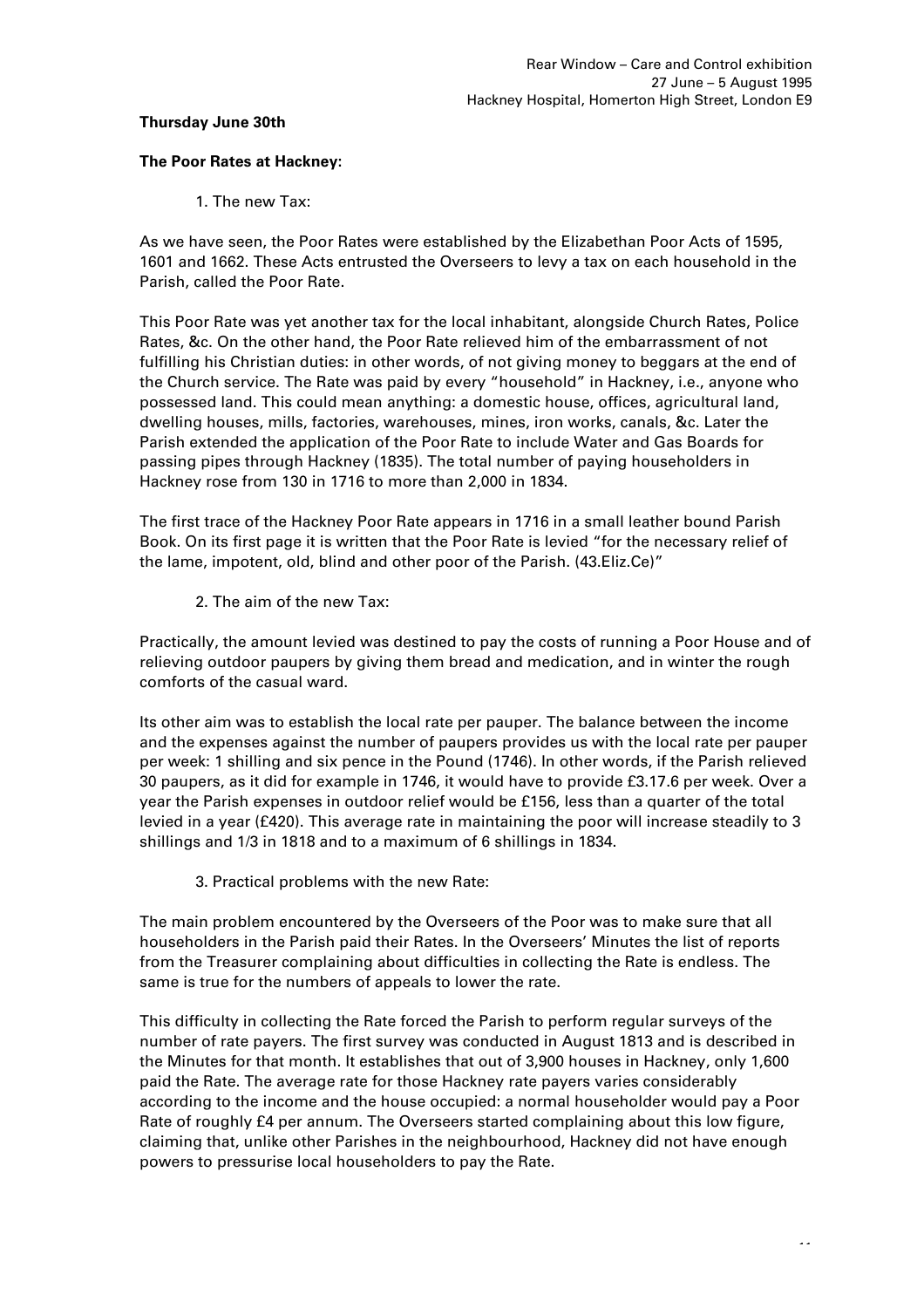**Thursday June 30th**

**The Poor Rates at Hackney**:

1. The new Tax:

As we have seen, the Poor Rates were established by the Elizabethan Poor Acts of 1595, 1601 and 1662. These Acts entrusted the Overseers to levy a tax on each household in the Parish, called the Poor Rate.

This Poor Rate was yet another tax for the local inhabitant, alongside Church Rates, Police Rates, &c. On the other hand, the Poor Rate relieved him of the embarrassment of not fulfilling his Christian duties: in other words, of not giving money to beggars at the end of the Church service. The Rate was paid by every "household" in Hackney, i.e., anyone who possessed land. This could mean anything: a domestic house, offices, agricultural land, dwelling houses, mills, factories, warehouses, mines, iron works, canals, &c. Later the Parish extended the application of the Poor Rate to include Water and Gas Boards for passing pipes through Hackney (1835). The total number of paying householders in Hackney rose from 130 in 1716 to more than 2,000 in 1834.

The first trace of the Hackney Poor Rate appears in 1716 in a small leather bound Parish Book. On its first page it is written that the Poor Rate is levied "for the necessary relief of the lame, impotent, old, blind and other poor of the Parish. (43.Eliz.Ce)"

2. The aim of the new Tax:

Practically, the amount levied was destined to pay the costs of running a Poor House and of relieving outdoor paupers by giving them bread and medication, and in winter the rough comforts of the casual ward.

Its other aim was to establish the local rate per pauper. The balance between the income and the expenses against the number of paupers provides us with the local rate per pauper per week: 1 shilling and six pence in the Pound (1746). In other words, if the Parish relieved 30 paupers, as it did for example in 1746, it would have to provide £3.17.6 per week. Over a year the Parish expenses in outdoor relief would be £156, less than a quarter of the total levied in a year (£420). This average rate in maintaining the poor will increase steadily to 3 shillings and 1/3 in 1818 and to a maximum of 6 shillings in 1834.

3. Practical problems with the new Rate:

The main problem encountered by the Overseers of the Poor was to make sure that all householders in the Parish paid their Rates. In the Overseers' Minutes the list of reports from the Treasurer complaining about difficulties in collecting the Rate is endless. The same is true for the numbers of appeals to lower the rate.

This difficulty in collecting the Rate forced the Parish to perform regular surveys of the number of rate payers. The first survey was conducted in August 1813 and is described in the Minutes for that month. It establishes that out of 3,900 houses in Hackney, only 1,600 paid the Rate. The average rate for those Hackney rate payers varies considerably according to the income and the house occupied: a normal householder would pay a Poor Rate of roughly £4 per annum. The Overseers started complaining about this low figure, claiming that, unlike other Parishes in the neighbourhood, Hackney did not have enough powers to pressurise local householders to pay the Rate.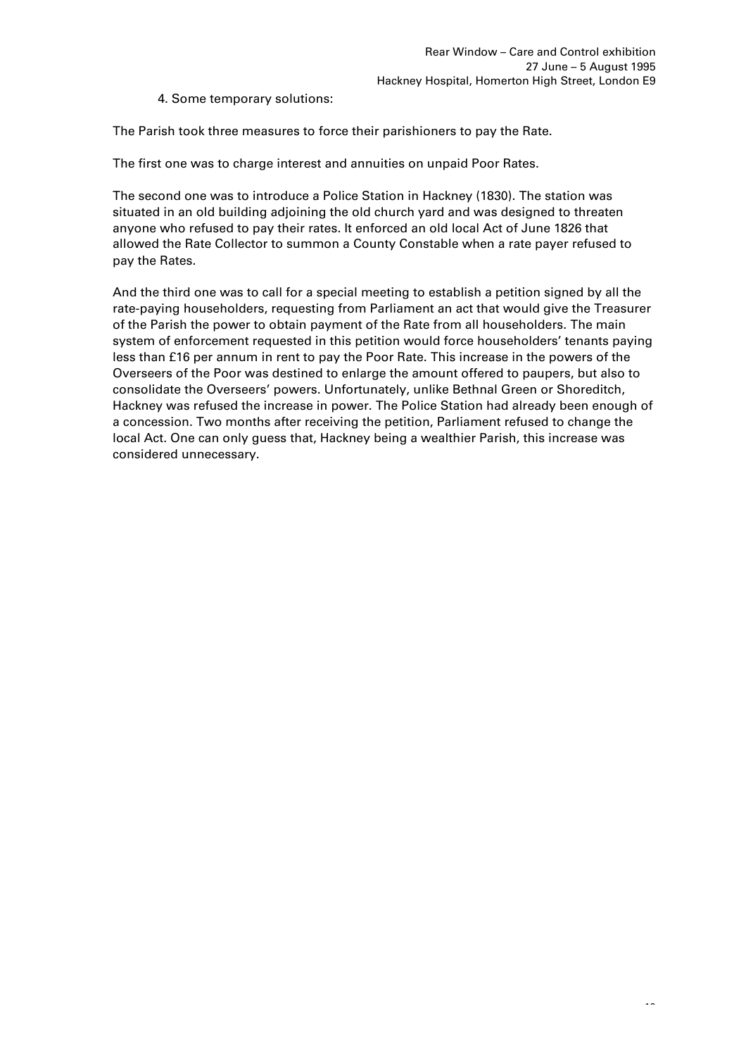4. Some temporary solutions:

The Parish took three measures to force their parishioners to pay the Rate.

The first one was to charge interest and annuities on unpaid Poor Rates.

The second one was to introduce a Police Station in Hackney (1830). The station was situated in an old building adjoining the old church yard and was designed to threaten anyone who refused to pay their rates. It enforced an old local Act of June 1826 that allowed the Rate Collector to summon a County Constable when a rate payer refused to pay the Rates.

And the third one was to call for a special meeting to establish a petition signed by all the rate-paying householders, requesting from Parliament an act that would give the Treasurer of the Parish the power to obtain payment of the Rate from all householders. The main system of enforcement requested in this petition would force householders' tenants paying less than £16 per annum in rent to pay the Poor Rate. This increase in the powers of the Overseers of the Poor was destined to enlarge the amount offered to paupers, but also to consolidate the Overseers' powers. Unfortunately, unlike Bethnal Green or Shoreditch, Hackney was refused the increase in power. The Police Station had already been enough of a concession. Two months after receiving the petition, Parliament refused to change the local Act. One can only guess that, Hackney being a wealthier Parish, this increase was considered unnecessary.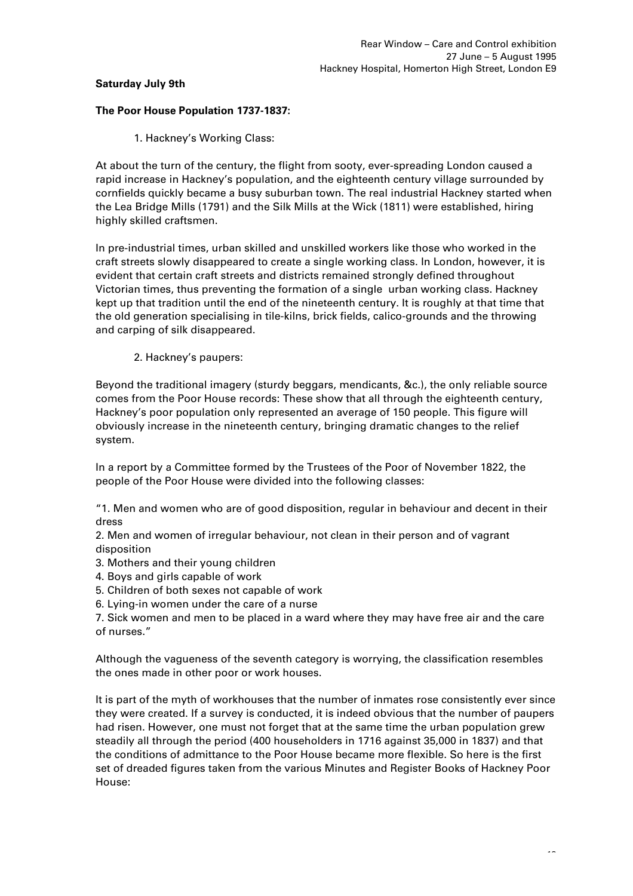**Saturday July 9th**

**The Poor House Population 1737-1837:**

1. Hackney's Working Class:

At about the turn of the century, the flight from sooty, ever-spreading London caused a rapid increase in Hackney's population, and the eighteenth century village surrounded by cornfields quickly became a busy suburban town. The real industrial Hackney started when the Lea Bridge Mills (1791) and the Silk Mills at the Wick (1811) were established, hiring highly skilled craftsmen.

In pre-industrial times, urban skilled and unskilled workers like those who worked in the craft streets slowly disappeared to create a single working class. In London, however, it is evident that certain craft streets and districts remained strongly defined throughout Victorian times, thus preventing the formation of a single urban working class. Hackney kept up that tradition until the end of the nineteenth century. It is roughly at that time that the old generation specialising in tile-kilns, brick fields, calico-grounds and the throwing and carping of silk disappeared.

2. Hackney's paupers:

Beyond the traditional imagery (sturdy beggars, mendicants, &c.), the only reliable source comes from the Poor House records: These show that all through the eighteenth century, Hackney's poor population only represented an average of 150 people. This figure will obviously increase in the nineteenth century, bringing dramatic changes to the relief system.

In a report by a Committee formed by the Trustees of the Poor of November 1822, the people of the Poor House were divided into the following classes:

"1. Men and women who are of good disposition, regular in behaviour and decent in their dress
2. Men and women of irregular behaviour, not clean in their person and of vagrant disposition
3. Mothers and their young children
4. Boys and girls capable of work
5. Children of both sexes not capable of work
6. Lying-in women under the care of a nurse
7. Sick women and men to be placed in a ward where they may have free air and the care of nurses."

Although the vagueness of the seventh category is worrying, the classification resembles the ones made in other poor or work houses.

It is part of the myth of workhouses that the number of inmates rose consistently ever since they were created. If a survey is conducted, it is indeed obvious that the number of paupers had risen. However, one must not forget that at the same time the urban population grew steadily all through the period (400 householders in 1716 against 35,000 in 1837) and that the conditions of admittance to the Poor House became more flexible. So here is the first set of dreaded figures taken from the various Minutes and Register Books of Hackney Poor House: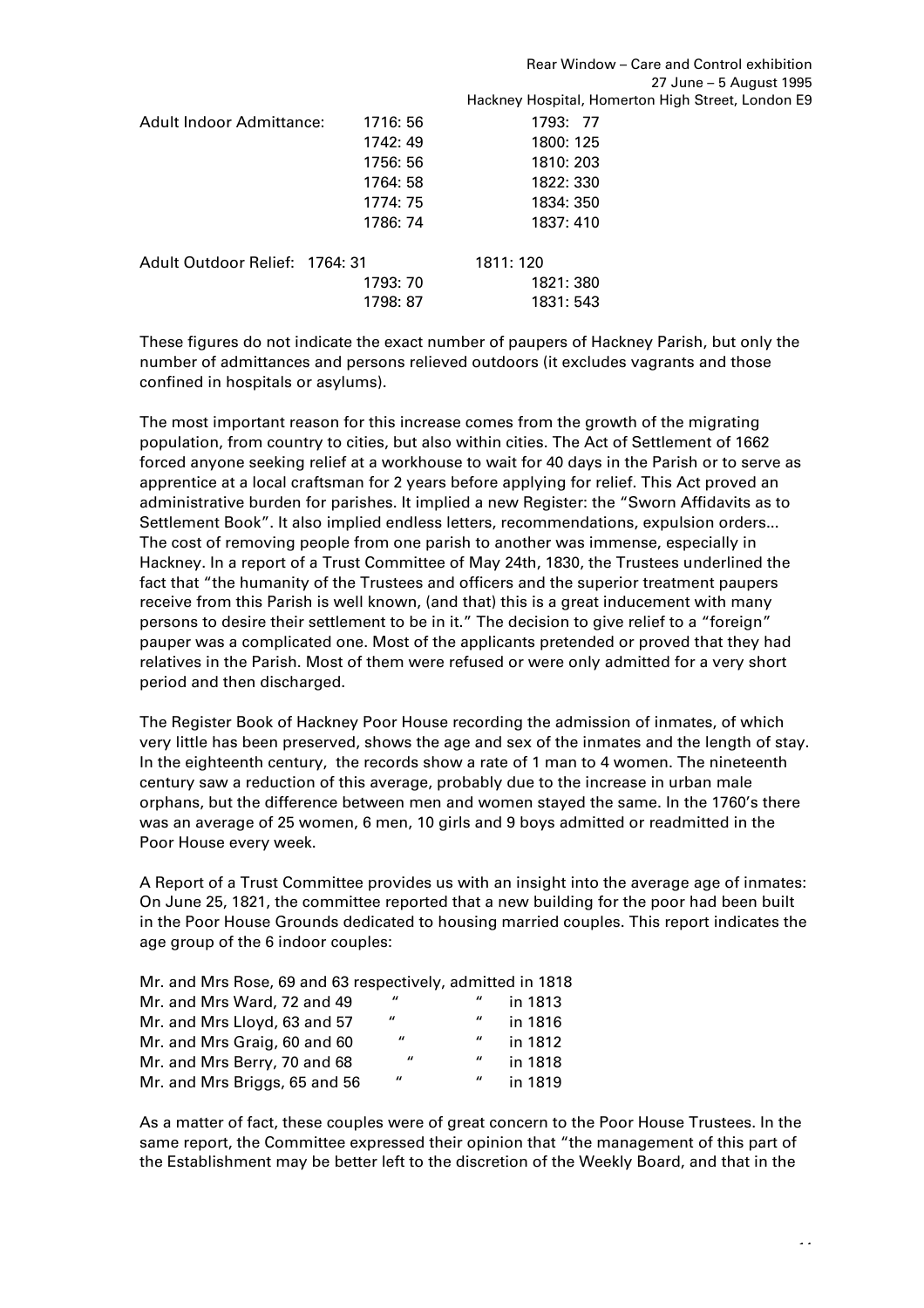Adult Indoor Admittance:

| | |
|---|---|
| 1716: 56 | 1793: 77 |
| 1742: 49 | 1800: 125 |
| 1756: 56 | 1810: 203 |
| 1764: 58 | 1822: 330 |
| 1774: 75 | 1834: 350 |
| 1786: 74 | 1837: 410 |

Adult Outdoor Relief:

| | |
|---|---|
| 1764: 31 | 1811: 120 |
| 1793: 70 | 1821: 380 |
| 1798: 87 | 1831: 543 |

These figures do not indicate the exact number of paupers of Hackney Parish, but only the number of admittances and persons relieved outdoors (it excludes vagrants and those confined in hospitals or asylums).

The most important reason for this increase comes from the growth of the migrating population, from country to cities, but also within cities. The Act of Settlement of 1662 forced anyone seeking relief at a workhouse to wait for 40 days in the Parish or to serve as apprentice at a local craftsman for 2 years before applying for relief. This Act proved an administrative burden for parishes. It implied a new Register: the "Sworn Affidavits as to Settlement Book". It also implied endless letters, recommendations, expulsion orders... The cost of removing people from one parish to another was immense, especially in Hackney. In a report of a Trust Committee of May 24th, 1830, the Trustees underlined the fact that "the humanity of the Trustees and officers and the superior treatment paupers receive from this Parish is well known, (and that) this is a great inducement with many persons to desire their settlement to be in it." The decision to give relief to a "foreign" pauper was a complicated one. Most of the applicants pretended or proved that they had relatives in the Parish. Most of them were refused or were only admitted for a very short period and then discharged.

The Register Book of Hackney Poor House recording the admission of inmates, of which very little has been preserved, shows the age and sex of the inmates and the length of stay. In the eighteenth century, the records show a rate of 1 man to 4 women. The nineteenth century saw a reduction of this average, probably due to the increase in urban male orphans, but the difference between men and women stayed the same. In the 1760's there was an average of 25 women, 6 men, 10 girls and 9 boys admitted or readmitted in the Poor House every week.

A Report of a Trust Committee provides us with an insight into the average age of inmates: On June 25, 1821, the committee reported that a new building for the poor had been built in the Poor House Grounds dedicated to housing married couples. This report indicates the age group of the 6 indoor couples:

Mr. and Mrs Rose, 69 and 63 respectively, admitted in 1818
Mr. and Mrs Ward, 72 and 49 " " in 1813
Mr. and Mrs Lloyd, 63 and 57 " " in 1816
Mr. and Mrs Graig, 60 and 60 " " in 1812
Mr. and Mrs Berry, 70 and 68 " " in 1818
Mr. and Mrs Briggs, 65 and 56 " " in 1819

As a matter of fact, these couples were of great concern to the Poor House Trustees. In the same report, the Committee expressed their opinion that "the management of this part of the Establishment may be better left to the discretion of the Weekly Board, and that in the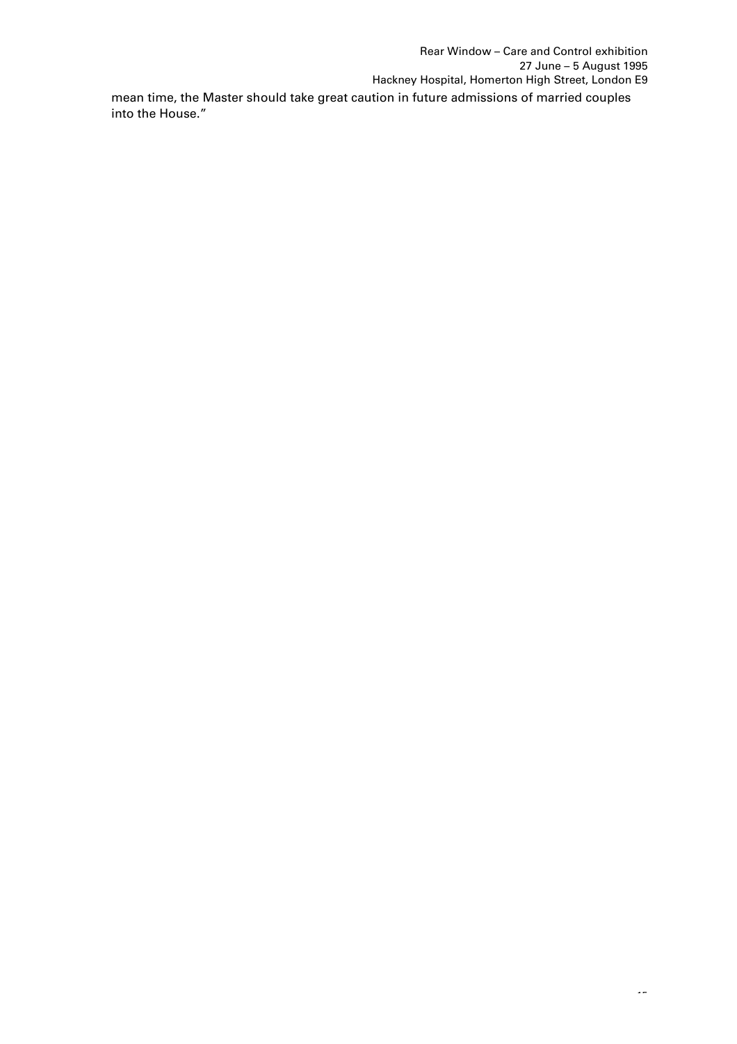mean time, the Master should take great caution in future admissions of married couples into the House."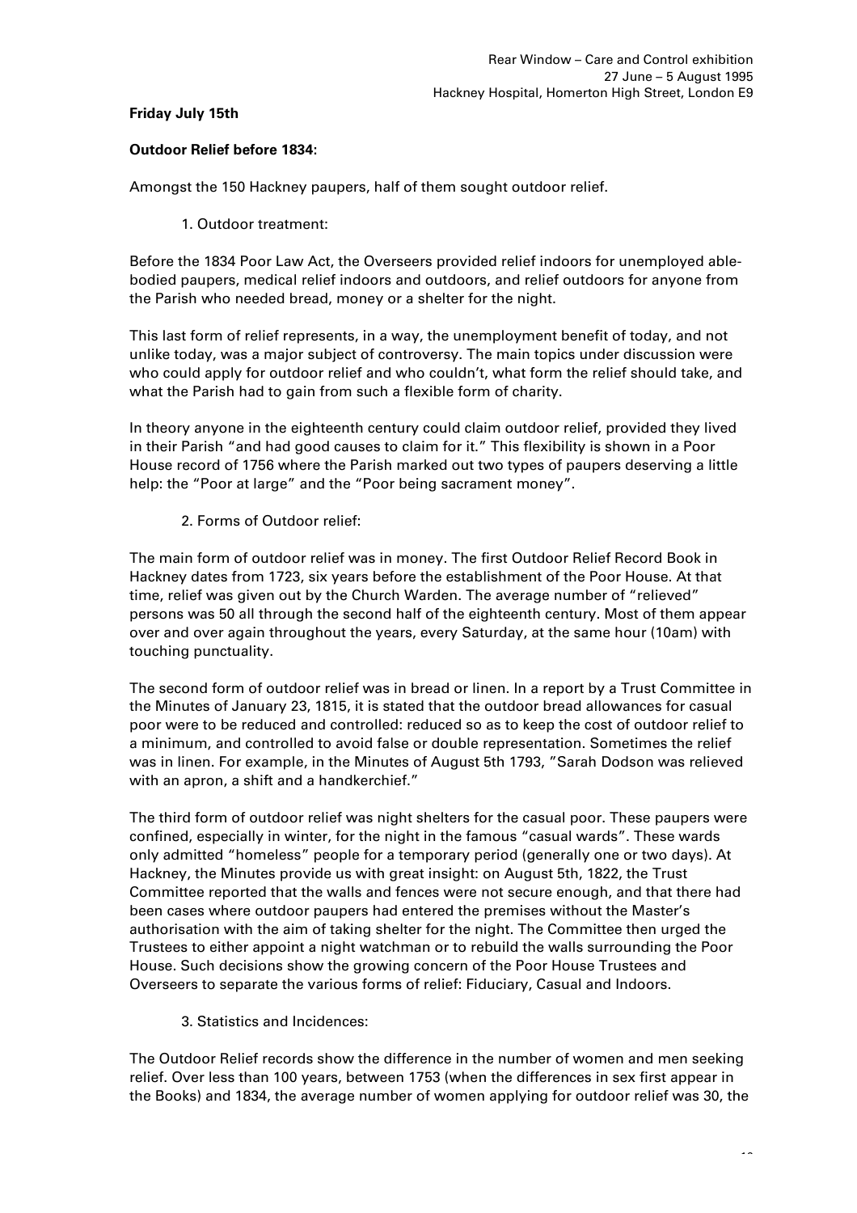**Friday July 15th**

**Outdoor Relief before 1834:**

Amongst the 150 Hackney paupers, half of them sought outdoor relief.

1. Outdoor treatment:

Before the 1834 Poor Law Act, the Overseers provided relief indoors for unemployed able-bodied paupers, medical relief indoors and outdoors, and relief outdoors for anyone from the Parish who needed bread, money or a shelter for the night.

This last form of relief represents, in a way, the unemployment benefit of today, and not unlike today, was a major subject of controversy. The main topics under discussion were who could apply for outdoor relief and who couldn't, what form the relief should take, and what the Parish had to gain from such a flexible form of charity.

In theory anyone in the eighteenth century could claim outdoor relief, provided they lived in their Parish "and had good causes to claim for it." This flexibility is shown in a Poor House record of 1756 where the Parish marked out two types of paupers deserving a little help: the "Poor at large" and the "Poor being sacrament money".

2. Forms of Outdoor relief:

The main form of outdoor relief was in money. The first Outdoor Relief Record Book in Hackney dates from 1723, six years before the establishment of the Poor House. At that time, relief was given out by the Church Warden. The average number of "relieved" persons was 50 all through the second half of the eighteenth century. Most of them appear over and over again throughout the years, every Saturday, at the same hour (10am) with touching punctuality.

The second form of outdoor relief was in bread or linen. In a report by a Trust Committee in the Minutes of January 23, 1815, it is stated that the outdoor bread allowances for casual poor were to be reduced and controlled: reduced so as to keep the cost of outdoor relief to a minimum, and controlled to avoid false or double representation. Sometimes the relief was in linen. For example, in the Minutes of August 5th 1793, "Sarah Dodson was relieved with an apron, a shift and a handkerchief."

The third form of outdoor relief was night shelters for the casual poor. These paupers were confined, especially in winter, for the night in the famous "casual wards". These wards only admitted "homeless" people for a temporary period (generally one or two days). At Hackney, the Minutes provide us with great insight: on August 5th, 1822, the Trust Committee reported that the walls and fences were not secure enough, and that there had been cases where outdoor paupers had entered the premises without the Master's authorisation with the aim of taking shelter for the night. The Committee then urged the Trustees to either appoint a night watchman or to rebuild the walls surrounding the Poor House. Such decisions show the growing concern of the Poor House Trustees and Overseers to separate the various forms of relief: Fiduciary, Casual and Indoors.

3. Statistics and Incidences:

The Outdoor Relief records show the difference in the number of women and men seeking relief. Over less than 100 years, between 1753 (when the differences in sex first appear in the Books) and 1834, the average number of women applying for outdoor relief was 30, the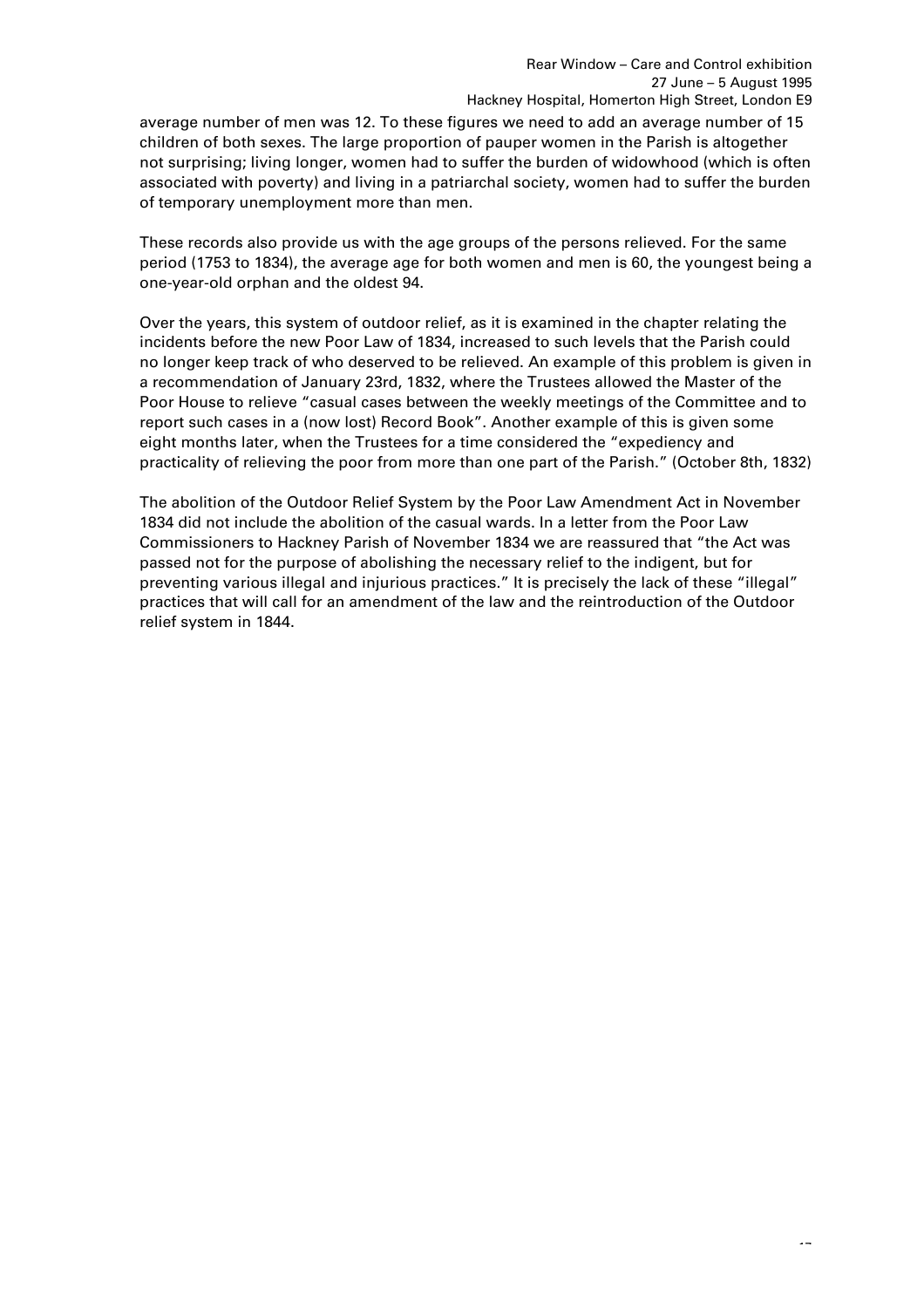average number of men was 12. To these figures we need to add an average number of 15 children of both sexes. The large proportion of pauper women in the Parish is altogether not surprising; living longer, women had to suffer the burden of widowhood (which is often associated with poverty) and living in a patriarchal society, women had to suffer the burden of temporary unemployment more than men.

These records also provide us with the age groups of the persons relieved. For the same period (1753 to 1834), the average age for both women and men is 60, the youngest being a one-year-old orphan and the oldest 94.

Over the years, this system of outdoor relief, as it is examined in the chapter relating the incidents before the new Poor Law of 1834, increased to such levels that the Parish could no longer keep track of who deserved to be relieved. An example of this problem is given in a recommendation of January 23rd, 1832, where the Trustees allowed the Master of the Poor House to relieve "casual cases between the weekly meetings of the Committee and to report such cases in a (now lost) Record Book". Another example of this is given some eight months later, when the Trustees for a time considered the "expediency and practicality of relieving the poor from more than one part of the Parish." (October 8th, 1832)

The abolition of the Outdoor Relief System by the Poor Law Amendment Act in November 1834 did not include the abolition of the casual wards. In a letter from the Poor Law Commissioners to Hackney Parish of November 1834 we are reassured that "the Act was passed not for the purpose of abolishing the necessary relief to the indigent, but for preventing various illegal and injurious practices." It is precisely the lack of these "illegal" practices that will call for an amendment of the law and the reintroduction of the Outdoor relief system in 1844.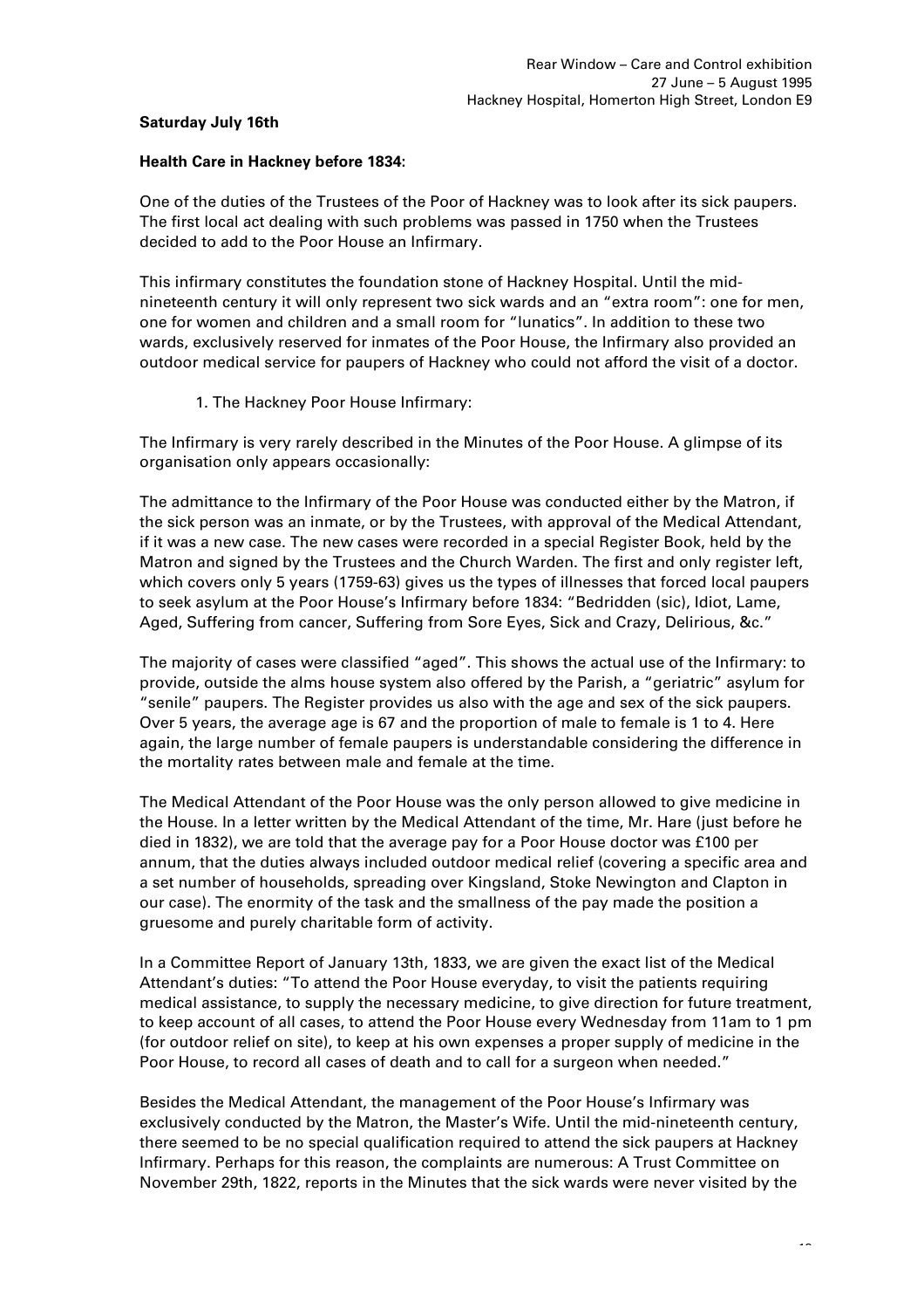**Saturday July 16th**

**Health Care in Hackney before 1834:**

One of the duties of the Trustees of the Poor of Hackney was to look after its sick paupers. The first local act dealing with such problems was passed in 1750 when the Trustees decided to add to the Poor House an Infirmary.

This infirmary constitutes the foundation stone of Hackney Hospital. Until the mid-nineteenth century it will only represent two sick wards and an "extra room": one for men, one for women and children and a small room for "lunatics". In addition to these two wards, exclusively reserved for inmates of the Poor House, the Infirmary also provided an outdoor medical service for paupers of Hackney who could not afford the visit of a doctor.

1. The Hackney Poor House Infirmary:

The Infirmary is very rarely described in the Minutes of the Poor House. A glimpse of its organisation only appears occasionally:

The admittance to the Infirmary of the Poor House was conducted either by the Matron, if the sick person was an inmate, or by the Trustees, with approval of the Medical Attendant, if it was a new case. The new cases were recorded in a special Register Book, held by the Matron and signed by the Trustees and the Church Warden. The first and only register left, which covers only 5 years (1759-63) gives us the types of illnesses that forced local paupers to seek asylum at the Poor House's Infirmary before 1834: "Bedridden (sic), Idiot, Lame, Aged, Suffering from cancer, Suffering from Sore Eyes, Sick and Crazy, Delirious, &c."

The majority of cases were classified "aged". This shows the actual use of the Infirmary: to provide, outside the alms house system also offered by the Parish, a "geriatric" asylum for "senile" paupers. The Register provides us also with the age and sex of the sick paupers. Over 5 years, the average age is 67 and the proportion of male to female is 1 to 4. Here again, the large number of female paupers is understandable considering the difference in the mortality rates between male and female at the time.

The Medical Attendant of the Poor House was the only person allowed to give medicine in the House. In a letter written by the Medical Attendant of the time, Mr. Hare (just before he died in 1832), we are told that the average pay for a Poor House doctor was £100 per annum, that the duties always included outdoor medical relief (covering a specific area and a set number of households, spreading over Kingsland, Stoke Newington and Clapton in our case). The enormity of the task and the smallness of the pay made the position a gruesome and purely charitable form of activity.

In a Committee Report of January 13th, 1833, we are given the exact list of the Medical Attendant's duties: "To attend the Poor House everyday, to visit the patients requiring medical assistance, to supply the necessary medicine, to give direction for future treatment, to keep account of all cases, to attend the Poor House every Wednesday from 11am to 1 pm (for outdoor relief on site), to keep at his own expenses a proper supply of medicine in the Poor House, to record all cases of death and to call for a surgeon when needed."

Besides the Medical Attendant, the management of the Poor House's Infirmary was exclusively conducted by the Matron, the Master's Wife. Until the mid-nineteenth century, there seemed to be no special qualification required to attend the sick paupers at Hackney Infirmary. Perhaps for this reason, the complaints are numerous: A Trust Committee on November 29th, 1822, reports in the Minutes that the sick wards were never visited by the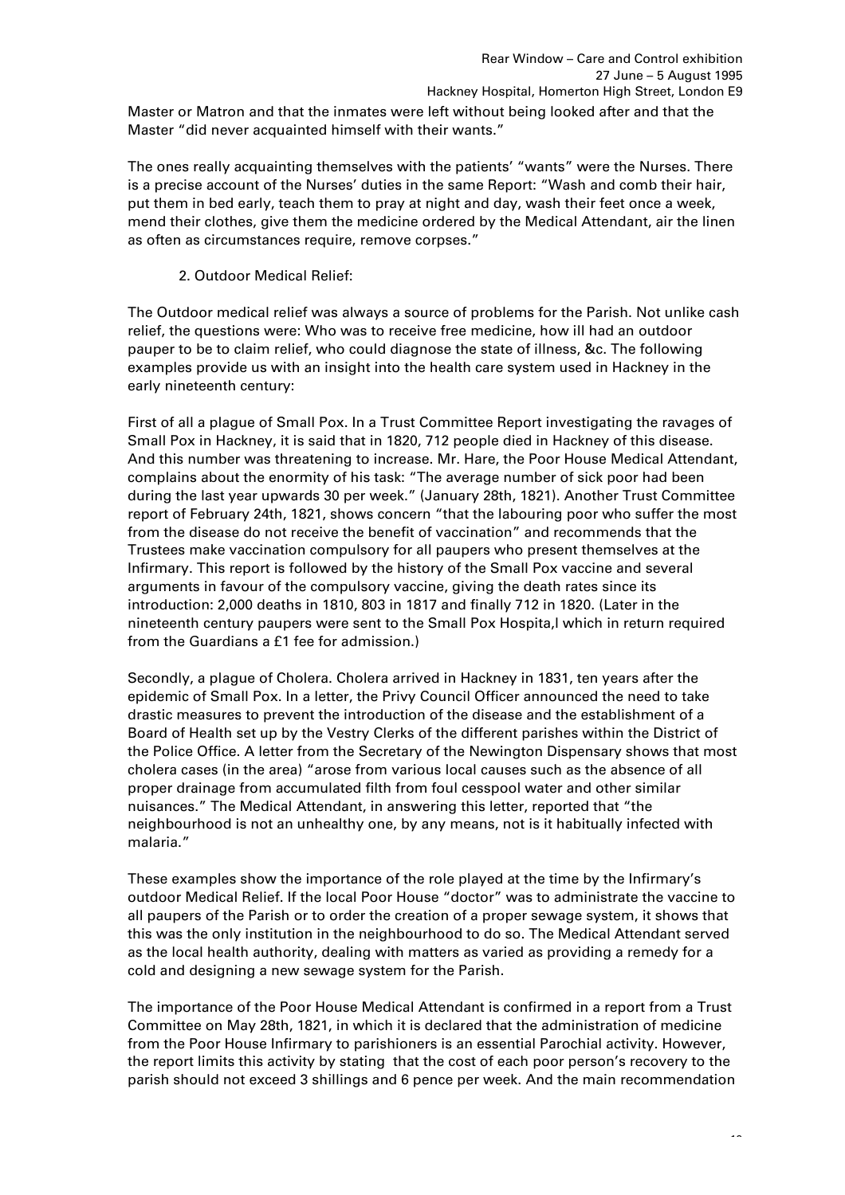Master or Matron and that the inmates were left without being looked after and that the Master "did never acquainted himself with their wants."

The ones really acquainting themselves with the patients' "wants" were the Nurses. There is a precise account of the Nurses' duties in the same Report: "Wash and comb their hair, put them in bed early, teach them to pray at night and day, wash their feet once a week, mend their clothes, give them the medicine ordered by the Medical Attendant, air the linen as often as circumstances require, remove corpses."

2. Outdoor Medical Relief:

The Outdoor medical relief was always a source of problems for the Parish. Not unlike cash relief, the questions were: Who was to receive free medicine, how ill had an outdoor pauper to be to claim relief, who could diagnose the state of illness, &c. The following examples provide us with an insight into the health care system used in Hackney in the early nineteenth century:

First of all a plague of Small Pox. In a Trust Committee Report investigating the ravages of Small Pox in Hackney, it is said that in 1820, 712 people died in Hackney of this disease. And this number was threatening to increase. Mr. Hare, the Poor House Medical Attendant, complains about the enormity of his task: "The average number of sick poor had been during the last year upwards 30 per week." (January 28th, 1821). Another Trust Committee report of February 24th, 1821, shows concern "that the labouring poor who suffer the most from the disease do not receive the benefit of vaccination" and recommends that the Trustees make vaccination compulsory for all paupers who present themselves at the Infirmary. This report is followed by the history of the Small Pox vaccine and several arguments in favour of the compulsory vaccine, giving the death rates since its introduction: 2,000 deaths in 1810, 803 in 1817 and finally 712 in 1820. (Later in the nineteenth century paupers were sent to the Small Pox Hospita,l which in return required from the Guardians a £1 fee for admission.)

Secondly, a plague of Cholera. Cholera arrived in Hackney in 1831, ten years after the epidemic of Small Pox. In a letter, the Privy Council Officer announced the need to take drastic measures to prevent the introduction of the disease and the establishment of a Board of Health set up by the Vestry Clerks of the different parishes within the District of the Police Office. A letter from the Secretary of the Newington Dispensary shows that most cholera cases (in the area) "arose from various local causes such as the absence of all proper drainage from accumulated filth from foul cesspool water and other similar nuisances." The Medical Attendant, in answering this letter, reported that "the neighbourhood is not an unhealthy one, by any means, not is it habitually infected with malaria."

These examples show the importance of the role played at the time by the Infirmary's outdoor Medical Relief. If the local Poor House "doctor" was to administrate the vaccine to all paupers of the Parish or to order the creation of a proper sewage system, it shows that this was the only institution in the neighbourhood to do so. The Medical Attendant served as the local health authority, dealing with matters as varied as providing a remedy for a cold and designing a new sewage system for the Parish.

The importance of the Poor House Medical Attendant is confirmed in a report from a Trust Committee on May 28th, 1821, in which it is declared that the administration of medicine from the Poor House Infirmary to parishioners is an essential Parochial activity. However, the report limits this activity by stating that the cost of each poor person's recovery to the parish should not exceed 3 shillings and 6 pence per week. And the main recommendation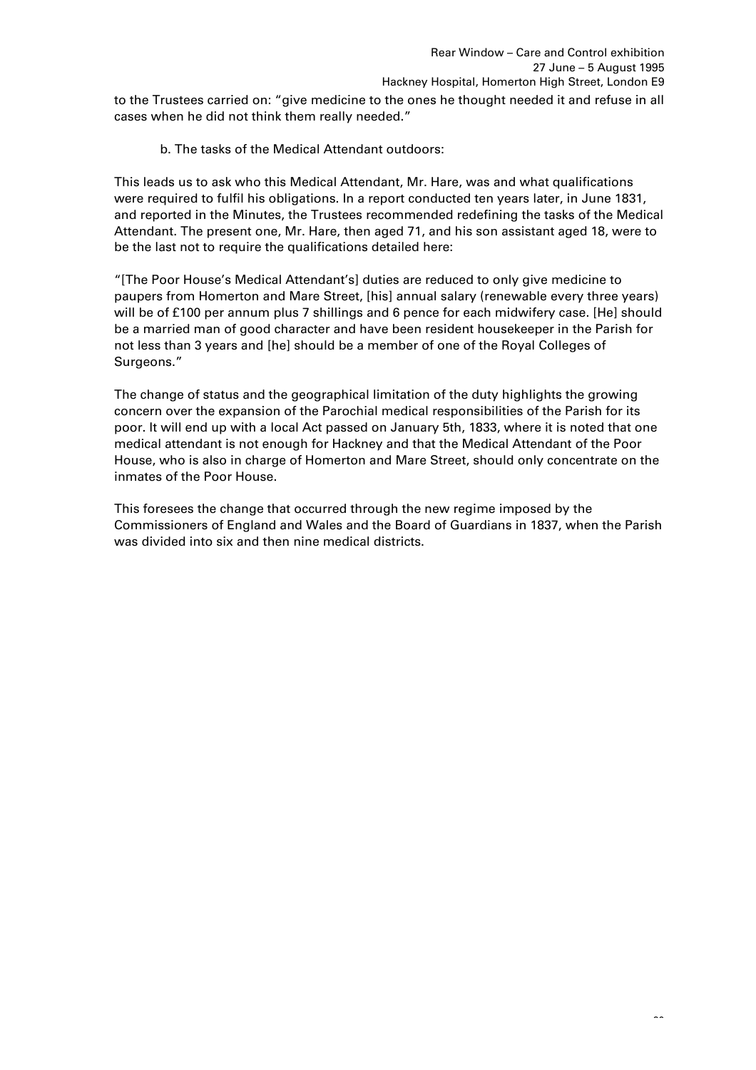to the Trustees carried on: "give medicine to the ones he thought needed it and refuse in all cases when he did not think them really needed."

b. The tasks of the Medical Attendant outdoors:

This leads us to ask who this Medical Attendant, Mr. Hare, was and what qualifications were required to fulfil his obligations. In a report conducted ten years later, in June 1831, and reported in the Minutes, the Trustees recommended redefining the tasks of the Medical Attendant. The present one, Mr. Hare, then aged 71, and his son assistant aged 18, were to be the last not to require the qualifications detailed here:

"[The Poor House's Medical Attendant's] duties are reduced to only give medicine to paupers from Homerton and Mare Street, [his] annual salary (renewable every three years) will be of £100 per annum plus 7 shillings and 6 pence for each midwifery case. [He] should be a married man of good character and have been resident housekeeper in the Parish for not less than 3 years and [he] should be a member of one of the Royal Colleges of Surgeons."

The change of status and the geographical limitation of the duty highlights the growing concern over the expansion of the Parochial medical responsibilities of the Parish for its poor. It will end up with a local Act passed on January 5th, 1833, where it is noted that one medical attendant is not enough for Hackney and that the Medical Attendant of the Poor House, who is also in charge of Homerton and Mare Street, should only concentrate on the inmates of the Poor House.

This foresees the change that occurred through the new regime imposed by the Commissioners of England and Wales and the Board of Guardians in 1837, when the Parish was divided into six and then nine medical districts.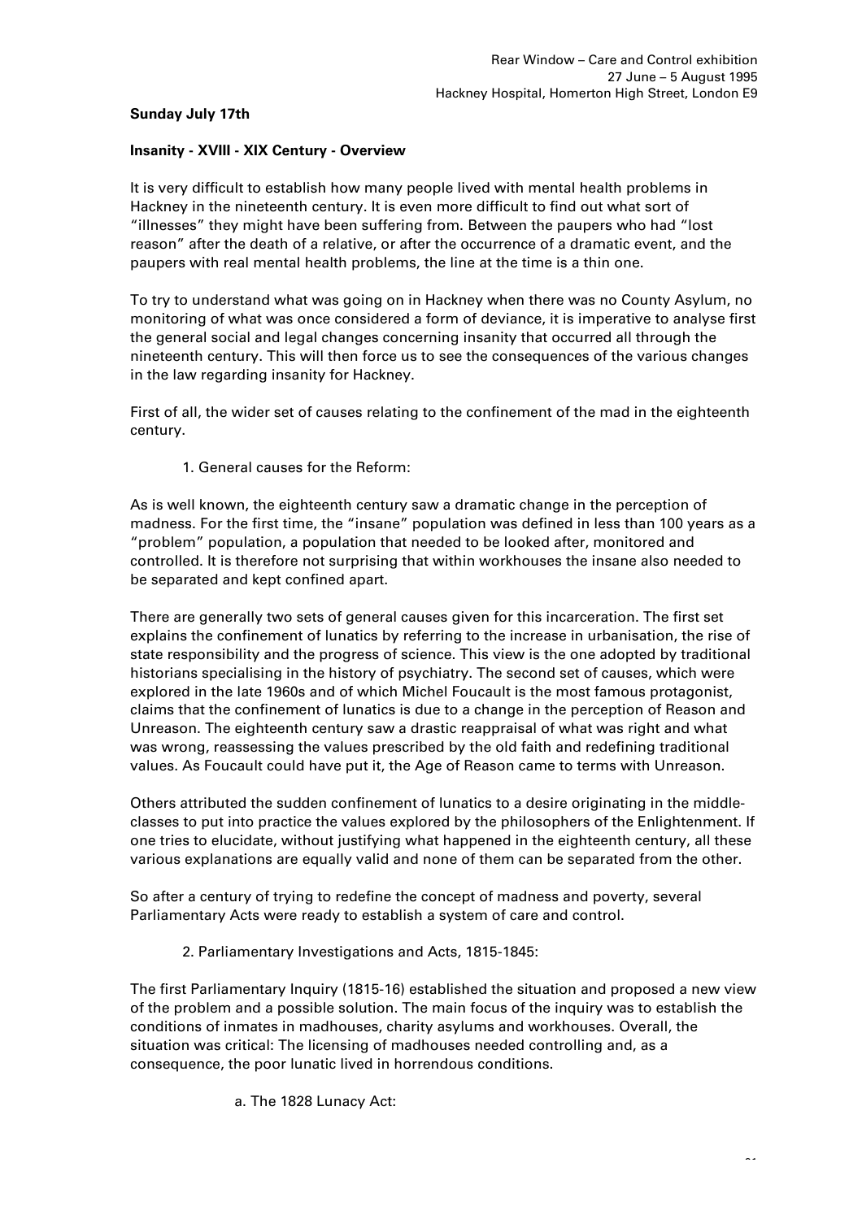**Sunday July 17th**

**Insanity - XVIII - XIX Century - Overview**

It is very difficult to establish how many people lived with mental health problems in Hackney in the nineteenth century. It is even more difficult to find out what sort of "illnesses" they might have been suffering from. Between the paupers who had "lost reason" after the death of a relative, or after the occurrence of a dramatic event, and the paupers with real mental health problems, the line at the time is a thin one.

To try to understand what was going on in Hackney when there was no County Asylum, no monitoring of what was once considered a form of deviance, it is imperative to analyse first the general social and legal changes concerning insanity that occurred all through the nineteenth century. This will then force us to see the consequences of the various changes in the law regarding insanity for Hackney.

First of all, the wider set of causes relating to the confinement of the mad in the eighteenth century.

1. General causes for the Reform:

As is well known, the eighteenth century saw a dramatic change in the perception of madness. For the first time, the "insane" population was defined in less than 100 years as a "problem" population, a population that needed to be looked after, monitored and controlled. It is therefore not surprising that within workhouses the insane also needed to be separated and kept confined apart.

There are generally two sets of general causes given for this incarceration. The first set explains the confinement of lunatics by referring to the increase in urbanisation, the rise of state responsibility and the progress of science. This view is the one adopted by traditional historians specialising in the history of psychiatry. The second set of causes, which were explored in the late 1960s and of which Michel Foucault is the most famous protagonist, claims that the confinement of lunatics is due to a change in the perception of Reason and Unreason. The eighteenth century saw a drastic reappraisal of what was right and what was wrong, reassessing the values prescribed by the old faith and redefining traditional values. As Foucault could have put it, the Age of Reason came to terms with Unreason.

Others attributed the sudden confinement of lunatics to a desire originating in the middle-classes to put into practice the values explored by the philosophers of the Enlightenment. If one tries to elucidate, without justifying what happened in the eighteenth century, all these various explanations are equally valid and none of them can be separated from the other.

So after a century of trying to redefine the concept of madness and poverty, several Parliamentary Acts were ready to establish a system of care and control.

2. Parliamentary Investigations and Acts, 1815-1845:

The first Parliamentary Inquiry (1815-16) established the situation and proposed a new view of the problem and a possible solution. The main focus of the inquiry was to establish the conditions of inmates in madhouses, charity asylums and workhouses. Overall, the situation was critical: The licensing of madhouses needed controlling and, as a consequence, the poor lunatic lived in horrendous conditions.

a. The 1828 Lunacy Act: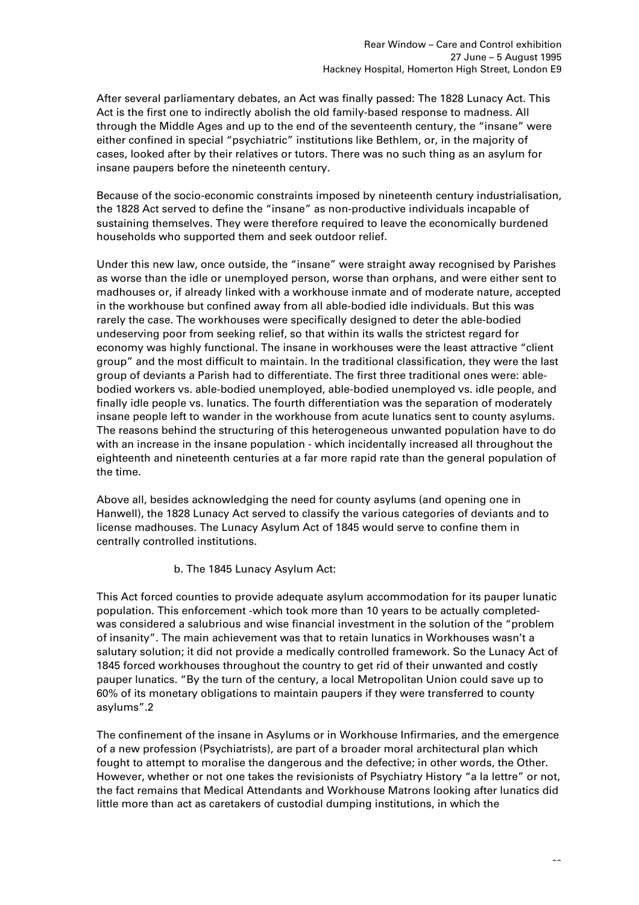After several parliamentary debates, an Act was finally passed: The 1828 Lunacy Act. This Act is the first one to indirectly abolish the old family-based response to madness. All through the Middle Ages and up to the end of the seventeenth century, the "insane" were either confined in special "psychiatric" institutions like Bethlem, or, in the majority of cases, looked after by their relatives or tutors. There was no such thing as an asylum for insane paupers before the nineteenth century.

Because of the socio-economic constraints imposed by nineteenth century industrialisation, the 1828 Act served to define the "insane" as non-productive individuals incapable of sustaining themselves. They were therefore required to leave the economically burdened households who supported them and seek outdoor relief.

Under this new law, once outside, the "insane" were straight away recognised by Parishes as worse than the idle or unemployed person, worse than orphans, and were either sent to madhouses or, if already linked with a workhouse inmate and of moderate nature, accepted in the workhouse but confined away from all able-bodied idle individuals. But this was rarely the case. The workhouses were specifically designed to deter the able-bodied undeserving poor from seeking relief, so that within its walls the strictest regard for economy was highly functional. The insane in workhouses were the least attractive "client group" and the most difficult to maintain. In the traditional classification, they were the last group of deviants a Parish had to differentiate. The first three traditional ones were: able-bodied workers vs. able-bodied unemployed, able-bodied unemployed vs. idle people, and finally idle people vs. lunatics. The fourth differentiation was the separation of moderately insane people left to wander in the workhouse from acute lunatics sent to county asylums. The reasons behind the structuring of this heterogeneous unwanted population have to do with an increase in the insane population - which incidentally increased all throughout the eighteenth and nineteenth centuries at a far more rapid rate than the general population of the time.

Above all, besides acknowledging the need for county asylums (and opening one in Hanwell), the 1828 Lunacy Act served to classify the various categories of deviants and to license madhouses. The Lunacy Asylum Act of 1845 would serve to confine them in centrally controlled institutions.

### b. The 1845 Lunacy Asylum Act:

This Act forced counties to provide adequate asylum accommodation for its pauper lunatic population. This enforcement -which took more than 10 years to be actually completed- was considered a salubrious and wise financial investment in the solution of the "problem of insanity". The main achievement was that to retain lunatics in Workhouses wasn't a salutary solution; it did not provide a medically controlled framework. So the Lunacy Act of 1845 forced workhouses throughout the country to get rid of their unwanted and costly pauper lunatics. "By the turn of the century, a local Metropolitan Union could save up to 60% of its monetary obligations to maintain paupers if they were transferred to county asylums".[2]

The confinement of the insane in Asylums or in Workhouse Infirmaries, and the emergence of a new profession (Psychiatrists), are part of a broader moral architectural plan which fought to attempt to moralise the dangerous and the defective; in other words, the Other. However, whether or not one takes the revisionists of Psychiatry History "a la lettre" or not, the fact remains that Medical Attendants and Workhouse Matrons looking after lunatics did little more than act as caretakers of custodial dumping institutions, in which the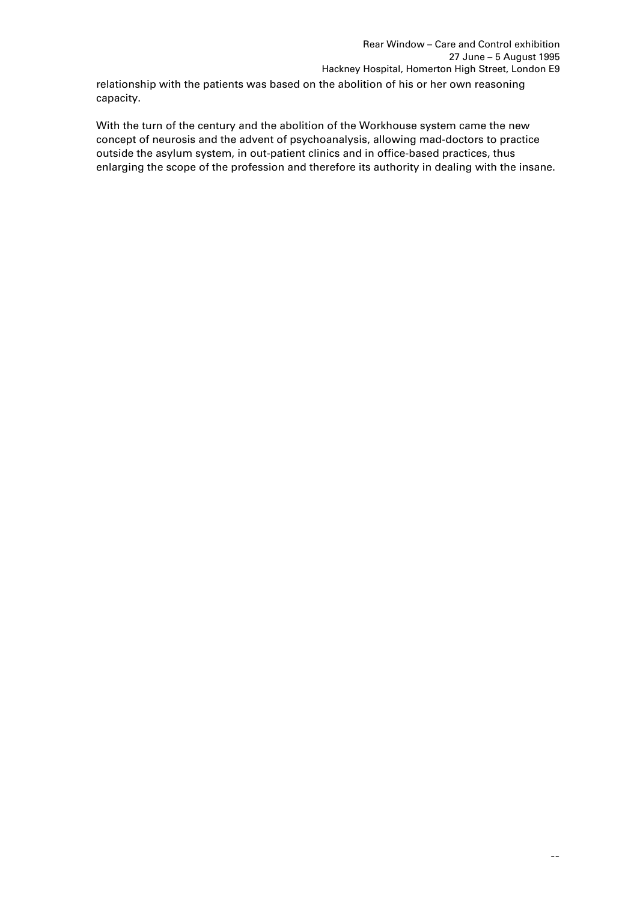relationship with the patients was based on the abolition of his or her own reasoning capacity.

With the turn of the century and the abolition of the Workhouse system came the new concept of neurosis and the advent of psychoanalysis, allowing mad-doctors to practice outside the asylum system, in out-patient clinics and in office-based practices, thus enlarging the scope of the profession and therefore its authority in dealing with the insane.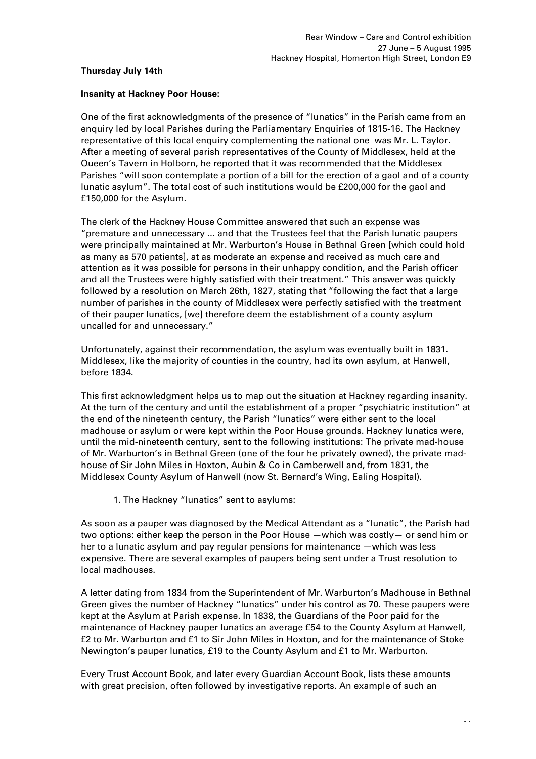**Thursday July 14th**

**Insanity at Hackney Poor House:**

One of the first acknowledgments of the presence of "lunatics" in the Parish came from an enquiry led by local Parishes during the Parliamentary Enquiries of 1815-16. The Hackney representative of this local enquiry complementing the national one was Mr. L. Taylor. After a meeting of several parish representatives of the County of Middlesex, held at the Queen's Tavern in Holborn, he reported that it was recommended that the Middlesex Parishes "will soon contemplate a portion of a bill for the erection of a gaol and of a county lunatic asylum". The total cost of such institutions would be £200,000 for the gaol and £150,000 for the Asylum.

The clerk of the Hackney House Committee answered that such an expense was "premature and unnecessary ... and that the Trustees feel that the Parish lunatic paupers were principally maintained at Mr. Warburton's House in Bethnal Green [which could hold as many as 570 patients], at as moderate an expense and received as much care and attention as it was possible for persons in their unhappy condition, and the Parish officer and all the Trustees were highly satisfied with their treatment." This answer was quickly followed by a resolution on March 26th, 1827, stating that "following the fact that a large number of parishes in the county of Middlesex were perfectly satisfied with the treatment of their pauper lunatics, [we] therefore deem the establishment of a county asylum uncalled for and unnecessary."

Unfortunately, against their recommendation, the asylum was eventually built in 1831. Middlesex, like the majority of counties in the country, had its own asylum, at Hanwell, before 1834.

This first acknowledgment helps us to map out the situation at Hackney regarding insanity. At the turn of the century and until the establishment of a proper "psychiatric institution" at the end of the nineteenth century, the Parish "lunatics" were either sent to the local madhouse or asylum or were kept within the Poor House grounds. Hackney lunatics were, until the mid-nineteenth century, sent to the following institutions: The private mad-house of Mr. Warburton's in Bethnal Green (one of the four he privately owned), the private mad-house of Sir John Miles in Hoxton, Aubin & Co in Camberwell and, from 1831, the Middlesex County Asylum of Hanwell (now St. Bernard's Wing, Ealing Hospital).

1. The Hackney "lunatics" sent to asylums:

As soon as a pauper was diagnosed by the Medical Attendant as a "lunatic", the Parish had two options: either keep the person in the Poor House —which was costly— or send him or her to a lunatic asylum and pay regular pensions for maintenance —which was less expensive. There are several examples of paupers being sent under a Trust resolution to local madhouses.

A letter dating from 1834 from the Superintendent of Mr. Warburton's Madhouse in Bethnal Green gives the number of Hackney "lunatics" under his control as 70. These paupers were kept at the Asylum at Parish expense. In 1838, the Guardians of the Poor paid for the maintenance of Hackney pauper lunatics an average £54 to the County Asylum at Hanwell, £2 to Mr. Warburton and £1 to Sir John Miles in Hoxton, and for the maintenance of Stoke Newington's pauper lunatics, £19 to the County Asylum and £1 to Mr. Warburton.

Every Trust Account Book, and later every Guardian Account Book, lists these amounts with great precision, often followed by investigative reports. An example of such an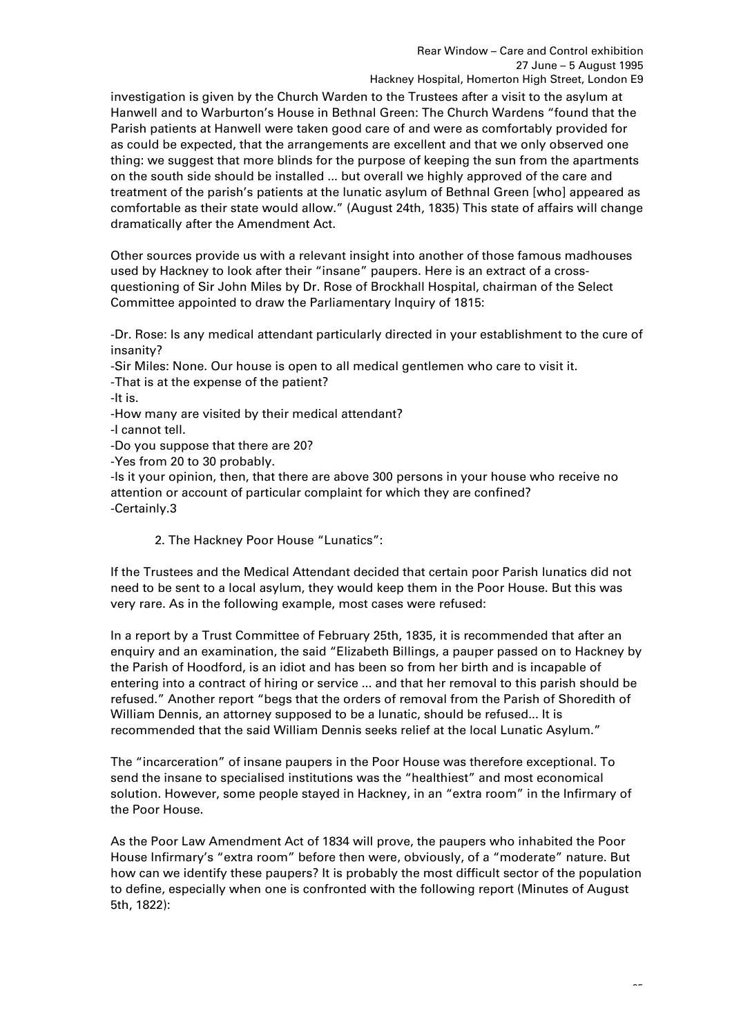investigation is given by the Church Warden to the Trustees after a visit to the asylum at Hanwell and to Warburton's House in Bethnal Green: The Church Wardens "found that the Parish patients at Hanwell were taken good care of and were as comfortably provided for as could be expected, that the arrangements are excellent and that we only observed one thing: we suggest that more blinds for the purpose of keeping the sun from the apartments on the south side should be installed ... but overall we highly approved of the care and treatment of the parish's patients at the lunatic asylum of Bethnal Green [who] appeared as comfortable as their state would allow." (August 24th, 1835) This state of affairs will change dramatically after the Amendment Act.

Other sources provide us with a relevant insight into another of those famous madhouses used by Hackney to look after their "insane" paupers. Here is an extract of a cross-questioning of Sir John Miles by Dr. Rose of Brockhall Hospital, chairman of the Select Committee appointed to draw the Parliamentary Inquiry of 1815:

-Dr. Rose: Is any medical attendant particularly directed in your establishment to the cure of insanity?
-Sir Miles: None. Our house is open to all medical gentlemen who care to visit it.
-That is at the expense of the patient?
-It is.
-How many are visited by their medical attendant?
-I cannot tell.
-Do you suppose that there are 20?
-Yes from 20 to 30 probably.
-Is it your opinion, then, that there are above 300 persons in your house who receive no attention or account of particular complaint for which they are confined?
-Certainly.3

2. The Hackney Poor House "Lunatics":

If the Trustees and the Medical Attendant decided that certain poor Parish lunatics did not need to be sent to a local asylum, they would keep them in the Poor House. But this was very rare. As in the following example, most cases were refused:

In a report by a Trust Committee of February 25th, 1835, it is recommended that after an enquiry and an examination, the said "Elizabeth Billings, a pauper passed on to Hackney by the Parish of Hoodford, is an idiot and has been so from her birth and is incapable of entering into a contract of hiring or service ... and that her removal to this parish should be refused." Another report "begs that the orders of removal from the Parish of Shoredith of William Dennis, an attorney supposed to be a lunatic, should be refused... It is recommended that the said William Dennis seeks relief at the local Lunatic Asylum."

The "incarceration" of insane paupers in the Poor House was therefore exceptional. To send the insane to specialised institutions was the "healthiest" and most economical solution. However, some people stayed in Hackney, in an "extra room" in the Infirmary of the Poor House.

As the Poor Law Amendment Act of 1834 will prove, the paupers who inhabited the Poor House Infirmary's "extra room" before then were, obviously, of a "moderate" nature. But how can we identify these paupers? It is probably the most difficult sector of the population to define, especially when one is confronted with the following report (Minutes of August 5th, 1822):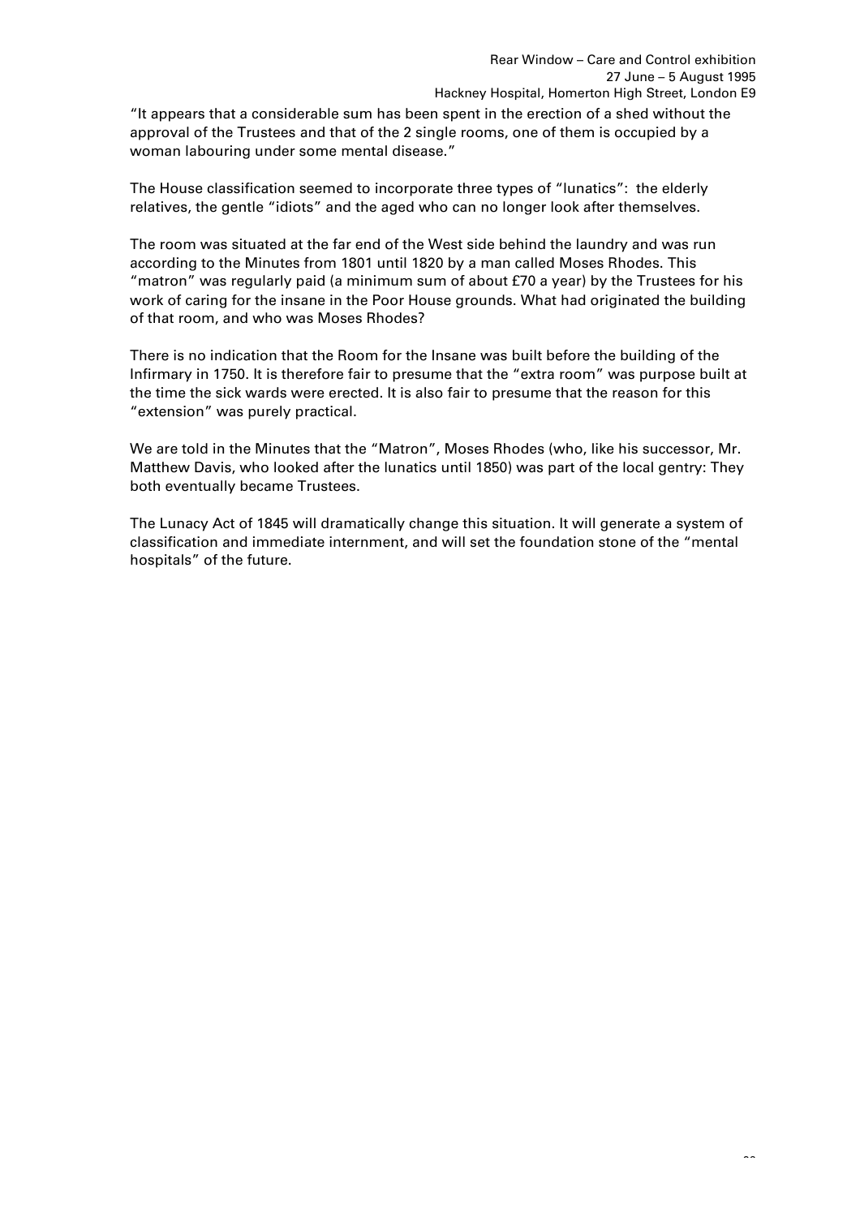"It appears that a considerable sum has been spent in the erection of a shed without the approval of the Trustees and that of the 2 single rooms, one of them is occupied by a woman labouring under some mental disease."

The House classification seemed to incorporate three types of "lunatics": the elderly relatives, the gentle "idiots" and the aged who can no longer look after themselves.

The room was situated at the far end of the West side behind the laundry and was run according to the Minutes from 1801 until 1820 by a man called Moses Rhodes. This "matron" was regularly paid (a minimum sum of about £70 a year) by the Trustees for his work of caring for the insane in the Poor House grounds. What had originated the building of that room, and who was Moses Rhodes?

There is no indication that the Room for the Insane was built before the building of the Infirmary in 1750. It is therefore fair to presume that the "extra room" was purpose built at the time the sick wards were erected. It is also fair to presume that the reason for this "extension" was purely practical.

We are told in the Minutes that the "Matron", Moses Rhodes (who, like his successor, Mr. Matthew Davis, who looked after the lunatics until 1850) was part of the local gentry: They both eventually became Trustees.

The Lunacy Act of 1845 will dramatically change this situation. It will generate a system of classification and immediate internment, and will set the foundation stone of the "mental hospitals" of the future.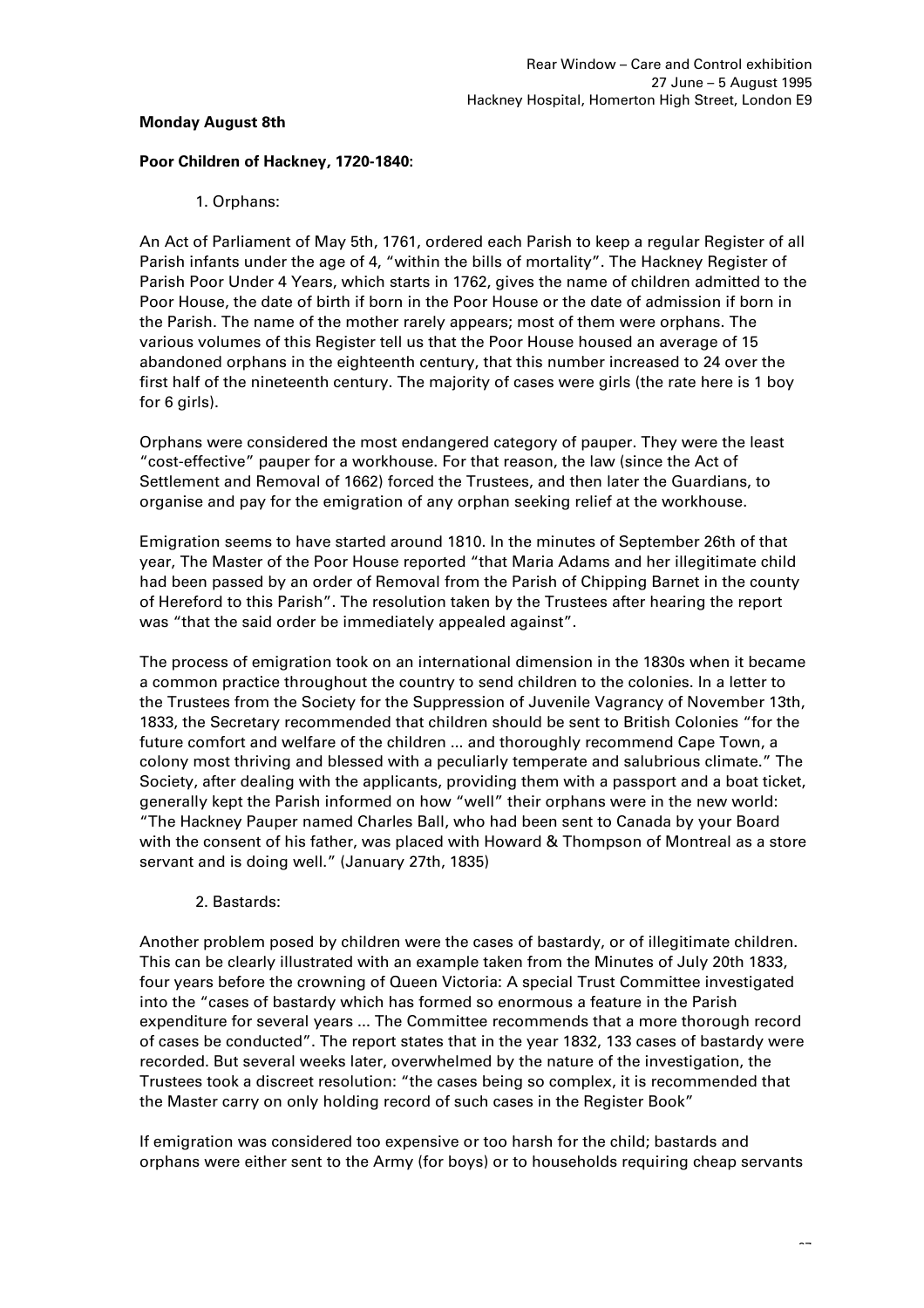**Monday August 8th**

**Poor Children of Hackney, 1720-1840:**

1. Orphans:

An Act of Parliament of May 5th, 1761, ordered each Parish to keep a regular Register of all Parish infants under the age of 4, "within the bills of mortality". The Hackney Register of Parish Poor Under 4 Years, which starts in 1762, gives the name of children admitted to the Poor House, the date of birth if born in the Poor House or the date of admission if born in the Parish. The name of the mother rarely appears; most of them were orphans. The various volumes of this Register tell us that the Poor House housed an average of 15 abandoned orphans in the eighteenth century, that this number increased to 24 over the first half of the nineteenth century. The majority of cases were girls (the rate here is 1 boy for 6 girls).

Orphans were considered the most endangered category of pauper. They were the least "cost-effective" pauper for a workhouse. For that reason, the law (since the Act of Settlement and Removal of 1662) forced the Trustees, and then later the Guardians, to organise and pay for the emigration of any orphan seeking relief at the workhouse.

Emigration seems to have started around 1810. In the minutes of September 26th of that year, The Master of the Poor House reported "that Maria Adams and her illegitimate child had been passed by an order of Removal from the Parish of Chipping Barnet in the county of Hereford to this Parish". The resolution taken by the Trustees after hearing the report was "that the said order be immediately appealed against".

The process of emigration took on an international dimension in the 1830s when it became a common practice throughout the country to send children to the colonies. In a letter to the Trustees from the Society for the Suppression of Juvenile Vagrancy of November 13th, 1833, the Secretary recommended that children should be sent to British Colonies "for the future comfort and welfare of the children ... and thoroughly recommend Cape Town, a colony most thriving and blessed with a peculiarly temperate and salubrious climate." The Society, after dealing with the applicants, providing them with a passport and a boat ticket, generally kept the Parish informed on how "well" their orphans were in the new world: "The Hackney Pauper named Charles Ball, who had been sent to Canada by your Board with the consent of his father, was placed with Howard & Thompson of Montreal as a store servant and is doing well." (January 27th, 1835)

2. Bastards:

Another problem posed by children were the cases of bastardy, or of illegitimate children. This can be clearly illustrated with an example taken from the Minutes of July 20th 1833, four years before the crowning of Queen Victoria: A special Trust Committee investigated into the "cases of bastardy which has formed so enormous a feature in the Parish expenditure for several years ... The Committee recommends that a more thorough record of cases be conducted". The report states that in the year 1832, 133 cases of bastardy were recorded. But several weeks later, overwhelmed by the nature of the investigation, the Trustees took a discreet resolution: "the cases being so complex, it is recommended that the Master carry on only holding record of such cases in the Register Book"

If emigration was considered too expensive or too harsh for the child; bastards and orphans were either sent to the Army (for boys) or to households requiring cheap servants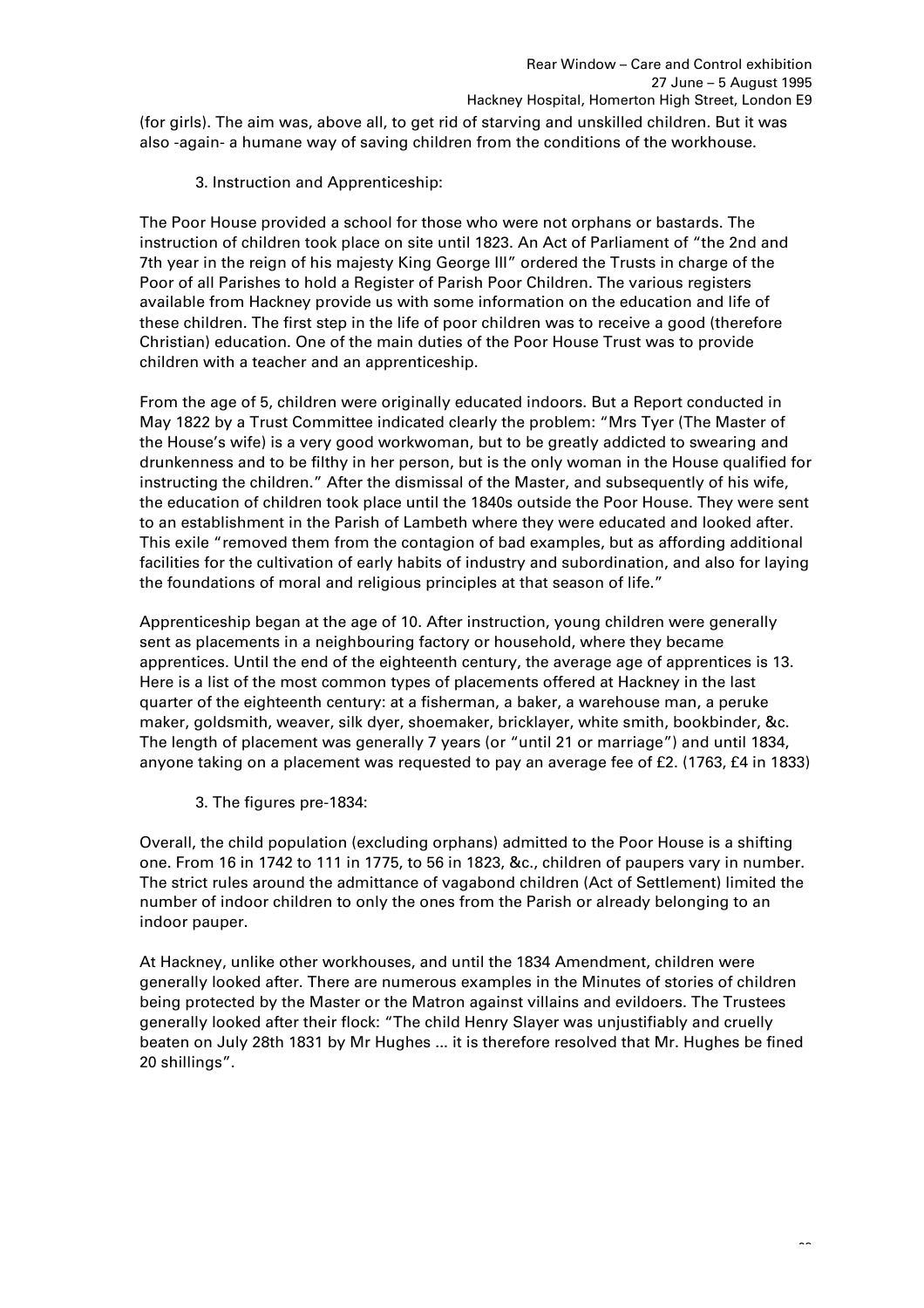(for girls). The aim was, above all, to get rid of starving and unskilled children. But it was also -again- a humane way of saving children from the conditions of the workhouse.

3. Instruction and Apprenticeship:

The Poor House provided a school for those who were not orphans or bastards. The instruction of children took place on site until 1823. An Act of Parliament of "the 2nd and 7th year in the reign of his majesty King George III" ordered the Trusts in charge of the Poor of all Parishes to hold a Register of Parish Poor Children. The various registers available from Hackney provide us with some information on the education and life of these children. The first step in the life of poor children was to receive a good (therefore Christian) education. One of the main duties of the Poor House Trust was to provide children with a teacher and an apprenticeship.

From the age of 5, children were originally educated indoors. But a Report conducted in May 1822 by a Trust Committee indicated clearly the problem: "Mrs Tyer (The Master of the House's wife) is a very good workwoman, but to be greatly addicted to swearing and drunkenness and to be filthy in her person, but is the only woman in the House qualified for instructing the children." After the dismissal of the Master, and subsequently of his wife, the education of children took place until the 1840s outside the Poor House. They were sent to an establishment in the Parish of Lambeth where they were educated and looked after. This exile "removed them from the contagion of bad examples, but as affording additional facilities for the cultivation of early habits of industry and subordination, and also for laying the foundations of moral and religious principles at that season of life."

Apprenticeship began at the age of 10. After instruction, young children were generally sent as placements in a neighbouring factory or household, where they became apprentices. Until the end of the eighteenth century, the average age of apprentices is 13. Here is a list of the most common types of placements offered at Hackney in the last quarter of the eighteenth century: at a fisherman, a baker, a warehouse man, a peruke maker, goldsmith, weaver, silk dyer, shoemaker, bricklayer, white smith, bookbinder, &c. The length of placement was generally 7 years (or "until 21 or marriage") and until 1834, anyone taking on a placement was requested to pay an average fee of £2. (1763, £4 in 1833)

3. The figures pre-1834:

Overall, the child population (excluding orphans) admitted to the Poor House is a shifting one. From 16 in 1742 to 111 in 1775, to 56 in 1823, &c., children of paupers vary in number. The strict rules around the admittance of vagabond children (Act of Settlement) limited the number of indoor children to only the ones from the Parish or already belonging to an indoor pauper.

At Hackney, unlike other workhouses, and until the 1834 Amendment, children were generally looked after. There are numerous examples in the Minutes of stories of children being protected by the Master or the Matron against villains and evildoers. The Trustees generally looked after their flock: "The child Henry Slayer was unjustifiably and cruelly beaten on July 28th 1831 by Mr Hughes ... it is therefore resolved that Mr. Hughes be fined 20 shillings".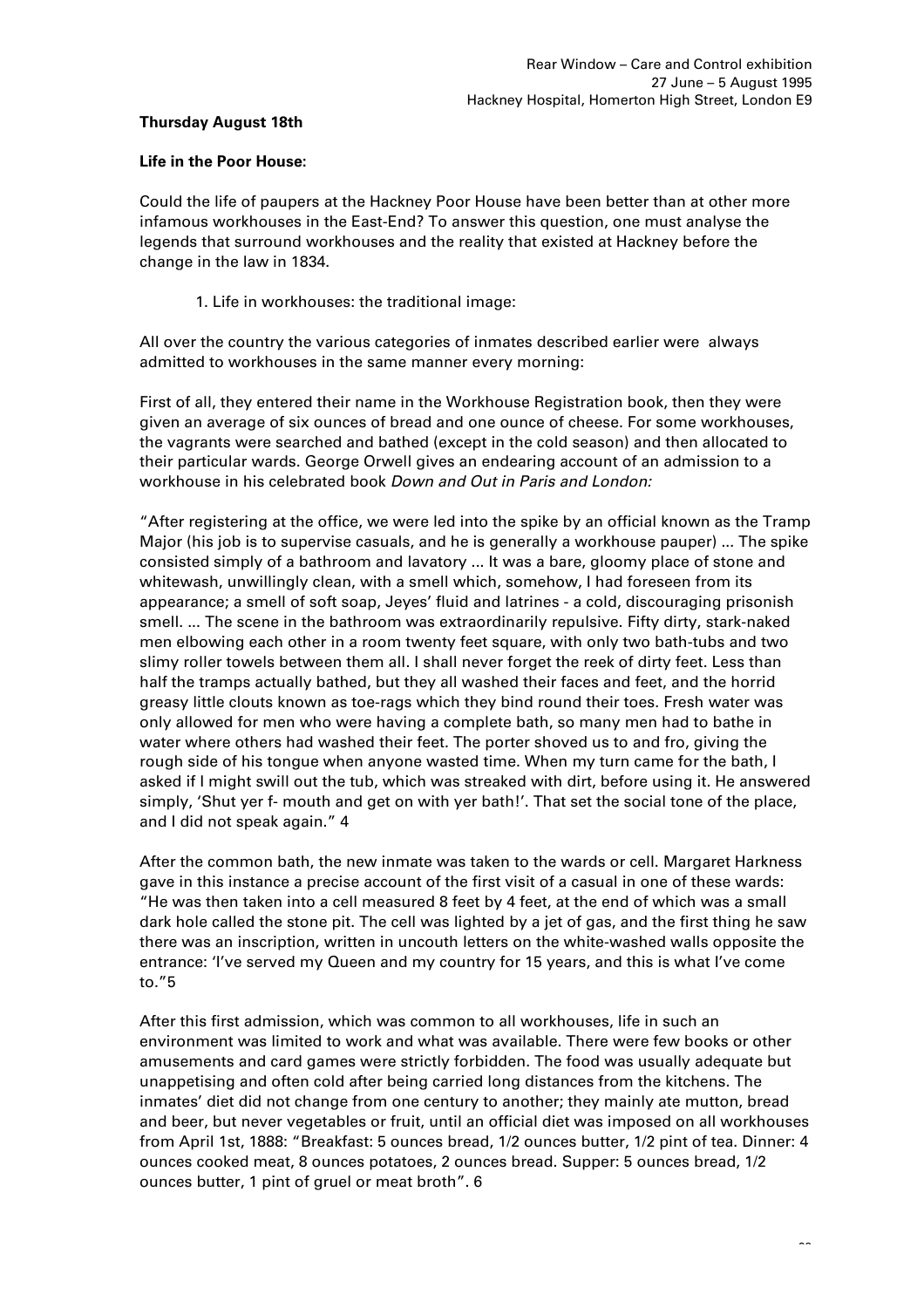**Thursday August 18th**

**Life in the Poor House:**

Could the life of paupers at the Hackney Poor House have been better than at other more infamous workhouses in the East-End? To answer this question, one must analyse the legends that surround workhouses and the reality that existed at Hackney before the change in the law in 1834.

1. Life in workhouses: the traditional image:

All over the country the various categories of inmates described earlier were always admitted to workhouses in the same manner every morning:

First of all, they entered their name in the Workhouse Registration book, then they were given an average of six ounces of bread and one ounce of cheese. For some workhouses, the vagrants were searched and bathed (except in the cold season) and then allocated to their particular wards. George Orwell gives an endearing account of an admission to a workhouse in his celebrated book *Down and Out in Paris and London:*

"After registering at the office, we were led into the spike by an official known as the Tramp Major (his job is to supervise casuals, and he is generally a workhouse pauper) ... The spike consisted simply of a bathroom and lavatory ... It was a bare, gloomy place of stone and whitewash, unwillingly clean, with a smell which, somehow, I had foreseen from its appearance; a smell of soft soap, Jeyes' fluid and latrines - a cold, discouraging prisonish smell. ... The scene in the bathroom was extraordinarily repulsive. Fifty dirty, stark-naked men elbowing each other in a room twenty feet square, with only two bath-tubs and two slimy roller towels between them all. I shall never forget the reek of dirty feet. Less than half the tramps actually bathed, but they all washed their faces and feet, and the horrid greasy little clouts known as toe-rags which they bind round their toes. Fresh water was only allowed for men who were having a complete bath, so many men had to bathe in water where others had washed their feet. The porter shoved us to and fro, giving the rough side of his tongue when anyone wasted time. When my turn came for the bath, I asked if I might swill out the tub, which was streaked with dirt, before using it. He answered simply, 'Shut yer f- mouth and get on with yer bath!'. That set the social tone of the place, and I did not speak again." 4

After the common bath, the new inmate was taken to the wards or cell. Margaret Harkness gave in this instance a precise account of the first visit of a casual in one of these wards: "He was then taken into a cell measured 8 feet by 4 feet, at the end of which was a small dark hole called the stone pit. The cell was lighted by a jet of gas, and the first thing he saw there was an inscription, written in uncouth letters on the white-washed walls opposite the entrance: 'I've served my Queen and my country for 15 years, and this is what I've come to."5

After this first admission, which was common to all workhouses, life in such an environment was limited to work and what was available. There were few books or other amusements and card games were strictly forbidden. The food was usually adequate but unappetising and often cold after being carried long distances from the kitchens. The inmates' diet did not change from one century to another; they mainly ate mutton, bread and beer, but never vegetables or fruit, until an official diet was imposed on all workhouses from April 1st, 1888: "Breakfast: 5 ounces bread, 1/2 ounces butter, 1/2 pint of tea. Dinner: 4 ounces cooked meat, 8 ounces potatoes, 2 ounces bread. Supper: 5 ounces bread, 1/2 ounces butter, 1 pint of gruel or meat broth". 6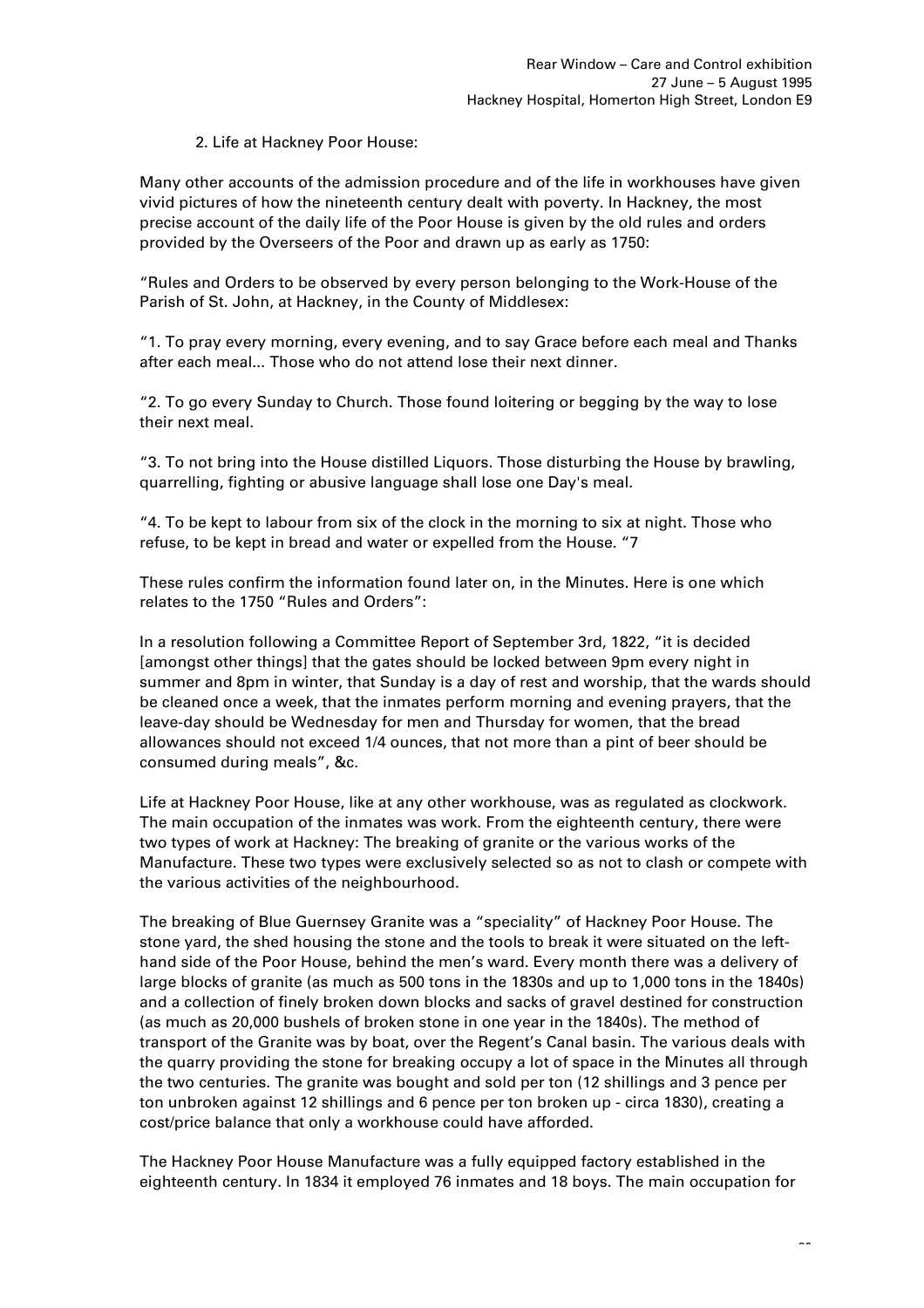## 2. Life at Hackney Poor House:

Many other accounts of the admission procedure and of the life in workhouses have given vivid pictures of how the nineteenth century dealt with poverty. In Hackney, the most precise account of the daily life of the Poor House is given by the old rules and orders provided by the Overseers of the Poor and drawn up as early as 1750:

"Rules and Orders to be observed by every person belonging to the Work-House of the Parish of St. John, at Hackney, in the County of Middlesex:

"1. To pray every morning, every evening, and to say Grace before each meal and Thanks after each meal... Those who do not attend lose their next dinner.

"2. To go every Sunday to Church. Those found loitering or begging by the way to lose their next meal.

"3. To not bring into the House distilled Liquors. Those disturbing the House by brawling, quarrelling, fighting or abusive language shall lose one Day's meal.

"4. To be kept to labour from six of the clock in the morning to six at night. Those who refuse, to be kept in bread and water or expelled from the House. "[7]

These rules confirm the information found later on, in the Minutes. Here is one which relates to the 1750 "Rules and Orders":

In a resolution following a Committee Report of September 3rd, 1822, "it is decided [amongst other things] that the gates should be locked between 9pm every night in summer and 8pm in winter, that Sunday is a day of rest and worship, that the wards should be cleaned once a week, that the inmates perform morning and evening prayers, that the leave-day should be Wednesday for men and Thursday for women, that the bread allowances should not exceed 1/4 ounces, that not more than a pint of beer should be consumed during meals", &c.

Life at Hackney Poor House, like at any other workhouse, was as regulated as clockwork. The main occupation of the inmates was work. From the eighteenth century, there were two types of work at Hackney: The breaking of granite or the various works of the Manufacture. These two types were exclusively selected so as not to clash or compete with the various activities of the neighbourhood.

The breaking of Blue Guernsey Granite was a "speciality" of Hackney Poor House. The stone yard, the shed housing the stone and the tools to break it were situated on the left-hand side of the Poor House, behind the men's ward. Every month there was a delivery of large blocks of granite (as much as 500 tons in the 1830s and up to 1,000 tons in the 1840s) and a collection of finely broken down blocks and sacks of gravel destined for construction (as much as 20,000 bushels of broken stone in one year in the 1840s). The method of transport of the Granite was by boat, over the Regent's Canal basin. The various deals with the quarry providing the stone for breaking occupy a lot of space in the Minutes all through the two centuries. The granite was bought and sold per ton (12 shillings and 3 pence per ton unbroken against 12 shillings and 6 pence per ton broken up - circa 1830), creating a cost/price balance that only a workhouse could have afforded.

The Hackney Poor House Manufacture was a fully equipped factory established in the eighteenth century. In 1834 it employed 76 inmates and 18 boys. The main occupation for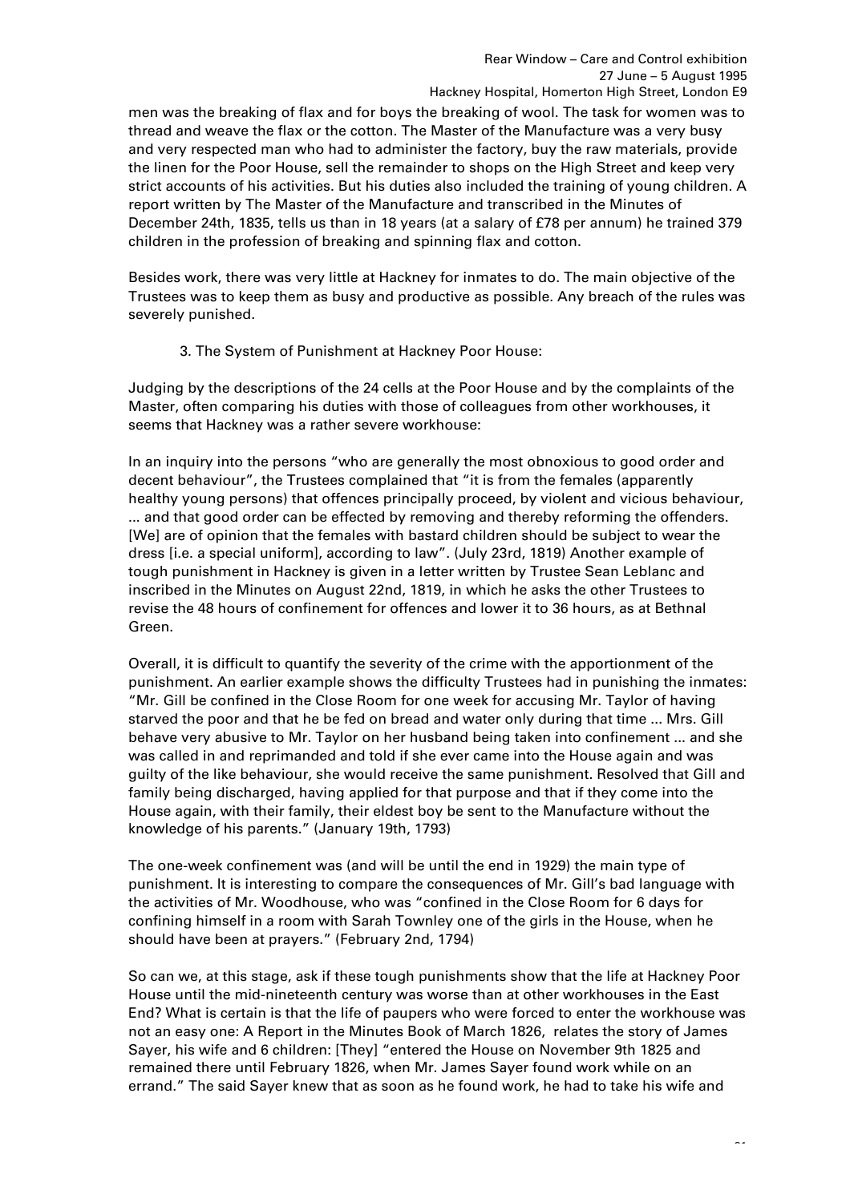men was the breaking of flax and for boys the breaking of wool. The task for women was to thread and weave the flax or the cotton. The Master of the Manufacture was a very busy and very respected man who had to administer the factory, buy the raw materials, provide the linen for the Poor House, sell the remainder to shops on the High Street and keep very strict accounts of his activities. But his duties also included the training of young children. A report written by The Master of the Manufacture and transcribed in the Minutes of December 24th, 1835, tells us than in 18 years (at a salary of £78 per annum) he trained 379 children in the profession of breaking and spinning flax and cotton.

Besides work, there was very little at Hackney for inmates to do. The main objective of the Trustees was to keep them as busy and productive as possible. Any breach of the rules was severely punished.

### 3. The System of Punishment at Hackney Poor House:

Judging by the descriptions of the 24 cells at the Poor House and by the complaints of the Master, often comparing his duties with those of colleagues from other workhouses, it seems that Hackney was a rather severe workhouse:

In an inquiry into the persons "who are generally the most obnoxious to good order and decent behaviour", the Trustees complained that "it is from the females (apparently healthy young persons) that offences principally proceed, by violent and vicious behaviour, ... and that good order can be effected by removing and thereby reforming the offenders. [We] are of opinion that the females with bastard children should be subject to wear the dress [i.e. a special uniform], according to law". (July 23rd, 1819) Another example of tough punishment in Hackney is given in a letter written by Trustee Sean Leblanc and inscribed in the Minutes on August 22nd, 1819, in which he asks the other Trustees to revise the 48 hours of confinement for offences and lower it to 36 hours, as at Bethnal Green.

Overall, it is difficult to quantify the severity of the crime with the apportionment of the punishment. An earlier example shows the difficulty Trustees had in punishing the inmates: "Mr. Gill be confined in the Close Room for one week for accusing Mr. Taylor of having starved the poor and that he be fed on bread and water only during that time ... Mrs. Gill behave very abusive to Mr. Taylor on her husband being taken into confinement ... and she was called in and reprimanded and told if she ever came into the House again and was guilty of the like behaviour, she would receive the same punishment. Resolved that Gill and family being discharged, having applied for that purpose and that if they come into the House again, with their family, their eldest boy be sent to the Manufacture without the knowledge of his parents." (January 19th, 1793)

The one-week confinement was (and will be until the end in 1929) the main type of punishment. It is interesting to compare the consequences of Mr. Gill's bad language with the activities of Mr. Woodhouse, who was "confined in the Close Room for 6 days for confining himself in a room with Sarah Townley one of the girls in the House, when he should have been at prayers." (February 2nd, 1794)

So can we, at this stage, ask if these tough punishments show that the life at Hackney Poor House until the mid-nineteenth century was worse than at other workhouses in the East End? What is certain is that the life of paupers who were forced to enter the workhouse was not an easy one: A Report in the Minutes Book of March 1826, relates the story of James Sayer, his wife and 6 children: [They] "entered the House on November 9th 1825 and remained there until February 1826, when Mr. James Sayer found work while on an errand." The said Sayer knew that as soon as he found work, he had to take his wife and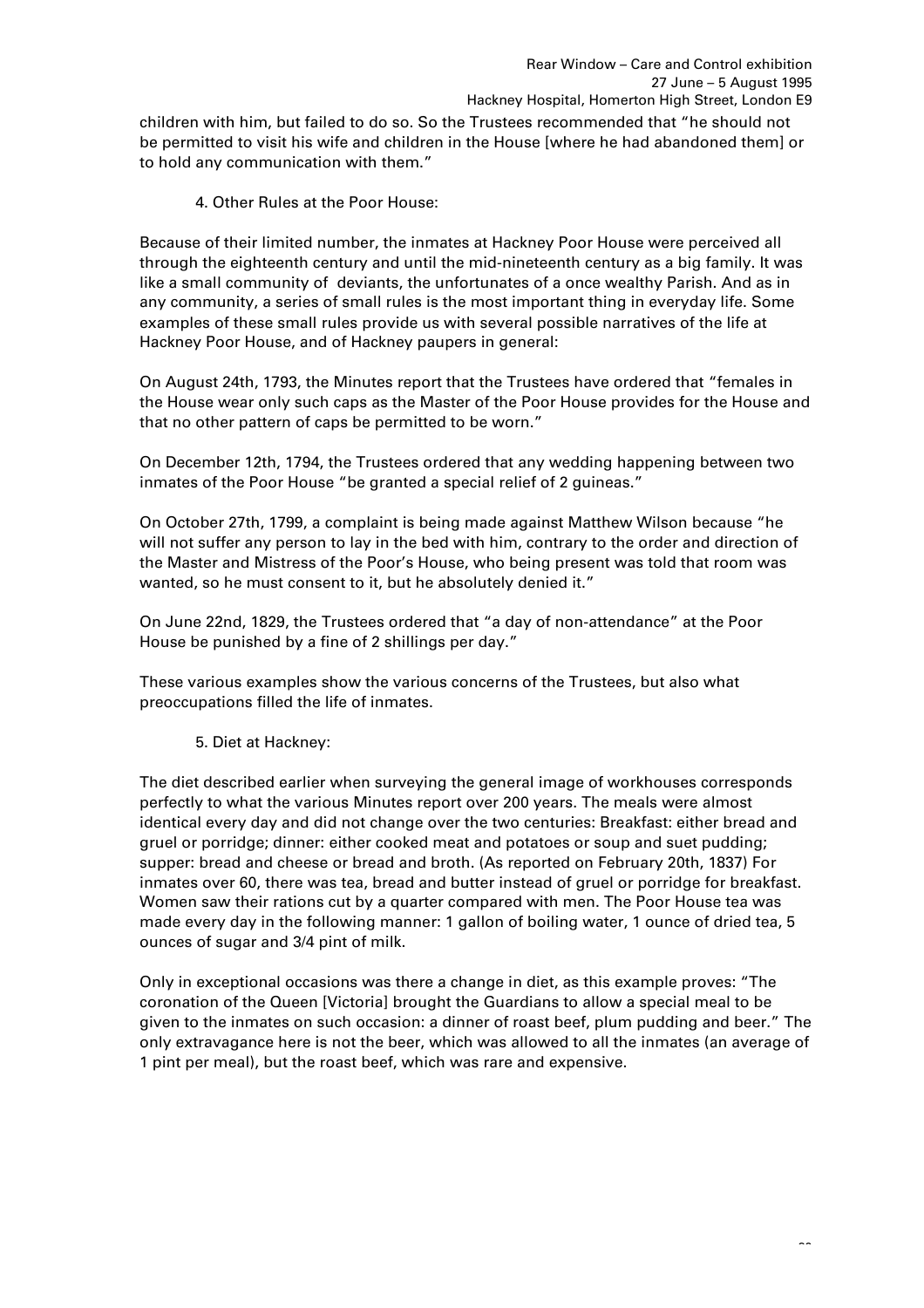children with him, but failed to do so. So the Trustees recommended that "he should not be permitted to visit his wife and children in the House [where he had abandoned them] or to hold any communication with them."

4. Other Rules at the Poor House:

Because of their limited number, the inmates at Hackney Poor House were perceived all through the eighteenth century and until the mid-nineteenth century as a big family. It was like a small community of deviants, the unfortunates of a once wealthy Parish. And as in any community, a series of small rules is the most important thing in everyday life. Some examples of these small rules provide us with several possible narratives of the life at Hackney Poor House, and of Hackney paupers in general:

On August 24th, 1793, the Minutes report that the Trustees have ordered that "females in the House wear only such caps as the Master of the Poor House provides for the House and that no other pattern of caps be permitted to be worn."

On December 12th, 1794, the Trustees ordered that any wedding happening between two inmates of the Poor House "be granted a special relief of 2 guineas."

On October 27th, 1799, a complaint is being made against Matthew Wilson because "he will not suffer any person to lay in the bed with him, contrary to the order and direction of the Master and Mistress of the Poor's House, who being present was told that room was wanted, so he must consent to it, but he absolutely denied it."

On June 22nd, 1829, the Trustees ordered that "a day of non-attendance" at the Poor House be punished by a fine of 2 shillings per day."

These various examples show the various concerns of the Trustees, but also what preoccupations filled the life of inmates.

5. Diet at Hackney:

The diet described earlier when surveying the general image of workhouses corresponds perfectly to what the various Minutes report over 200 years. The meals were almost identical every day and did not change over the two centuries: Breakfast: either bread and gruel or porridge; dinner: either cooked meat and potatoes or soup and suet pudding; supper: bread and cheese or bread and broth. (As reported on February 20th, 1837) For inmates over 60, there was tea, bread and butter instead of gruel or porridge for breakfast. Women saw their rations cut by a quarter compared with men. The Poor House tea was made every day in the following manner: 1 gallon of boiling water, 1 ounce of dried tea, 5 ounces of sugar and 3/4 pint of milk.

Only in exceptional occasions was there a change in diet, as this example proves: "The coronation of the Queen [Victoria] brought the Guardians to allow a special meal to be given to the inmates on such occasion: a dinner of roast beef, plum pudding and beer." The only extravagance here is not the beer, which was allowed to all the inmates (an average of 1 pint per meal), but the roast beef, which was rare and expensive.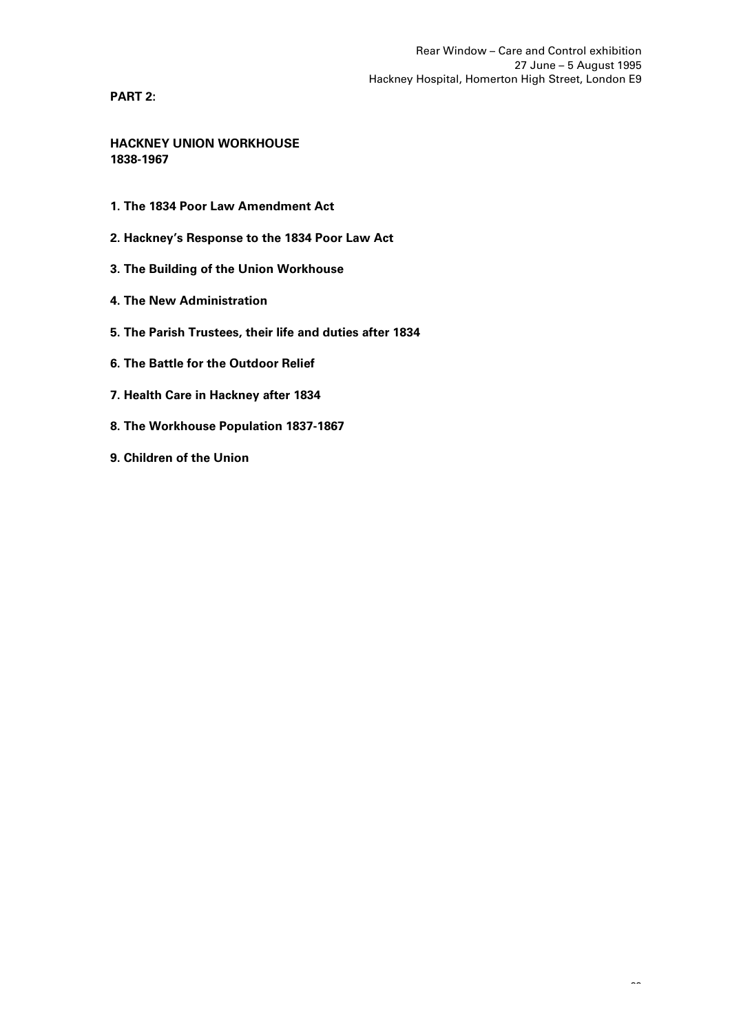**PART 2:**

## HACKNEY UNION WORKHOUSE
## 1838-1967

1. **The 1834 Poor Law Amendment Act**

2. **Hackney's Response to the 1834 Poor Law Act**

3. **The Building of the Union Workhouse**

4. **The New Administration**

5. **The Parish Trustees, their life and duties after 1834**

6. **The Battle for the Outdoor Relief**

7. **Health Care in Hackney after 1834**

8. **The Workhouse Population 1837-1867**

9. **Children of the Union**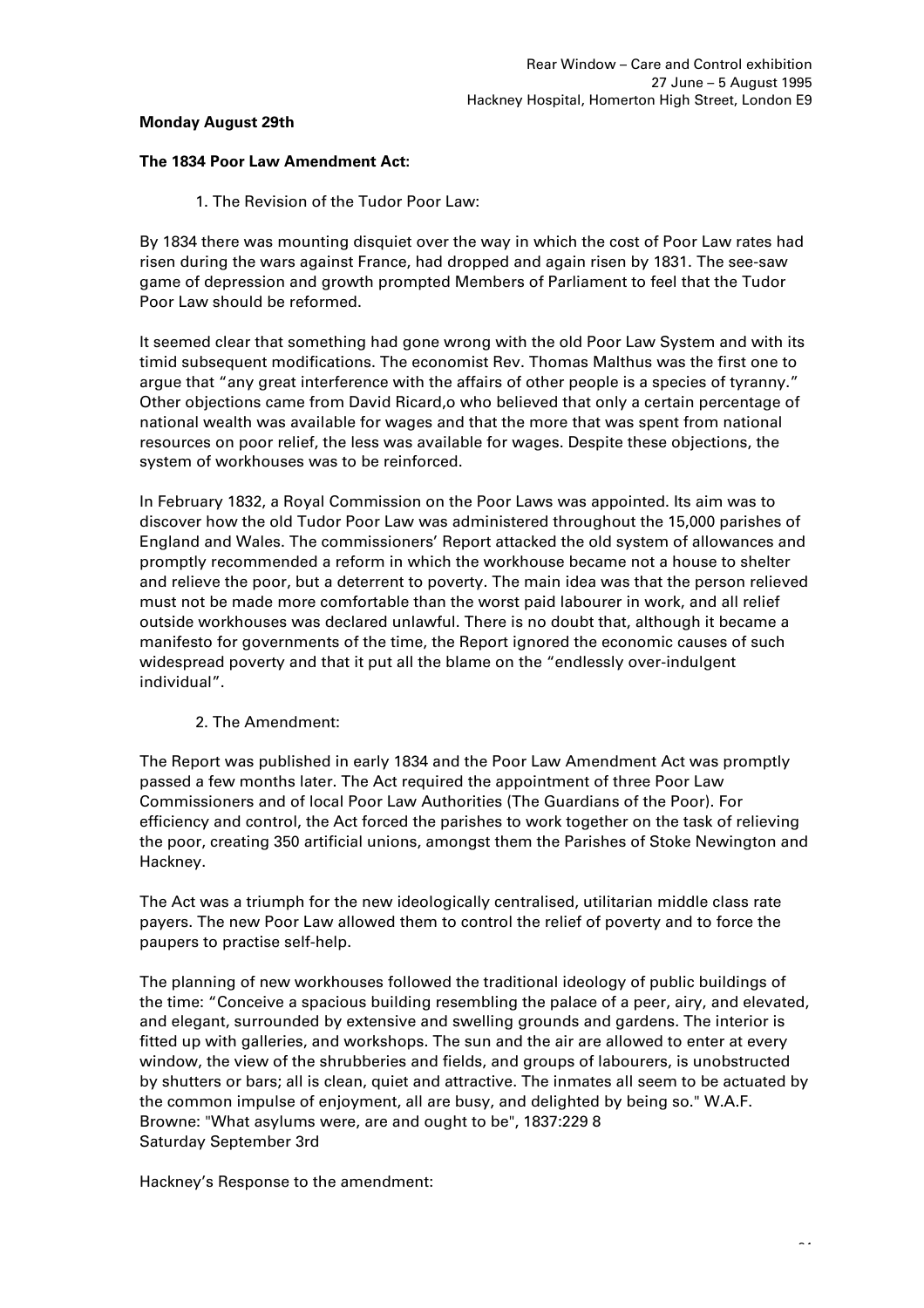**Monday August 29th**

**The 1834 Poor Law Amendment Act:**

1. The Revision of the Tudor Poor Law:

By 1834 there was mounting disquiet over the way in which the cost of Poor Law rates had risen during the wars against France, had dropped and again risen by 1831. The see-saw game of depression and growth prompted Members of Parliament to feel that the Tudor Poor Law should be reformed.

It seemed clear that something had gone wrong with the old Poor Law System and with its timid subsequent modifications. The economist Rev. Thomas Malthus was the first one to argue that "any great interference with the affairs of other people is a species of tyranny." Other objections came from David Ricard,o who believed that only a certain percentage of national wealth was available for wages and that the more that was spent from national resources on poor relief, the less was available for wages. Despite these objections, the system of workhouses was to be reinforced.

In February 1832, a Royal Commission on the Poor Laws was appointed. Its aim was to discover how the old Tudor Poor Law was administered throughout the 15,000 parishes of England and Wales. The commissioners' Report attacked the old system of allowances and promptly recommended a reform in which the workhouse became not a house to shelter and relieve the poor, but a deterrent to poverty. The main idea was that the person relieved must not be made more comfortable than the worst paid labourer in work, and all relief outside workhouses was declared unlawful. There is no doubt that, although it became a manifesto for governments of the time, the Report ignored the economic causes of such widespread poverty and that it put all the blame on the "endlessly over-indulgent individual".

2. The Amendment:

The Report was published in early 1834 and the Poor Law Amendment Act was promptly passed a few months later. The Act required the appointment of three Poor Law Commissioners and of local Poor Law Authorities (The Guardians of the Poor). For efficiency and control, the Act forced the parishes to work together on the task of relieving the poor, creating 350 artificial unions, amongst them the Parishes of Stoke Newington and Hackney.

The Act was a triumph for the new ideologically centralised, utilitarian middle class rate payers. The new Poor Law allowed them to control the relief of poverty and to force the paupers to practise self-help.

The planning of new workhouses followed the traditional ideology of public buildings of the time: "Conceive a spacious building resembling the palace of a peer, airy, and elevated, and elegant, surrounded by extensive and swelling grounds and gardens. The interior is fitted up with galleries, and workshops. The sun and the air are allowed to enter at every window, the view of the shrubberies and fields, and groups of labourers, is unobstructed by shutters or bars; all is clean, quiet and attractive. The inmates all seem to be actuated by the common impulse of enjoyment, all are busy, and delighted by being so." W.A.F. Browne: "What asylums were, are and ought to be", 1837:229 8

Saturday September 3rd

Hackney's Response to the amendment: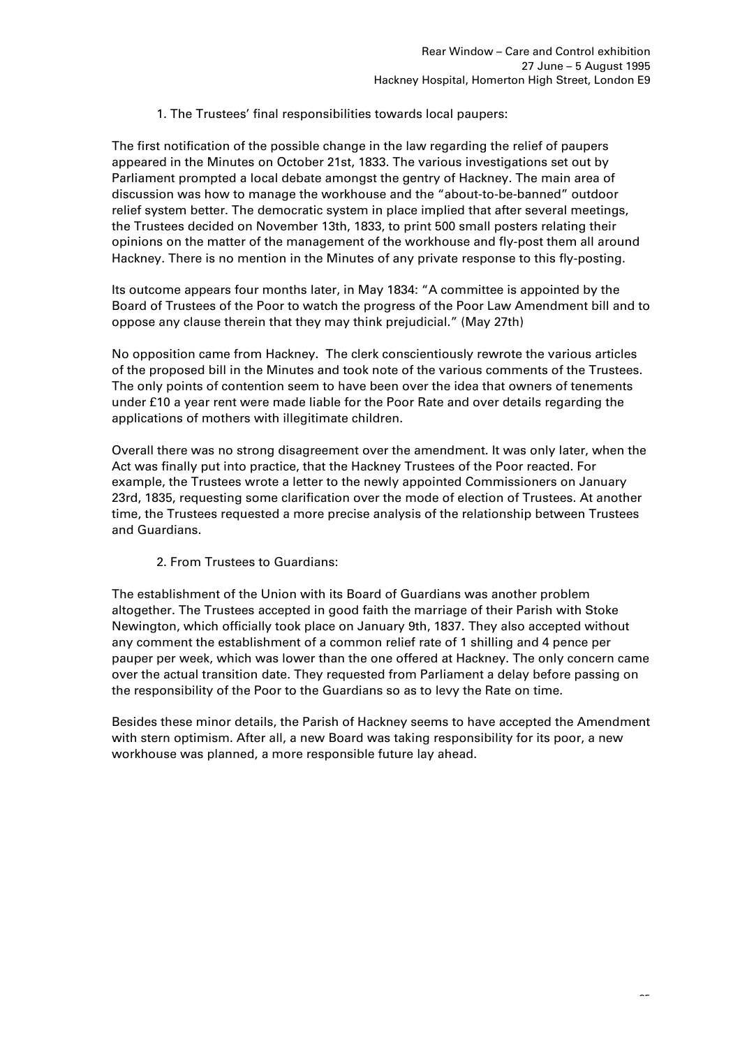1. The Trustees' final responsibilities towards local paupers:

The first notification of the possible change in the law regarding the relief of paupers appeared in the Minutes on October 21st, 1833. The various investigations set out by Parliament prompted a local debate amongst the gentry of Hackney. The main area of discussion was how to manage the workhouse and the "about-to-be-banned" outdoor relief system better. The democratic system in place implied that after several meetings, the Trustees decided on November 13th, 1833, to print 500 small posters relating their opinions on the matter of the management of the workhouse and fly-post them all around Hackney. There is no mention in the Minutes of any private response to this fly-posting.

Its outcome appears four months later, in May 1834: "A committee is appointed by the Board of Trustees of the Poor to watch the progress of the Poor Law Amendment bill and to oppose any clause therein that they may think prejudicial." (May 27th)

No opposition came from Hackney. The clerk conscientiously rewrote the various articles of the proposed bill in the Minutes and took note of the various comments of the Trustees. The only points of contention seem to have been over the idea that owners of tenements under £10 a year rent were made liable for the Poor Rate and over details regarding the applications of mothers with illegitimate children.

Overall there was no strong disagreement over the amendment. It was only later, when the Act was finally put into practice, that the Hackney Trustees of the Poor reacted. For example, the Trustees wrote a letter to the newly appointed Commissioners on January 23rd, 1835, requesting some clarification over the mode of election of Trustees. At another time, the Trustees requested a more precise analysis of the relationship between Trustees and Guardians.

2. From Trustees to Guardians:

The establishment of the Union with its Board of Guardians was another problem altogether. The Trustees accepted in good faith the marriage of their Parish with Stoke Newington, which officially took place on January 9th, 1837. They also accepted without any comment the establishment of a common relief rate of 1 shilling and 4 pence per pauper per week, which was lower than the one offered at Hackney. The only concern came over the actual transition date. They requested from Parliament a delay before passing on the responsibility of the Poor to the Guardians so as to levy the Rate on time.

Besides these minor details, the Parish of Hackney seems to have accepted the Amendment with stern optimism. After all, a new Board was taking responsibility for its poor, a new workhouse was planned, a more responsible future lay ahead.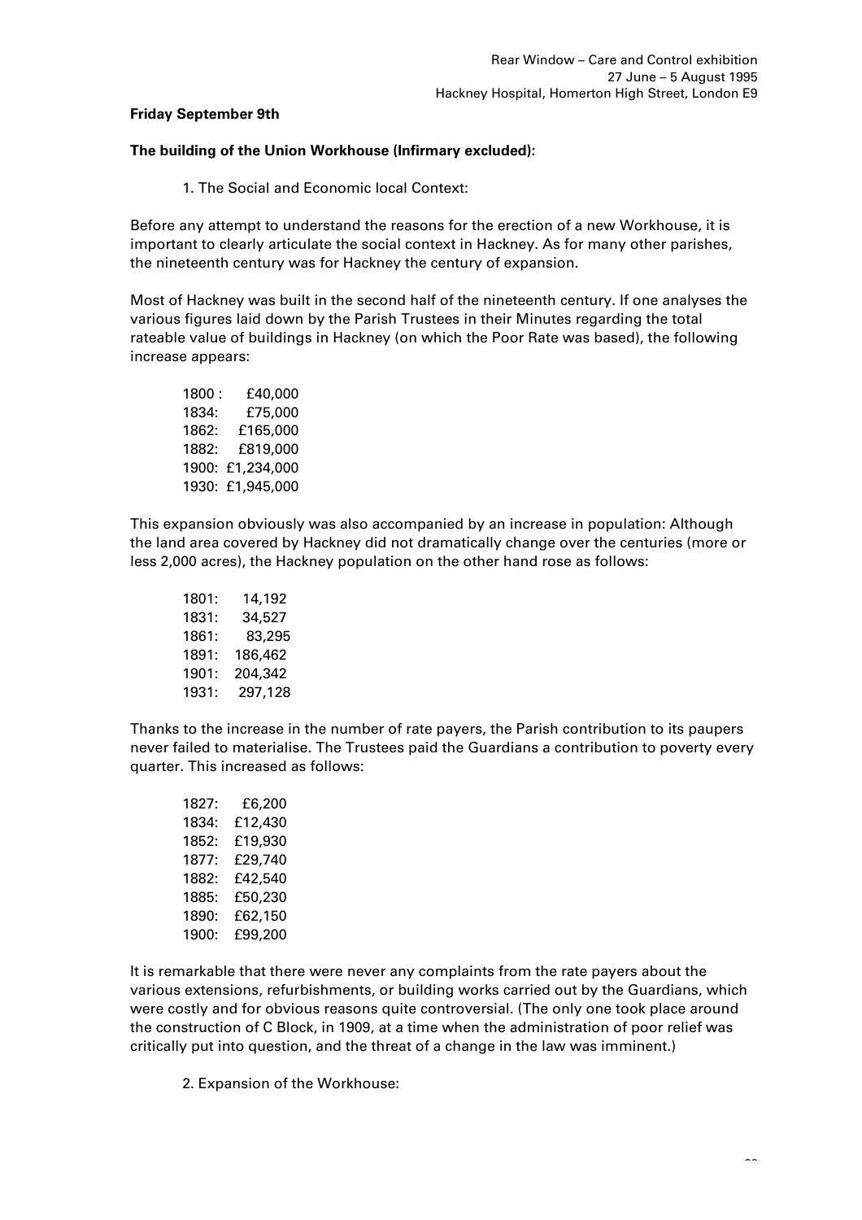**Friday September 9th**

**The building of the Union Workhouse (Infirmary excluded):**

1. The Social and Economic local Context:

Before any attempt to understand the reasons for the erection of a new Workhouse, it is important to clearly articulate the social context in Hackney. As for many other parishes, the nineteenth century was for Hackney the century of expansion.

Most of Hackney was built in the second half of the nineteenth century. If one analyses the various figures laid down by the Parish Trustees in their Minutes regarding the total rateable value of buildings in Hackney (on which the Poor Rate was based), the following increase appears:

1800 : £40,000
1834: £75,000
1862: £165,000
1882: £819,000
1900: £1,234,000
1930: £1,945,000

This expansion obviously was also accompanied by an increase in population: Although the land area covered by Hackney did not dramatically change over the centuries (more or less 2,000 acres), the Hackney population on the other hand rose as follows:

1801: 14,192
1831: 34,527
1861: 83,295
1891: 186,462
1901: 204,342
1931: 297,128

Thanks to the increase in the number of rate payers, the Parish contribution to its paupers never failed to materialise. The Trustees paid the Guardians a contribution to poverty every quarter. This increased as follows:

1827: £6,200
1834: £12,430
1852: £19,930
1877: £29,740
1882: £42,540
1885: £50,230
1890: £62,150
1900: £99,200

It is remarkable that there were never any complaints from the rate payers about the various extensions, refurbishments, or building works carried out by the Guardians, which were costly and for obvious reasons quite controversial. (The only one took place around the construction of C Block, in 1909, at a time when the administration of poor relief was critically put into question, and the threat of a change in the law was imminent.)

2. Expansion of the Workhouse: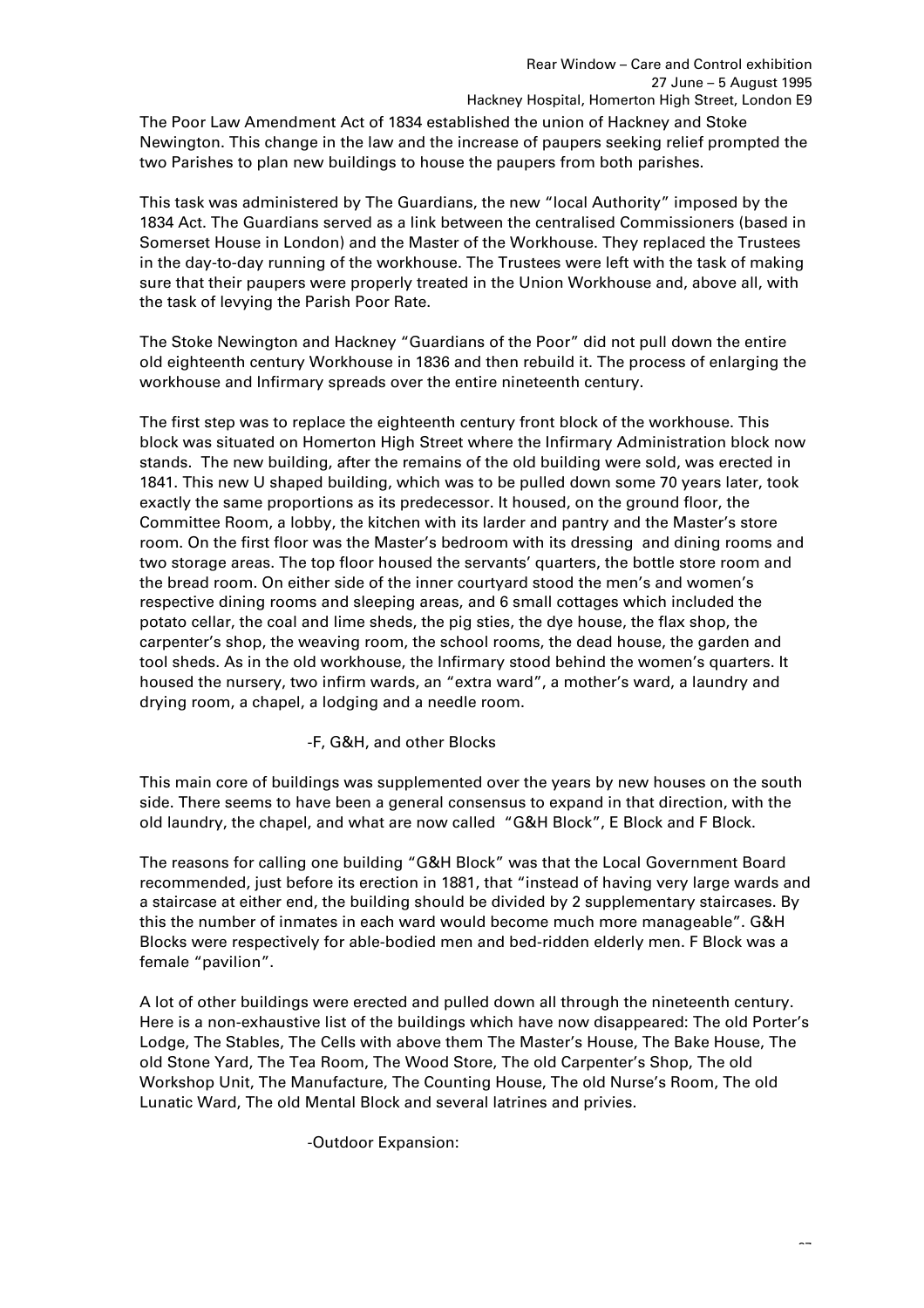The Poor Law Amendment Act of 1834 established the union of Hackney and Stoke Newington. This change in the law and the increase of paupers seeking relief prompted the two Parishes to plan new buildings to house the paupers from both parishes.

This task was administered by The Guardians, the new "local Authority" imposed by the 1834 Act. The Guardians served as a link between the centralised Commissioners (based in Somerset House in London) and the Master of the Workhouse. They replaced the Trustees in the day-to-day running of the workhouse. The Trustees were left with the task of making sure that their paupers were properly treated in the Union Workhouse and, above all, with the task of levying the Parish Poor Rate.

The Stoke Newington and Hackney "Guardians of the Poor" did not pull down the entire old eighteenth century Workhouse in 1836 and then rebuild it. The process of enlarging the workhouse and Infirmary spreads over the entire nineteenth century.

The first step was to replace the eighteenth century front block of the workhouse. This block was situated on Homerton High Street where the Infirmary Administration block now stands. The new building, after the remains of the old building were sold, was erected in 1841. This new U shaped building, which was to be pulled down some 70 years later, took exactly the same proportions as its predecessor. It housed, on the ground floor, the Committee Room, a lobby, the kitchen with its larder and pantry and the Master's store room. On the first floor was the Master's bedroom with its dressing and dining rooms and two storage areas. The top floor housed the servants' quarters, the bottle store room and the bread room. On either side of the inner courtyard stood the men's and women's respective dining rooms and sleeping areas, and 6 small cottages which included the potato cellar, the coal and lime sheds, the pig sties, the dye house, the flax shop, the carpenter's shop, the weaving room, the school rooms, the dead house, the garden and tool sheds. As in the old workhouse, the Infirmary stood behind the women's quarters. It housed the nursery, two infirm wards, an "extra ward", a mother's ward, a laundry and drying room, a chapel, a lodging and a needle room.

-F, G&H, and other Blocks

This main core of buildings was supplemented over the years by new houses on the south side. There seems to have been a general consensus to expand in that direction, with the old laundry, the chapel, and what are now called "G&H Block", E Block and F Block.

The reasons for calling one building "G&H Block" was that the Local Government Board recommended, just before its erection in 1881, that "instead of having very large wards and a staircase at either end, the building should be divided by 2 supplementary staircases. By this the number of inmates in each ward would become much more manageable". G&H Blocks were respectively for able-bodied men and bed-ridden elderly men. F Block was a female "pavilion".

A lot of other buildings were erected and pulled down all through the nineteenth century. Here is a non-exhaustive list of the buildings which have now disappeared: The old Porter's Lodge, The Stables, The Cells with above them The Master's House, The Bake House, The old Stone Yard, The Tea Room, The Wood Store, The old Carpenter's Shop, The old Workshop Unit, The Manufacture, The Counting House, The old Nurse's Room, The old Lunatic Ward, The old Mental Block and several latrines and privies.

-Outdoor Expansion: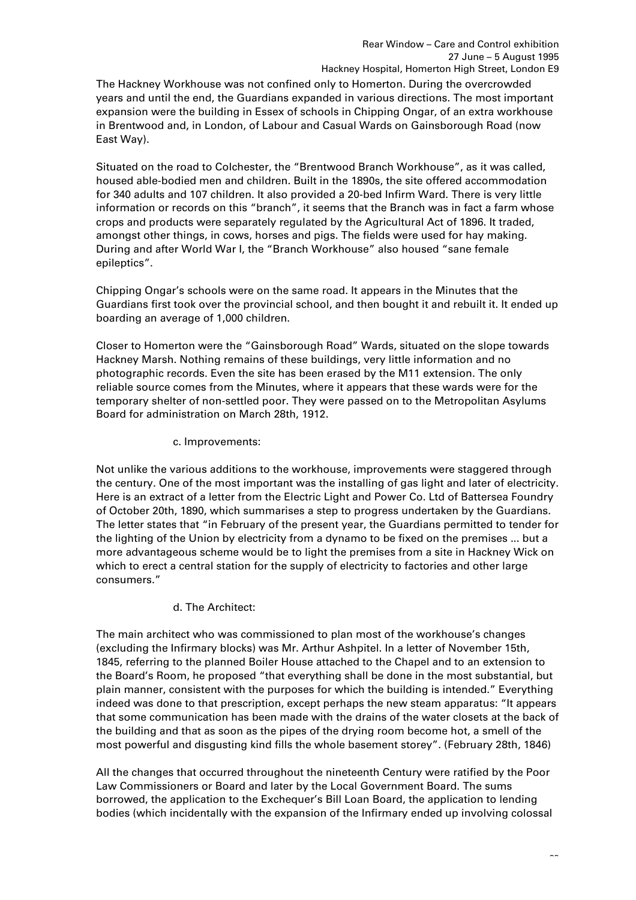The Hackney Workhouse was not confined only to Homerton. During the overcrowded years and until the end, the Guardians expanded in various directions. The most important expansion were the building in Essex of schools in Chipping Ongar, of an extra workhouse in Brentwood and, in London, of Labour and Casual Wards on Gainsborough Road (now East Way).

Situated on the road to Colchester, the "Brentwood Branch Workhouse", as it was called, housed able-bodied men and children. Built in the 1890s, the site offered accommodation for 340 adults and 107 children. It also provided a 20-bed Infirm Ward. There is very little information or records on this "branch", it seems that the Branch was in fact a farm whose crops and products were separately regulated by the Agricultural Act of 1896. It traded, amongst other things, in cows, horses and pigs. The fields were used for hay making. During and after World War I, the "Branch Workhouse" also housed "sane female epileptics".

Chipping Ongar's schools were on the same road. It appears in the Minutes that the Guardians first took over the provincial school, and then bought it and rebuilt it. It ended up boarding an average of 1,000 children.

Closer to Homerton were the "Gainsborough Road" Wards, situated on the slope towards Hackney Marsh. Nothing remains of these buildings, very little information and no photographic records. Even the site has been erased by the M11 extension. The only reliable source comes from the Minutes, where it appears that these wards were for the temporary shelter of non-settled poor. They were passed on to the Metropolitan Asylums Board for administration on March 28th, 1912.

### c. Improvements:

Not unlike the various additions to the workhouse, improvements were staggered through the century. One of the most important was the installing of gas light and later of electricity. Here is an extract of a letter from the Electric Light and Power Co. Ltd of Battersea Foundry of October 20th, 1890, which summarises a step to progress undertaken by the Guardians. The letter states that "in February of the present year, the Guardians permitted to tender for the lighting of the Union by electricity from a dynamo to be fixed on the premises ... but a more advantageous scheme would be to light the premises from a site in Hackney Wick on which to erect a central station for the supply of electricity to factories and other large consumers."

### d. The Architect:

The main architect who was commissioned to plan most of the workhouse's changes (excluding the Infirmary blocks) was Mr. Arthur Ashpitel. In a letter of November 15th, 1845, referring to the planned Boiler House attached to the Chapel and to an extension to the Board's Room, he proposed "that everything shall be done in the most substantial, but plain manner, consistent with the purposes for which the building is intended." Everything indeed was done to that prescription, except perhaps the new steam apparatus: "It appears that some communication has been made with the drains of the water closets at the back of the building and that as soon as the pipes of the drying room become hot, a smell of the most powerful and disgusting kind fills the whole basement storey". (February 28th, 1846)

All the changes that occurred throughout the nineteenth Century were ratified by the Poor Law Commissioners or Board and later by the Local Government Board. The sums borrowed, the application to the Exchequer's Bill Loan Board, the application to lending bodies (which incidentally with the expansion of the Infirmary ended up involving colossal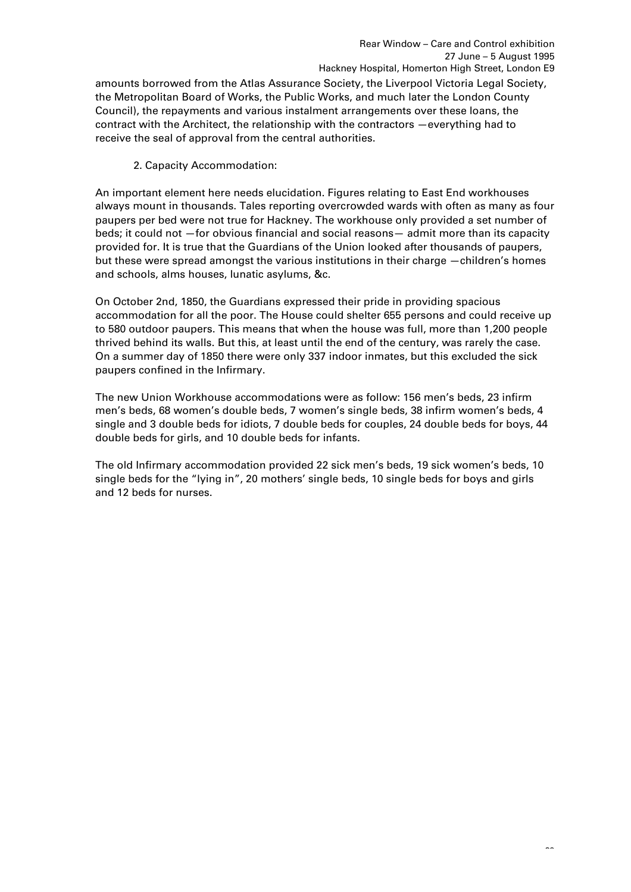amounts borrowed from the Atlas Assurance Society, the Liverpool Victoria Legal Society, the Metropolitan Board of Works, the Public Works, and much later the London County Council), the repayments and various instalment arrangements over these loans, the contract with the Architect, the relationship with the contractors —everything had to receive the seal of approval from the central authorities.

2. Capacity Accommodation:

An important element here needs elucidation. Figures relating to East End workhouses always mount in thousands. Tales reporting overcrowded wards with often as many as four paupers per bed were not true for Hackney. The workhouse only provided a set number of beds; it could not —for obvious financial and social reasons— admit more than its capacity provided for. It is true that the Guardians of the Union looked after thousands of paupers, but these were spread amongst the various institutions in their charge —children's homes and schools, alms houses, lunatic asylums, &c.

On October 2nd, 1850, the Guardians expressed their pride in providing spacious accommodation for all the poor. The House could shelter 655 persons and could receive up to 580 outdoor paupers. This means that when the house was full, more than 1,200 people thrived behind its walls. But this, at least until the end of the century, was rarely the case. On a summer day of 1850 there were only 337 indoor inmates, but this excluded the sick paupers confined in the Infirmary.

The new Union Workhouse accommodations were as follow: 156 men's beds, 23 infirm men's beds, 68 women's double beds, 7 women's single beds, 38 infirm women's beds, 4 single and 3 double beds for idiots, 7 double beds for couples, 24 double beds for boys, 44 double beds for girls, and 10 double beds for infants.

The old Infirmary accommodation provided 22 sick men's beds, 19 sick women's beds, 10 single beds for the "lying in", 20 mothers' single beds, 10 single beds for boys and girls and 12 beds for nurses.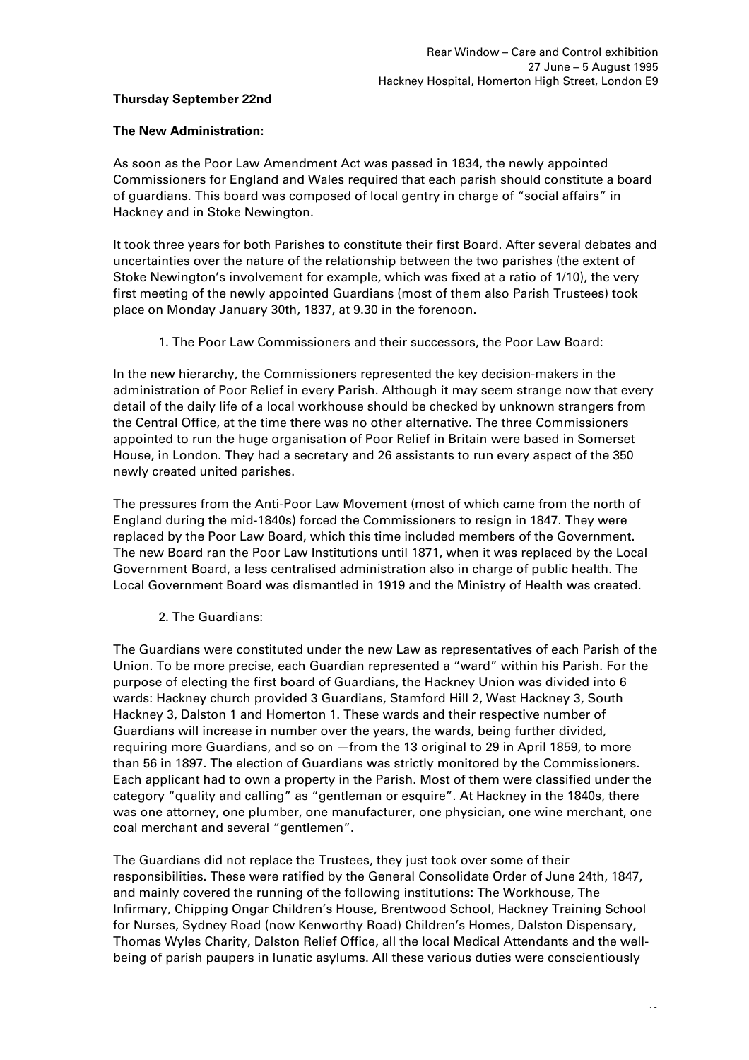**Thursday September 22nd**

**The New Administration**:

As soon as the Poor Law Amendment Act was passed in 1834, the newly appointed Commissioners for England and Wales required that each parish should constitute a board of guardians. This board was composed of local gentry in charge of "social affairs" in Hackney and in Stoke Newington.

It took three years for both Parishes to constitute their first Board. After several debates and uncertainties over the nature of the relationship between the two parishes (the extent of Stoke Newington's involvement for example, which was fixed at a ratio of 1/10), the very first meeting of the newly appointed Guardians (most of them also Parish Trustees) took place on Monday January 30th, 1837, at 9.30 in the forenoon.

1. The Poor Law Commissioners and their successors, the Poor Law Board:

In the new hierarchy, the Commissioners represented the key decision-makers in the administration of Poor Relief in every Parish. Although it may seem strange now that every detail of the daily life of a local workhouse should be checked by unknown strangers from the Central Office, at the time there was no other alternative. The three Commissioners appointed to run the huge organisation of Poor Relief in Britain were based in Somerset House, in London. They had a secretary and 26 assistants to run every aspect of the 350 newly created united parishes.

The pressures from the Anti-Poor Law Movement (most of which came from the north of England during the mid-1840s) forced the Commissioners to resign in 1847. They were replaced by the Poor Law Board, which this time included members of the Government. The new Board ran the Poor Law Institutions until 1871, when it was replaced by the Local Government Board, a less centralised administration also in charge of public health. The Local Government Board was dismantled in 1919 and the Ministry of Health was created.

2. The Guardians:

The Guardians were constituted under the new Law as representatives of each Parish of the Union. To be more precise, each Guardian represented a "ward" within his Parish. For the purpose of electing the first board of Guardians, the Hackney Union was divided into 6 wards: Hackney church provided 3 Guardians, Stamford Hill 2, West Hackney 3, South Hackney 3, Dalston 1 and Homerton 1. These wards and their respective number of Guardians will increase in number over the years, the wards, being further divided, requiring more Guardians, and so on —from the 13 original to 29 in April 1859, to more than 56 in 1897. The election of Guardians was strictly monitored by the Commissioners. Each applicant had to own a property in the Parish. Most of them were classified under the category "quality and calling" as "gentleman or esquire". At Hackney in the 1840s, there was one attorney, one plumber, one manufacturer, one physician, one wine merchant, one coal merchant and several "gentlemen".

The Guardians did not replace the Trustees, they just took over some of their responsibilities. These were ratified by the General Consolidate Order of June 24th, 1847, and mainly covered the running of the following institutions: The Workhouse, The Infirmary, Chipping Ongar Children's House, Brentwood School, Hackney Training School for Nurses, Sydney Road (now Kenworthy Road) Children's Homes, Dalston Dispensary, Thomas Wyles Charity, Dalston Relief Office, all the local Medical Attendants and the well-being of parish paupers in lunatic asylums. All these various duties were conscientiously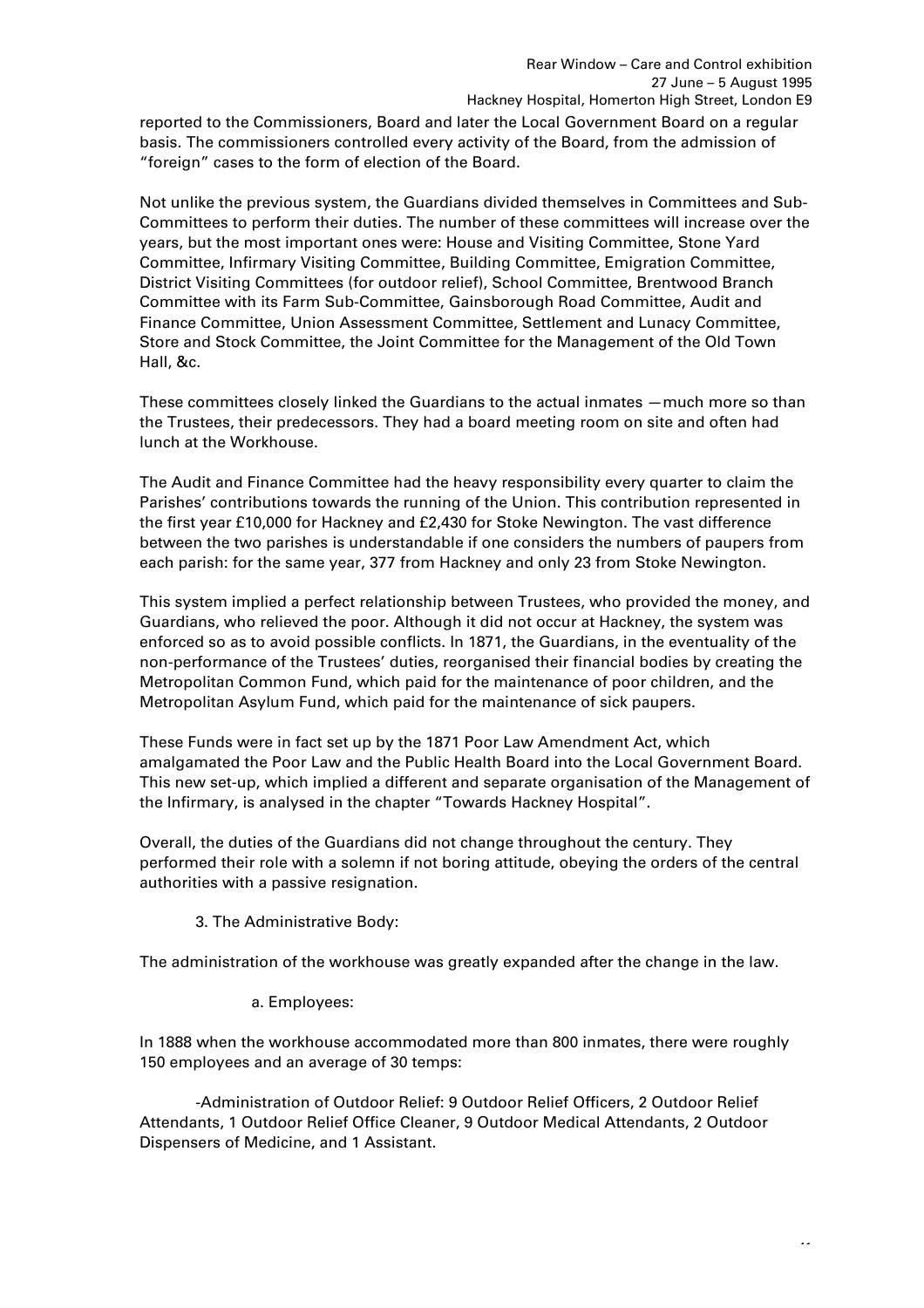reported to the Commissioners, Board and later the Local Government Board on a regular basis. The commissioners controlled every activity of the Board, from the admission of "foreign" cases to the form of election of the Board.

Not unlike the previous system, the Guardians divided themselves in Committees and Sub-Committees to perform their duties. The number of these committees will increase over the years, but the most important ones were: House and Visiting Committee, Stone Yard Committee, Infirmary Visiting Committee, Building Committee, Emigration Committee, District Visiting Committees (for outdoor relief), School Committee, Brentwood Branch Committee with its Farm Sub-Committee, Gainsborough Road Committee, Audit and Finance Committee, Union Assessment Committee, Settlement and Lunacy Committee, Store and Stock Committee, the Joint Committee for the Management of the Old Town Hall, &c.

These committees closely linked the Guardians to the actual inmates —much more so than the Trustees, their predecessors. They had a board meeting room on site and often had lunch at the Workhouse.

The Audit and Finance Committee had the heavy responsibility every quarter to claim the Parishes' contributions towards the running of the Union. This contribution represented in the first year £10,000 for Hackney and £2,430 for Stoke Newington. The vast difference between the two parishes is understandable if one considers the numbers of paupers from each parish: for the same year, 377 from Hackney and only 23 from Stoke Newington.

This system implied a perfect relationship between Trustees, who provided the money, and Guardians, who relieved the poor. Although it did not occur at Hackney, the system was enforced so as to avoid possible conflicts. In 1871, the Guardians, in the eventuality of the non-performance of the Trustees' duties, reorganised their financial bodies by creating the Metropolitan Common Fund, which paid for the maintenance of poor children, and the Metropolitan Asylum Fund, which paid for the maintenance of sick paupers.

These Funds were in fact set up by the 1871 Poor Law Amendment Act, which amalgamated the Poor Law and the Public Health Board into the Local Government Board. This new set-up, which implied a different and separate organisation of the Management of the Infirmary, is analysed in the chapter "Towards Hackney Hospital".

Overall, the duties of the Guardians did not change throughout the century. They performed their role with a solemn if not boring attitude, obeying the orders of the central authorities with a passive resignation.

### 3. The Administrative Body:

The administration of the workhouse was greatly expanded after the change in the law.

#### a. Employees:

In 1888 when the workhouse accommodated more than 800 inmates, there were roughly 150 employees and an average of 30 temps:

-Administration of Outdoor Relief: 9 Outdoor Relief Officers, 2 Outdoor Relief Attendants, 1 Outdoor Relief Office Cleaner, 9 Outdoor Medical Attendants, 2 Outdoor Dispensers of Medicine, and 1 Assistant.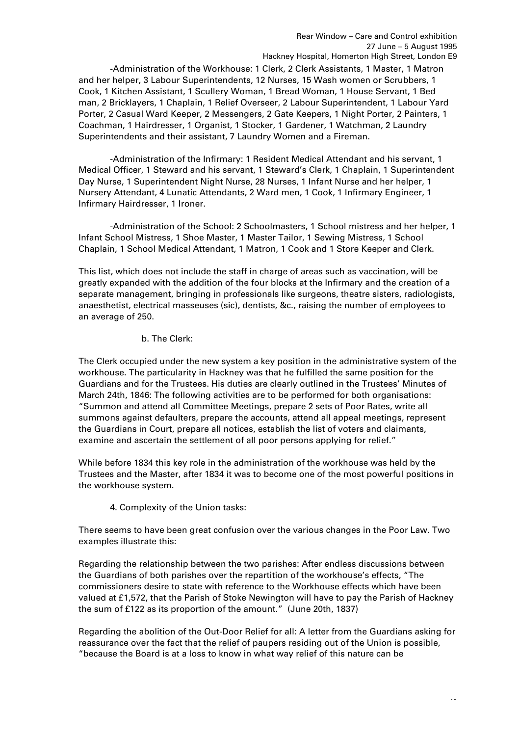-Administration of the Workhouse: 1 Clerk, 2 Clerk Assistants, 1 Master, 1 Matron and her helper, 3 Labour Superintendents, 12 Nurses, 15 Wash women or Scrubbers, 1 Cook, 1 Kitchen Assistant, 1 Scullery Woman, 1 Bread Woman, 1 House Servant, 1 Bed man, 2 Bricklayers, 1 Chaplain, 1 Relief Overseer, 2 Labour Superintendent, 1 Labour Yard Porter, 2 Casual Ward Keeper, 2 Messengers, 2 Gate Keepers, 1 Night Porter, 2 Painters, 1 Coachman, 1 Hairdresser, 1 Organist, 1 Stocker, 1 Gardener, 1 Watchman, 2 Laundry Superintendents and their assistant, 7 Laundry Women and a Fireman.

-Administration of the Infirmary: 1 Resident Medical Attendant and his servant, 1 Medical Officer, 1 Steward and his servant, 1 Steward's Clerk, 1 Chaplain, 1 Superintendent Day Nurse, 1 Superintendent Night Nurse, 28 Nurses, 1 Infant Nurse and her helper, 1 Nursery Attendant, 4 Lunatic Attendants, 2 Ward men, 1 Cook, 1 Infirmary Engineer, 1 Infirmary Hairdresser, 1 Ironer.

-Administration of the School: 2 Schoolmasters, 1 School mistress and her helper, 1 Infant School Mistress, 1 Shoe Master, 1 Master Tailor, 1 Sewing Mistress, 1 School Chaplain, 1 School Medical Attendant, 1 Matron, 1 Cook and 1 Store Keeper and Clerk.

This list, which does not include the staff in charge of areas such as vaccination, will be greatly expanded with the addition of the four blocks at the Infirmary and the creation of a separate management, bringing in professionals like surgeons, theatre sisters, radiologists, anaesthetist, electrical masseuses (sic), dentists, &c., raising the number of employees to an average of 250.

b. The Clerk:

The Clerk occupied under the new system a key position in the administrative system of the workhouse. The particularity in Hackney was that he fulfilled the same position for the Guardians and for the Trustees. His duties are clearly outlined in the Trustees' Minutes of March 24th, 1846: The following activities are to be performed for both organisations: "Summon and attend all Committee Meetings, prepare 2 sets of Poor Rates, write all summons against defaulters, prepare the accounts, attend all appeal meetings, represent the Guardians in Court, prepare all notices, establish the list of voters and claimants, examine and ascertain the settlement of all poor persons applying for relief."

While before 1834 this key role in the administration of the workhouse was held by the Trustees and the Master, after 1834 it was to become one of the most powerful positions in the workhouse system.

4. Complexity of the Union tasks:

There seems to have been great confusion over the various changes in the Poor Law. Two examples illustrate this:

Regarding the relationship between the two parishes: After endless discussions between the Guardians of both parishes over the repartition of the workhouse's effects, "The commissioners desire to state with reference to the Workhouse effects which have been valued at £1,572, that the Parish of Stoke Newington will have to pay the Parish of Hackney the sum of £122 as its proportion of the amount." (June 20th, 1837)

Regarding the abolition of the Out-Door Relief for all: A letter from the Guardians asking for reassurance over the fact that the relief of paupers residing out of the Union is possible, "because the Board is at a loss to know in what way relief of this nature can be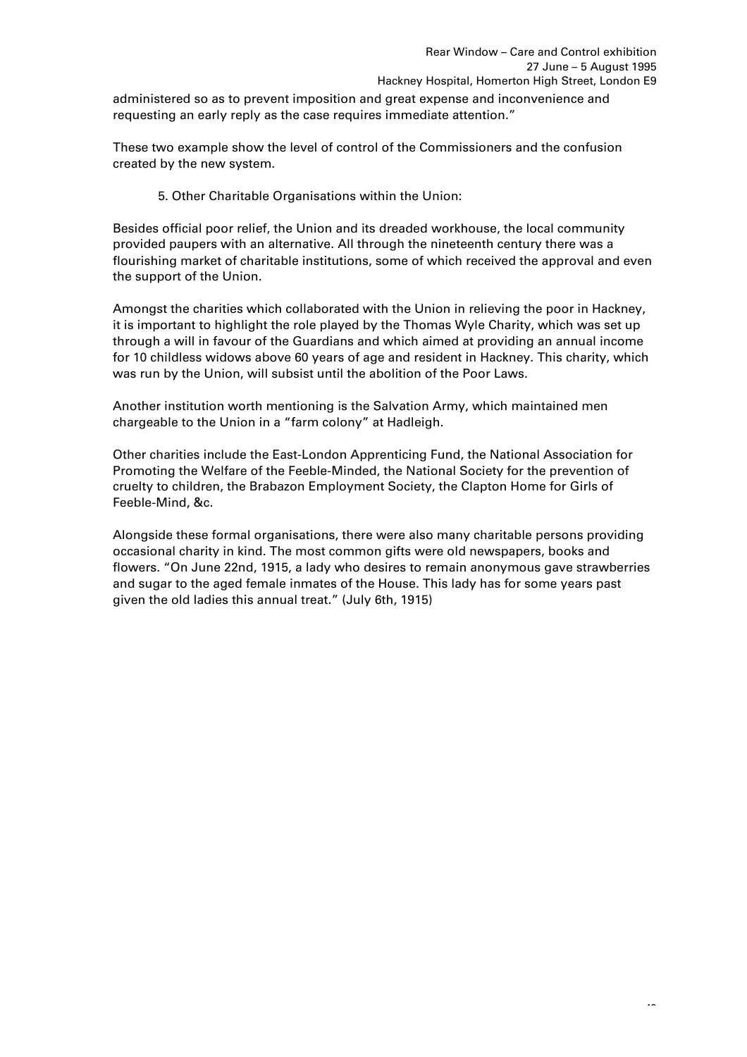administered so as to prevent imposition and great expense and inconvenience and requesting an early reply as the case requires immediate attention."

These two example show the level of control of the Commissioners and the confusion created by the new system.

5. Other Charitable Organisations within the Union:

Besides official poor relief, the Union and its dreaded workhouse, the local community provided paupers with an alternative. All through the nineteenth century there was a flourishing market of charitable institutions, some of which received the approval and even the support of the Union.

Amongst the charities which collaborated with the Union in relieving the poor in Hackney, it is important to highlight the role played by the Thomas Wyle Charity, which was set up through a will in favour of the Guardians and which aimed at providing an annual income for 10 childless widows above 60 years of age and resident in Hackney. This charity, which was run by the Union, will subsist until the abolition of the Poor Laws.

Another institution worth mentioning is the Salvation Army, which maintained men chargeable to the Union in a "farm colony" at Hadleigh.

Other charities include the East-London Apprenticing Fund, the National Association for Promoting the Welfare of the Feeble-Minded, the National Society for the prevention of cruelty to children, the Brabazon Employment Society, the Clapton Home for Girls of Feeble-Mind, &c.

Alongside these formal organisations, there were also many charitable persons providing occasional charity in kind. The most common gifts were old newspapers, books and flowers. "On June 22nd, 1915, a lady who desires to remain anonymous gave strawberries and sugar to the aged female inmates of the House. This lady has for some years past given the old ladies this annual treat." (July 6th, 1915)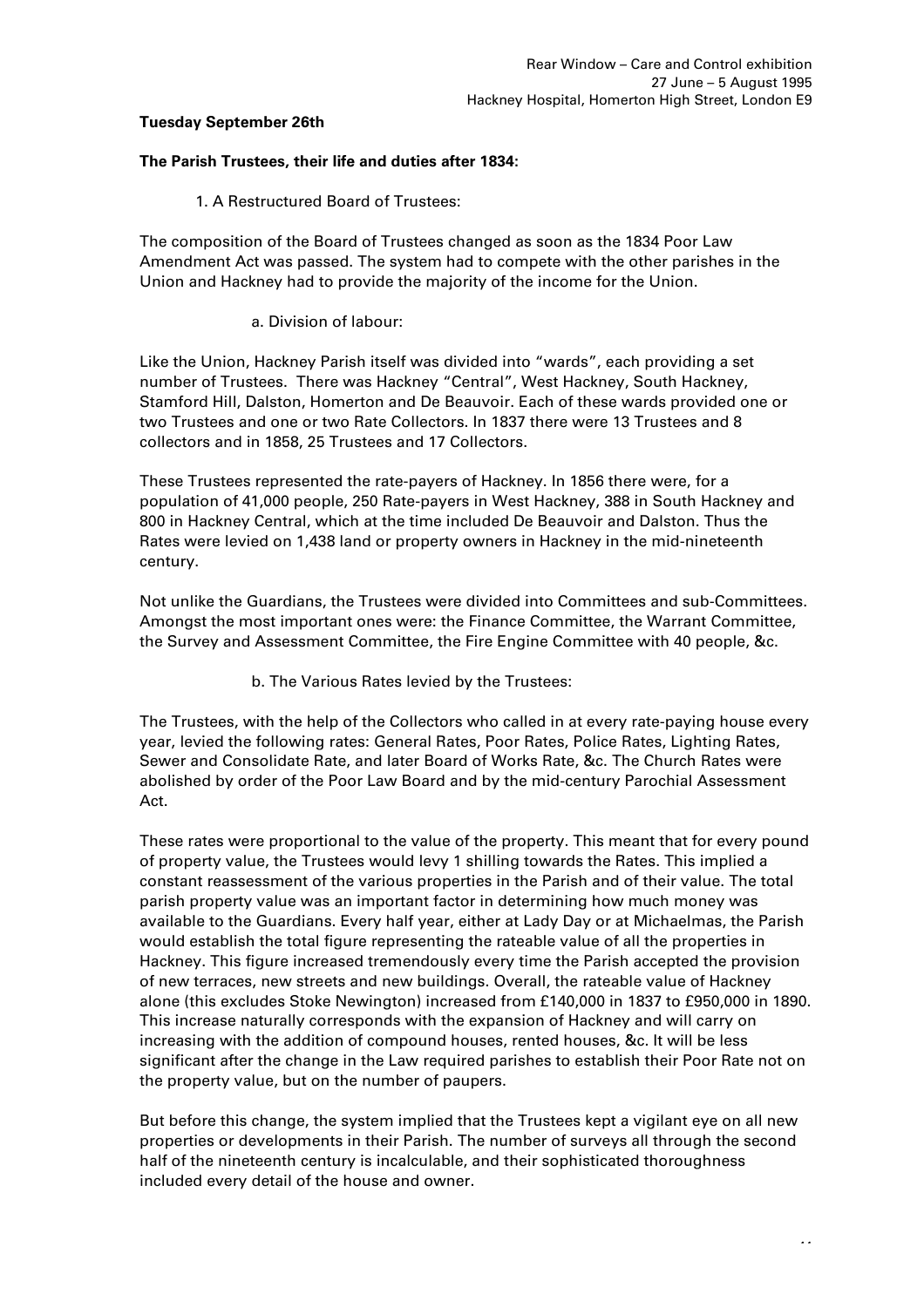**Tuesday September 26th**

**The Parish Trustees, their life and duties after 1834:**

1. A Restructured Board of Trustees:

The composition of the Board of Trustees changed as soon as the 1834 Poor Law Amendment Act was passed. The system had to compete with the other parishes in the Union and Hackney had to provide the majority of the income for the Union.

a. Division of labour:

Like the Union, Hackney Parish itself was divided into "wards", each providing a set number of Trustees. There was Hackney "Central", West Hackney, South Hackney, Stamford Hill, Dalston, Homerton and De Beauvoir. Each of these wards provided one or two Trustees and one or two Rate Collectors. In 1837 there were 13 Trustees and 8 collectors and in 1858, 25 Trustees and 17 Collectors.

These Trustees represented the rate-payers of Hackney. In 1856 there were, for a population of 41,000 people, 250 Rate-payers in West Hackney, 388 in South Hackney and 800 in Hackney Central, which at the time included De Beauvoir and Dalston. Thus the Rates were levied on 1,438 land or property owners in Hackney in the mid-nineteenth century.

Not unlike the Guardians, the Trustees were divided into Committees and sub-Committees. Amongst the most important ones were: the Finance Committee, the Warrant Committee, the Survey and Assessment Committee, the Fire Engine Committee with 40 people, &c.

b. The Various Rates levied by the Trustees:

The Trustees, with the help of the Collectors who called in at every rate-paying house every year, levied the following rates: General Rates, Poor Rates, Police Rates, Lighting Rates, Sewer and Consolidate Rate, and later Board of Works Rate, &c. The Church Rates were abolished by order of the Poor Law Board and by the mid-century Parochial Assessment Act.

These rates were proportional to the value of the property. This meant that for every pound of property value, the Trustees would levy 1 shilling towards the Rates. This implied a constant reassessment of the various properties in the Parish and of their value. The total parish property value was an important factor in determining how much money was available to the Guardians. Every half year, either at Lady Day or at Michaelmas, the Parish would establish the total figure representing the rateable value of all the properties in Hackney. This figure increased tremendously every time the Parish accepted the provision of new terraces, new streets and new buildings. Overall, the rateable value of Hackney alone (this excludes Stoke Newington) increased from £140,000 in 1837 to £950,000 in 1890. This increase naturally corresponds with the expansion of Hackney and will carry on increasing with the addition of compound houses, rented houses, &c. It will be less significant after the change in the Law required parishes to establish their Poor Rate not on the property value, but on the number of paupers.

But before this change, the system implied that the Trustees kept a vigilant eye on all new properties or developments in their Parish. The number of surveys all through the second half of the nineteenth century is incalculable, and their sophisticated thoroughness included every detail of the house and owner.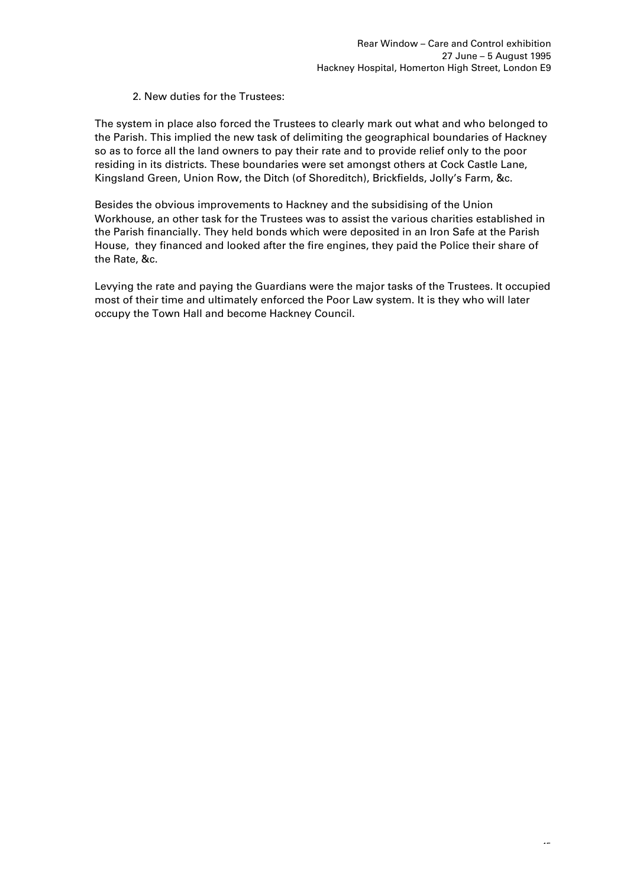2. New duties for the Trustees:

The system in place also forced the Trustees to clearly mark out what and who belonged to the Parish. This implied the new task of delimiting the geographical boundaries of Hackney so as to force all the land owners to pay their rate and to provide relief only to the poor residing in its districts. These boundaries were set amongst others at Cock Castle Lane, Kingsland Green, Union Row, the Ditch (of Shoreditch), Brickfields, Jolly's Farm, &c.

Besides the obvious improvements to Hackney and the subsidising of the Union Workhouse, an other task for the Trustees was to assist the various charities established in the Parish financially. They held bonds which were deposited in an Iron Safe at the Parish House, they financed and looked after the fire engines, they paid the Police their share of the Rate, &c.

Levying the rate and paying the Guardians were the major tasks of the Trustees. It occupied most of their time and ultimately enforced the Poor Law system. It is they who will later occupy the Town Hall and become Hackney Council.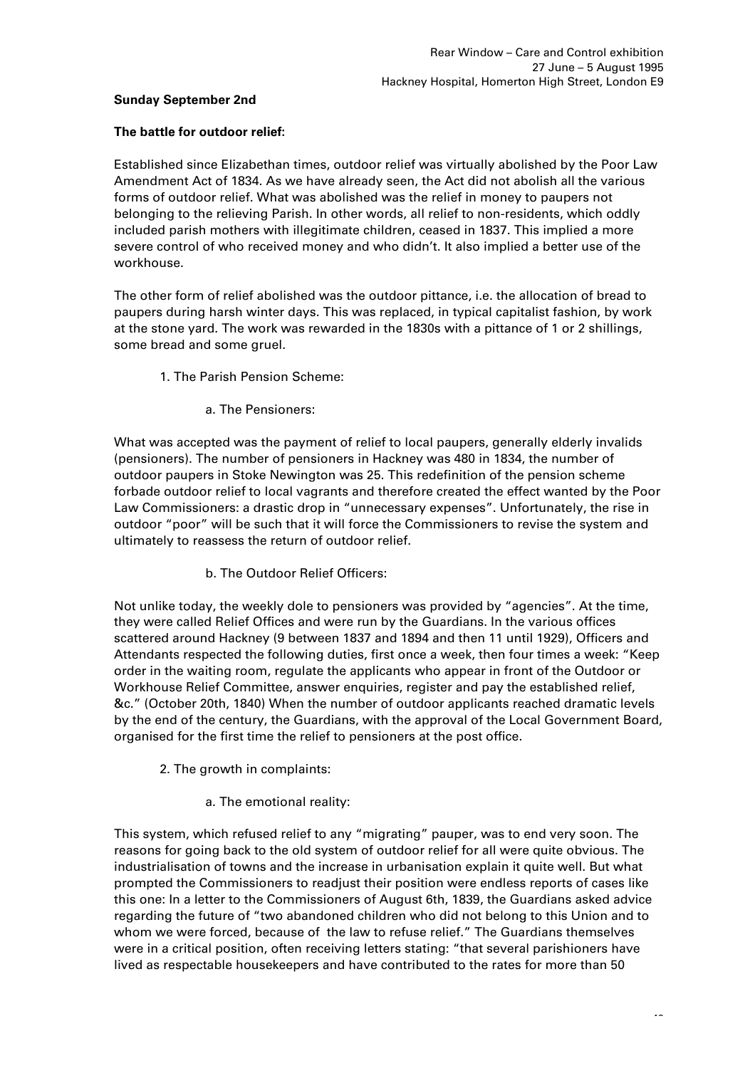**Sunday September 2nd**

**The battle for outdoor relief:**

Established since Elizabethan times, outdoor relief was virtually abolished by the Poor Law Amendment Act of 1834. As we have already seen, the Act did not abolish all the various forms of outdoor relief. What was abolished was the relief in money to paupers not belonging to the relieving Parish. In other words, all relief to non-residents, which oddly included parish mothers with illegitimate children, ceased in 1837. This implied a more severe control of who received money and who didn't. It also implied a better use of the workhouse.

The other form of relief abolished was the outdoor pittance, i.e. the allocation of bread to paupers during harsh winter days. This was replaced, in typical capitalist fashion, by work at the stone yard. The work was rewarded in the 1830s with a pittance of 1 or 2 shillings, some bread and some gruel.

1. The Parish Pension Scheme:

   a. The Pensioners:

What was accepted was the payment of relief to local paupers, generally elderly invalids (pensioners). The number of pensioners in Hackney was 480 in 1834, the number of outdoor paupers in Stoke Newington was 25. This redefinition of the pension scheme forbade outdoor relief to local vagrants and therefore created the effect wanted by the Poor Law Commissioners: a drastic drop in "unnecessary expenses". Unfortunately, the rise in outdoor "poor" will be such that it will force the Commissioners to revise the system and ultimately to reassess the return of outdoor relief.

   b. The Outdoor Relief Officers:

Not unlike today, the weekly dole to pensioners was provided by "agencies". At the time, they were called Relief Offices and were run by the Guardians. In the various offices scattered around Hackney (9 between 1837 and 1894 and then 11 until 1929), Officers and Attendants respected the following duties, first once a week, then four times a week: "Keep order in the waiting room, regulate the applicants who appear in front of the Outdoor or Workhouse Relief Committee, answer enquiries, register and pay the established relief, &c." (October 20th, 1840) When the number of outdoor applicants reached dramatic levels by the end of the century, the Guardians, with the approval of the Local Government Board, organised for the first time the relief to pensioners at the post office.

2. The growth in complaints:

   a. The emotional reality:

This system, which refused relief to any "migrating" pauper, was to end very soon. The reasons for going back to the old system of outdoor relief for all were quite obvious. The industrialisation of towns and the increase in urbanisation explain it quite well. But what prompted the Commissioners to readjust their position were endless reports of cases like this one: In a letter to the Commissioners of August 6th, 1839, the Guardians asked advice regarding the future of "two abandoned children who did not belong to this Union and to whom we were forced, because of the law to refuse relief." The Guardians themselves were in a critical position, often receiving letters stating: "that several parishioners have lived as respectable housekeepers and have contributed to the rates for more than 50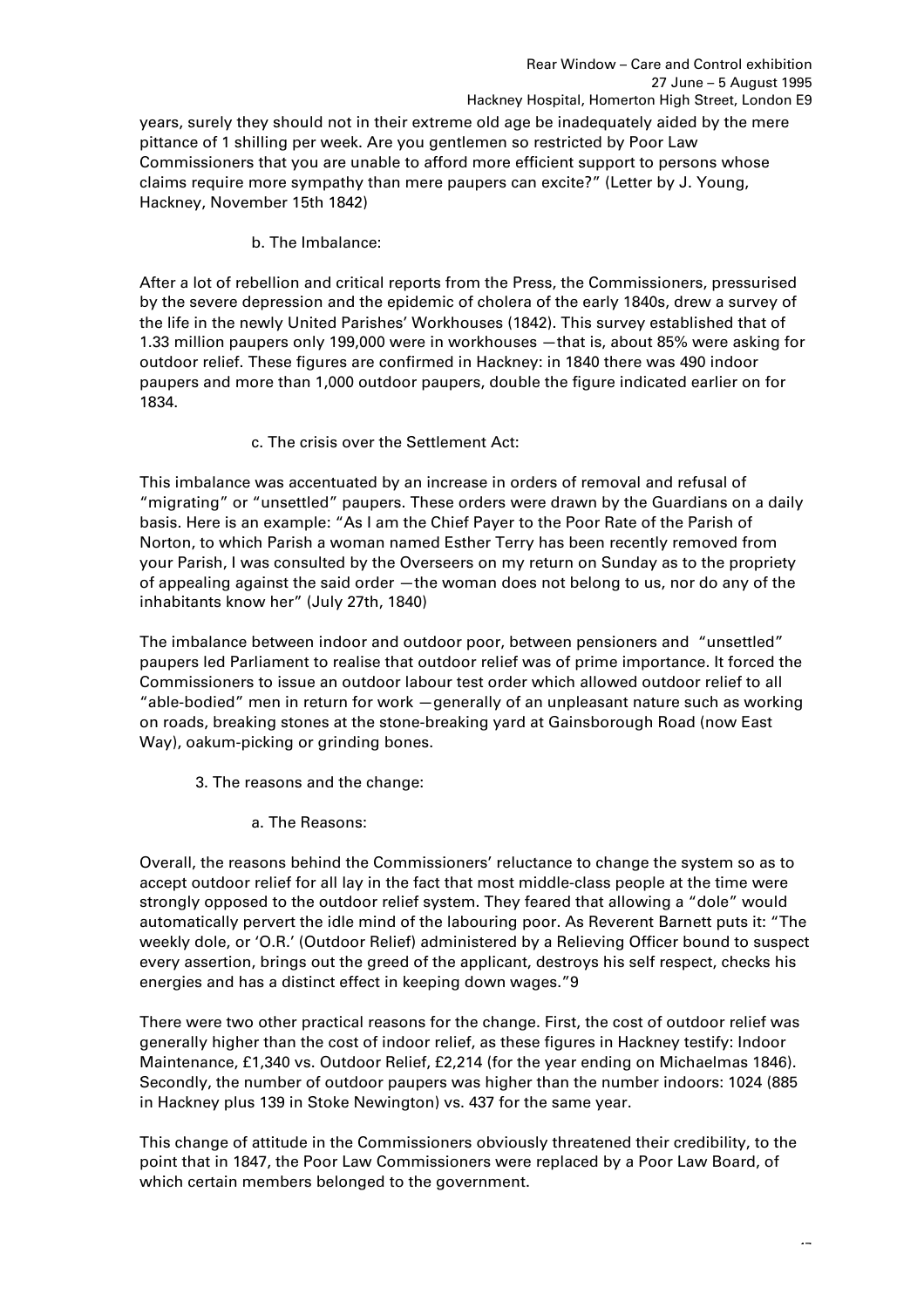years, surely they should not in their extreme old age be inadequately aided by the mere pittance of 1 shilling per week. Are you gentlemen so restricted by Poor Law Commissioners that you are unable to afford more efficient support to persons whose claims require more sympathy than mere paupers can excite?" (Letter by J. Young, Hackney, November 15th 1842)

### b. The Imbalance:

After a lot of rebellion and critical reports from the Press, the Commissioners, pressurised by the severe depression and the epidemic of cholera of the early 1840s, drew a survey of the life in the newly United Parishes' Workhouses (1842). This survey established that of 1.33 million paupers only 199,000 were in workhouses —that is, about 85% were asking for outdoor relief. These figures are confirmed in Hackney: in 1840 there was 490 indoor paupers and more than 1,000 outdoor paupers, double the figure indicated earlier on for 1834.

### c. The crisis over the Settlement Act:

This imbalance was accentuated by an increase in orders of removal and refusal of "migrating" or "unsettled" paupers. These orders were drawn by the Guardians on a daily basis. Here is an example: "As I am the Chief Payer to the Poor Rate of the Parish of Norton, to which Parish a woman named Esther Terry has been recently removed from your Parish, I was consulted by the Overseers on my return on Sunday as to the propriety of appealing against the said order —the woman does not belong to us, nor do any of the inhabitants know her" (July 27th, 1840)

The imbalance between indoor and outdoor poor, between pensioners and "unsettled" paupers led Parliament to realise that outdoor relief was of prime importance. It forced the Commissioners to issue an outdoor labour test order which allowed outdoor relief to all "able-bodied" men in return for work —generally of an unpleasant nature such as working on roads, breaking stones at the stone-breaking yard at Gainsborough Road (now East Way), oakum-picking or grinding bones.

## 3. The reasons and the change:

### a. The Reasons:

Overall, the reasons behind the Commissioners' reluctance to change the system so as to accept outdoor relief for all lay in the fact that most middle-class people at the time were strongly opposed to the outdoor relief system. They feared that allowing a "dole" would automatically pervert the idle mind of the labouring poor. As Reverent Barnett puts it: "The weekly dole, or 'O.R.' (Outdoor Relief) administered by a Relieving Officer bound to suspect every assertion, brings out the greed of the applicant, destroys his self respect, checks his energies and has a distinct effect in keeping down wages."[9]

There were two other practical reasons for the change. First, the cost of outdoor relief was generally higher than the cost of indoor relief, as these figures in Hackney testify: Indoor Maintenance, £1,340 vs. Outdoor Relief, £2,214 (for the year ending on Michaelmas 1846). Secondly, the number of outdoor paupers was higher than the number indoors: 1024 (885 in Hackney plus 139 in Stoke Newington) vs. 437 for the same year.

This change of attitude in the Commissioners obviously threatened their credibility, to the point that in 1847, the Poor Law Commissioners were replaced by a Poor Law Board, of which certain members belonged to the government.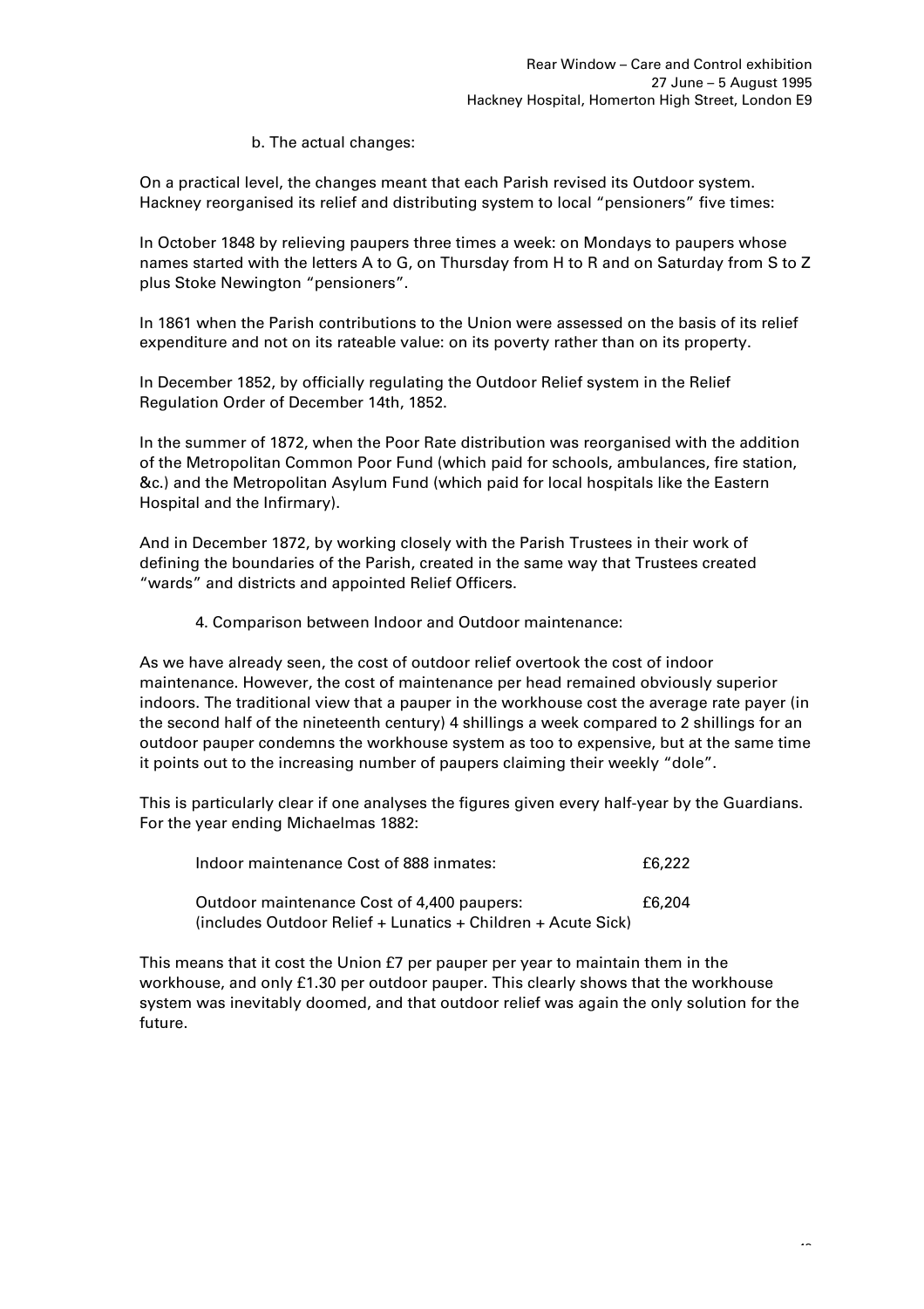b. The actual changes:

On a practical level, the changes meant that each Parish revised its Outdoor system. Hackney reorganised its relief and distributing system to local "pensioners" five times:

In October 1848 by relieving paupers three times a week: on Mondays to paupers whose names started with the letters A to G, on Thursday from H to R and on Saturday from S to Z plus Stoke Newington "pensioners".

In 1861 when the Parish contributions to the Union were assessed on the basis of its relief expenditure and not on its rateable value: on its poverty rather than on its property.

In December 1852, by officially regulating the Outdoor Relief system in the Relief Regulation Order of December 14th, 1852.

In the summer of 1872, when the Poor Rate distribution was reorganised with the addition of the Metropolitan Common Poor Fund (which paid for schools, ambulances, fire station, &c.) and the Metropolitan Asylum Fund (which paid for local hospitals like the Eastern Hospital and the Infirmary).

And in December 1872, by working closely with the Parish Trustees in their work of defining the boundaries of the Parish, created in the same way that Trustees created "wards" and districts and appointed Relief Officers.

4. Comparison between Indoor and Outdoor maintenance:

As we have already seen, the cost of outdoor relief overtook the cost of indoor maintenance. However, the cost of maintenance per head remained obviously superior indoors. The traditional view that a pauper in the workhouse cost the average rate payer (in the second half of the nineteenth century) 4 shillings a week compared to 2 shillings for an outdoor pauper condemns the workhouse system as too to expensive, but at the same time it points out to the increasing number of paupers claiming their weekly "dole".

This is particularly clear if one analyses the figures given every half-year by the Guardians. For the year ending Michaelmas 1882:

| | |
|---|---|
| Indoor maintenance Cost of 888 inmates: | £6,222 |
| Outdoor maintenance Cost of 4,400 paupers: (includes Outdoor Relief + Lunatics + Children + Acute Sick) | £6,204 |

This means that it cost the Union £7 per pauper per year to maintain them in the workhouse, and only £1.30 per outdoor pauper. This clearly shows that the workhouse system was inevitably doomed, and that outdoor relief was again the only solution for the future.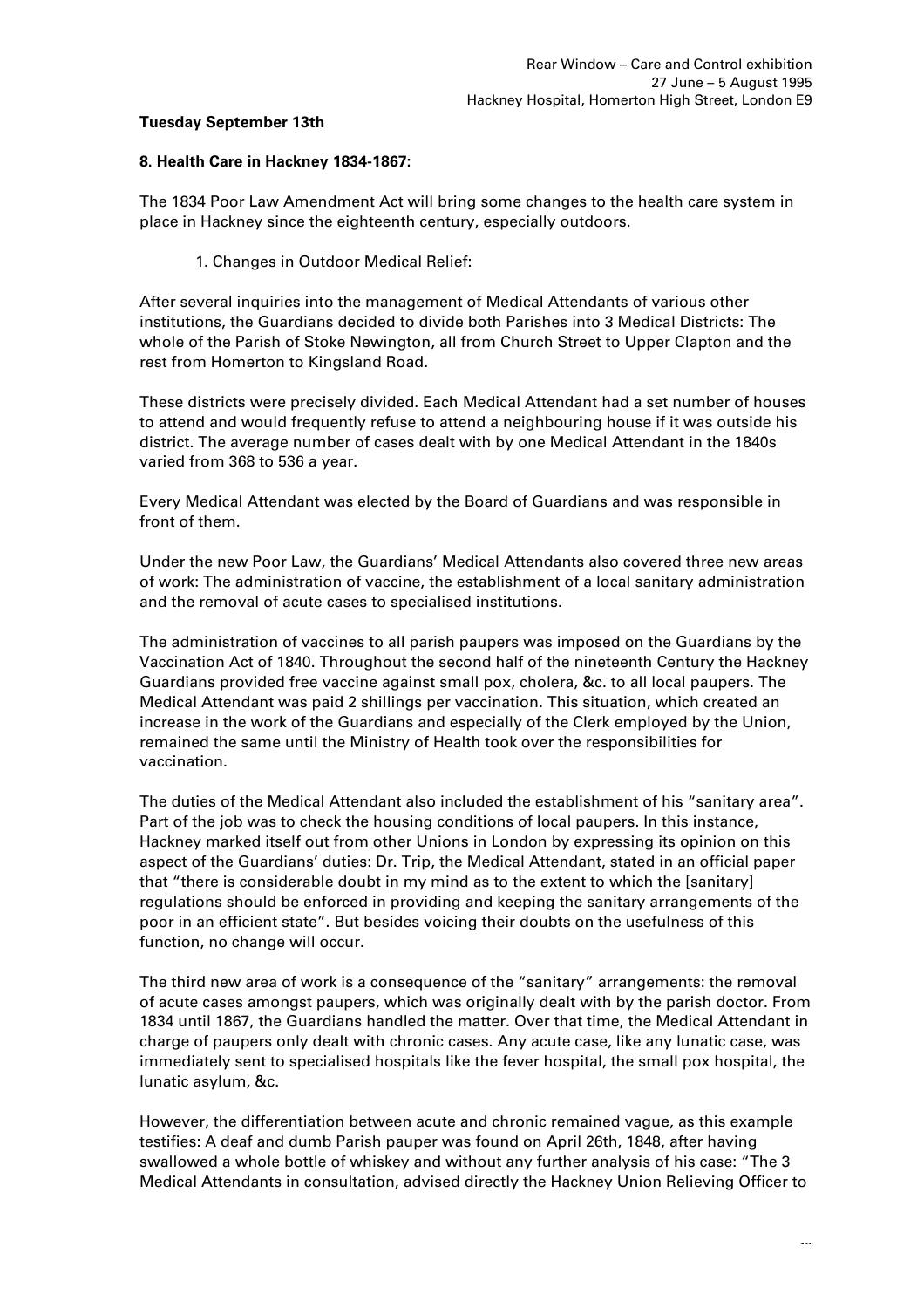**Tuesday September 13th**

**8. Health Care in Hackney 1834-1867:**

The 1834 Poor Law Amendment Act will bring some changes to the health care system in place in Hackney since the eighteenth century, especially outdoors.

1. Changes in Outdoor Medical Relief:

After several inquiries into the management of Medical Attendants of various other institutions, the Guardians decided to divide both Parishes into 3 Medical Districts: The whole of the Parish of Stoke Newington, all from Church Street to Upper Clapton and the rest from Homerton to Kingsland Road.

These districts were precisely divided. Each Medical Attendant had a set number of houses to attend and would frequently refuse to attend a neighbouring house if it was outside his district. The average number of cases dealt with by one Medical Attendant in the 1840s varied from 368 to 536 a year.

Every Medical Attendant was elected by the Board of Guardians and was responsible in front of them.

Under the new Poor Law, the Guardians' Medical Attendants also covered three new areas of work: The administration of vaccine, the establishment of a local sanitary administration and the removal of acute cases to specialised institutions.

The administration of vaccines to all parish paupers was imposed on the Guardians by the Vaccination Act of 1840. Throughout the second half of the nineteenth Century the Hackney Guardians provided free vaccine against small pox, cholera, &c. to all local paupers. The Medical Attendant was paid 2 shillings per vaccination. This situation, which created an increase in the work of the Guardians and especially of the Clerk employed by the Union, remained the same until the Ministry of Health took over the responsibilities for vaccination.

The duties of the Medical Attendant also included the establishment of his "sanitary area". Part of the job was to check the housing conditions of local paupers. In this instance, Hackney marked itself out from other Unions in London by expressing its opinion on this aspect of the Guardians' duties: Dr. Trip, the Medical Attendant, stated in an official paper that "there is considerable doubt in my mind as to the extent to which the [sanitary] regulations should be enforced in providing and keeping the sanitary arrangements of the poor in an efficient state". But besides voicing their doubts on the usefulness of this function, no change will occur.

The third new area of work is a consequence of the "sanitary" arrangements: the removal of acute cases amongst paupers, which was originally dealt with by the parish doctor. From 1834 until 1867, the Guardians handled the matter. Over that time, the Medical Attendant in charge of paupers only dealt with chronic cases. Any acute case, like any lunatic case, was immediately sent to specialised hospitals like the fever hospital, the small pox hospital, the lunatic asylum, &c.

However, the differentiation between acute and chronic remained vague, as this example testifies: A deaf and dumb Parish pauper was found on April 26th, 1848, after having swallowed a whole bottle of whiskey and without any further analysis of his case: "The 3 Medical Attendants in consultation, advised directly the Hackney Union Relieving Officer to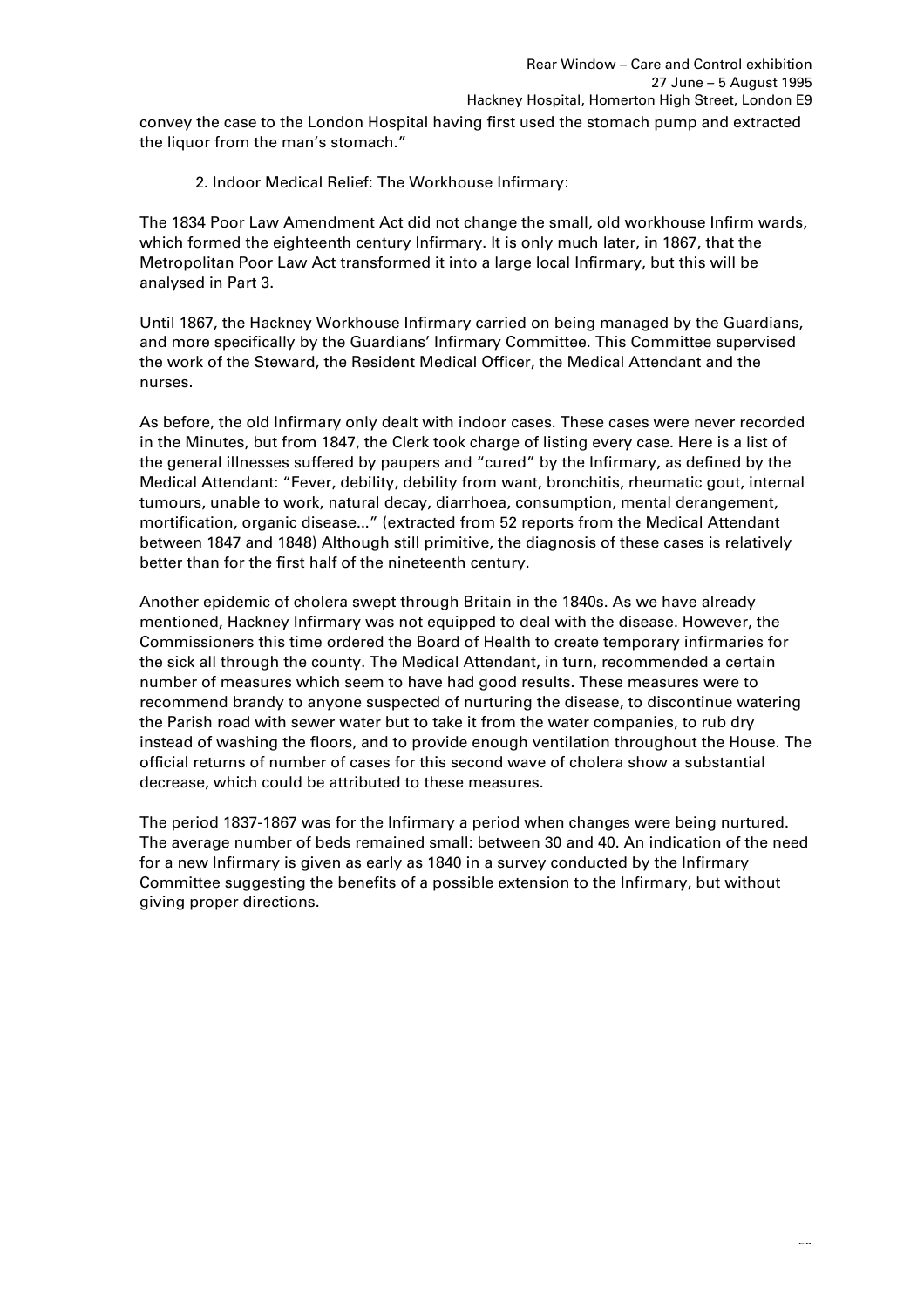convey the case to the London Hospital having first used the stomach pump and extracted the liquor from the man's stomach."

2. Indoor Medical Relief: The Workhouse Infirmary:

The 1834 Poor Law Amendment Act did not change the small, old workhouse Infirm wards, which formed the eighteenth century Infirmary. It is only much later, in 1867, that the Metropolitan Poor Law Act transformed it into a large local Infirmary, but this will be analysed in Part 3.

Until 1867, the Hackney Workhouse Infirmary carried on being managed by the Guardians, and more specifically by the Guardians' Infirmary Committee. This Committee supervised the work of the Steward, the Resident Medical Officer, the Medical Attendant and the nurses.

As before, the old Infirmary only dealt with indoor cases. These cases were never recorded in the Minutes, but from 1847, the Clerk took charge of listing every case. Here is a list of the general illnesses suffered by paupers and "cured" by the Infirmary, as defined by the Medical Attendant: "Fever, debility, debility from want, bronchitis, rheumatic gout, internal tumours, unable to work, natural decay, diarrhoea, consumption, mental derangement, mortification, organic disease..." (extracted from 52 reports from the Medical Attendant between 1847 and 1848) Although still primitive, the diagnosis of these cases is relatively better than for the first half of the nineteenth century.

Another epidemic of cholera swept through Britain in the 1840s. As we have already mentioned, Hackney Infirmary was not equipped to deal with the disease. However, the Commissioners this time ordered the Board of Health to create temporary infirmaries for the sick all through the county. The Medical Attendant, in turn, recommended a certain number of measures which seem to have had good results. These measures were to recommend brandy to anyone suspected of nurturing the disease, to discontinue watering the Parish road with sewer water but to take it from the water companies, to rub dry instead of washing the floors, and to provide enough ventilation throughout the House. The official returns of number of cases for this second wave of cholera show a substantial decrease, which could be attributed to these measures.

The period 1837-1867 was for the Infirmary a period when changes were being nurtured. The average number of beds remained small: between 30 and 40. An indication of the need for a new Infirmary is given as early as 1840 in a survey conducted by the Infirmary Committee suggesting the benefits of a possible extension to the Infirmary, but without giving proper directions.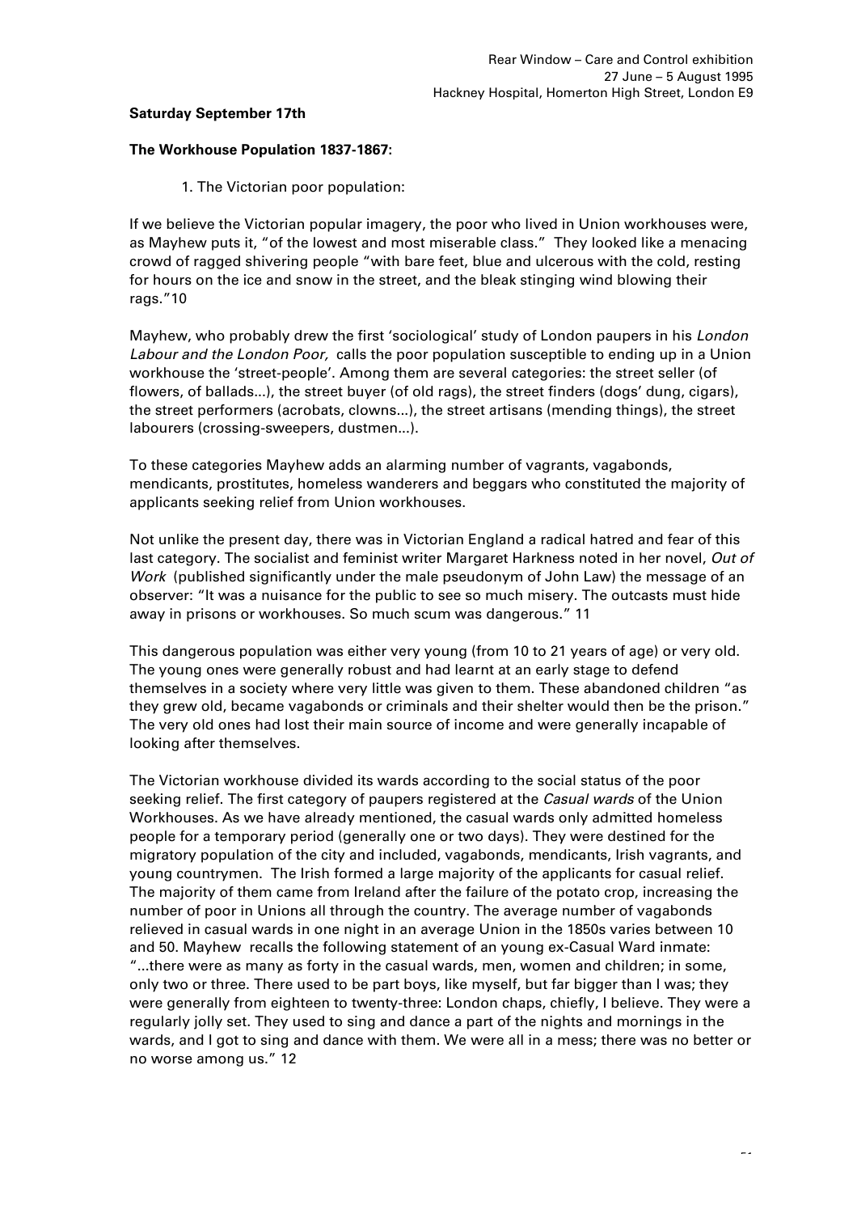**Saturday September 17th**

**The Workhouse Population 1837-1867:**

1. The Victorian poor population:

If we believe the Victorian popular imagery, the poor who lived in Union workhouses were, as Mayhew puts it, "of the lowest and most miserable class." They looked like a menacing crowd of ragged shivering people "with bare feet, blue and ulcerous with the cold, resting for hours on the ice and snow in the street, and the bleak stinging wind blowing their rags."10

Mayhew, who probably drew the first 'sociological' study of London paupers in his *London Labour and the London Poor,* calls the poor population susceptible to ending up in a Union workhouse the 'street-people'. Among them are several categories: the street seller (of flowers, of ballads...), the street buyer (of old rags), the street finders (dogs' dung, cigars), the street performers (acrobats, clowns...), the street artisans (mending things), the street labourers (crossing-sweepers, dustmen...).

To these categories Mayhew adds an alarming number of vagrants, vagabonds, mendicants, prostitutes, homeless wanderers and beggars who constituted the majority of applicants seeking relief from Union workhouses.

Not unlike the present day, there was in Victorian England a radical hatred and fear of this last category. The socialist and feminist writer Margaret Harkness noted in her novel, *Out of Work* (published significantly under the male pseudonym of John Law) the message of an observer: "It was a nuisance for the public to see so much misery. The outcasts must hide away in prisons or workhouses. So much scum was dangerous." 11

This dangerous population was either very young (from 10 to 21 years of age) or very old. The young ones were generally robust and had learnt at an early stage to defend themselves in a society where very little was given to them. These abandoned children "as they grew old, became vagabonds or criminals and their shelter would then be the prison." The very old ones had lost their main source of income and were generally incapable of looking after themselves.

The Victorian workhouse divided its wards according to the social status of the poor seeking relief. The first category of paupers registered at the *Casual wards* of the Union Workhouses. As we have already mentioned, the casual wards only admitted homeless people for a temporary period (generally one or two days). They were destined for the migratory population of the city and included, vagabonds, mendicants, Irish vagrants, and young countrymen. The Irish formed a large majority of the applicants for casual relief. The majority of them came from Ireland after the failure of the potato crop, increasing the number of poor in Unions all through the country. The average number of vagabonds relieved in casual wards in one night in an average Union in the 1850s varies between 10 and 50. Mayhew recalls the following statement of an young ex-Casual Ward inmate: "...there were as many as forty in the casual wards, men, women and children; in some, only two or three. There used to be part boys, like myself, but far bigger than I was; they were generally from eighteen to twenty-three: London chaps, chiefly, I believe. They were a regularly jolly set. They used to sing and dance a part of the nights and mornings in the wards, and I got to sing and dance with them. We were all in a mess; there was no better or no worse among us." 12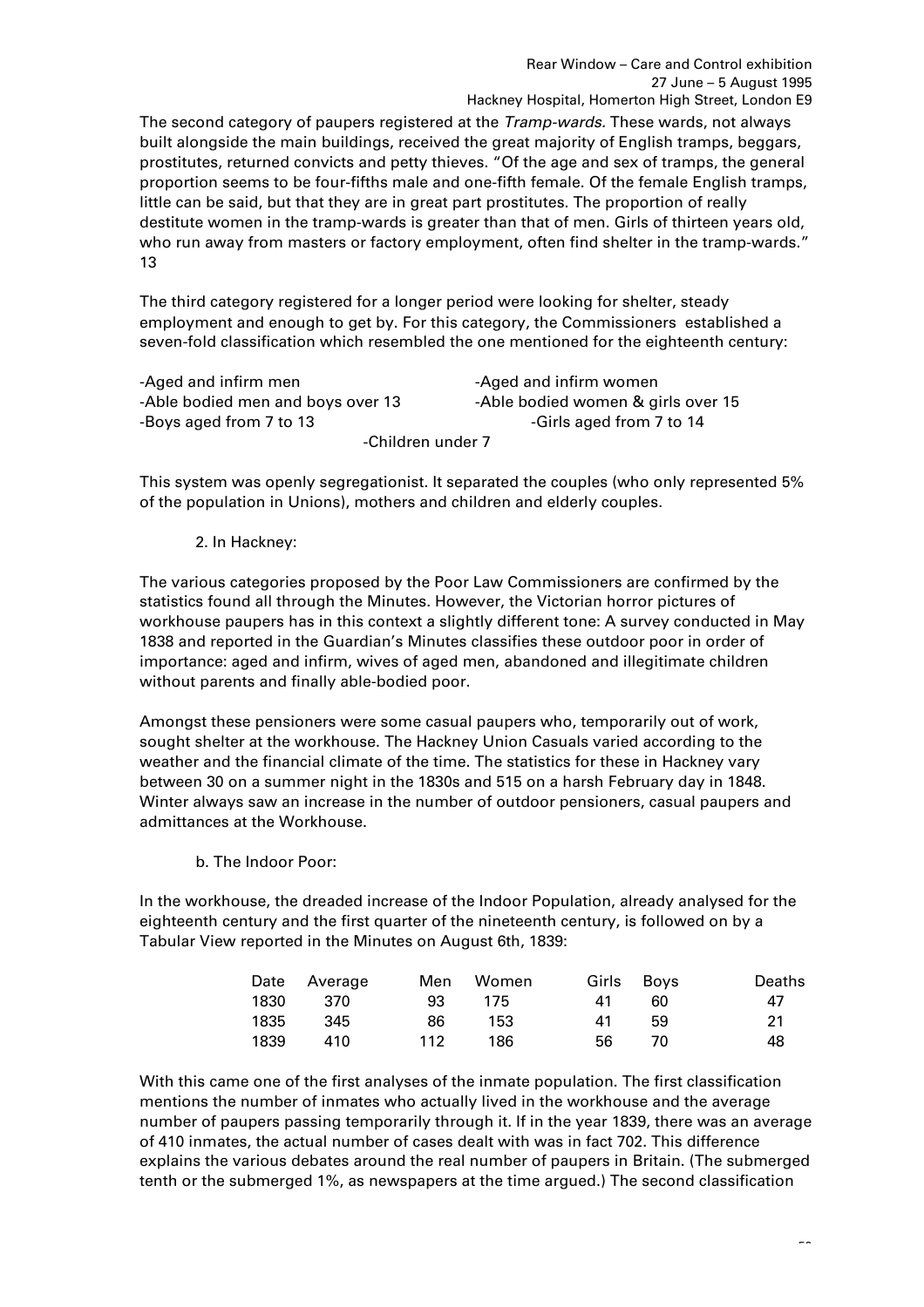The second category of paupers registered at the *Tramp-wards.* These wards, not always built alongside the main buildings, received the great majority of English tramps, beggars, prostitutes, returned convicts and petty thieves. "Of the age and sex of tramps, the general proportion seems to be four-fifths male and one-fifth female. Of the female English tramps, little can be said, but that they are in great part prostitutes. The proportion of really destitute women in the tramp-wards is greater than that of men. Girls of thirteen years old, who run away from masters or factory employment, often find shelter in the tramp-wards." 13

The third category registered for a longer period were looking for shelter, steady employment and enough to get by. For this category, the Commissioners established a seven-fold classification which resembled the one mentioned for the eighteenth century:

- -Aged and infirm men
- -Aged and infirm women
- -Able bodied men and boys over 13
- -Able bodied women & girls over 15
- -Boys aged from 7 to 13
- -Girls aged from 7 to 14
- -Children under 7

This system was openly segregationist. It separated the couples (who only represented 5% of the population in Unions), mothers and children and elderly couples.

2. In Hackney:

The various categories proposed by the Poor Law Commissioners are confirmed by the statistics found all through the Minutes. However, the Victorian horror pictures of workhouse paupers has in this context a slightly different tone: A survey conducted in May 1838 and reported in the Guardian's Minutes classifies these outdoor poor in order of importance: aged and infirm, wives of aged men, abandoned and illegitimate children without parents and finally able-bodied poor.

Amongst these pensioners were some casual paupers who, temporarily out of work, sought shelter at the workhouse. The Hackney Union Casuals varied according to the weather and the financial climate of the time. The statistics for these in Hackney vary between 30 on a summer night in the 1830s and 515 on a harsh February day in 1848. Winter always saw an increase in the number of outdoor pensioners, casual paupers and admittances at the Workhouse.

b. The Indoor Poor:

In the workhouse, the dreaded increase of the Indoor Population, already analysed for the eighteenth century and the first quarter of the nineteenth century, is followed on by a Tabular View reported in the Minutes on August 6th, 1839:

| Date | Average | Men | Women | Girls | Boys | Deaths |
|---|---|---|---|---|---|---|
| 1830 | 370 | 93 | 175 | 41 | 60 | 47 |
| 1835 | 345 | 86 | 153 | 41 | 59 | 21 |
| 1839 | 410 | 112 | 186 | 56 | 70 | 48 |

With this came one of the first analyses of the inmate population. The first classification mentions the number of inmates who actually lived in the workhouse and the average number of paupers passing temporarily through it. If in the year 1839, there was an average of 410 inmates, the actual number of cases dealt with was in fact 702. This difference explains the various debates around the real number of paupers in Britain. (The submerged tenth or the submerged 1%, as newspapers at the time argued.) The second classification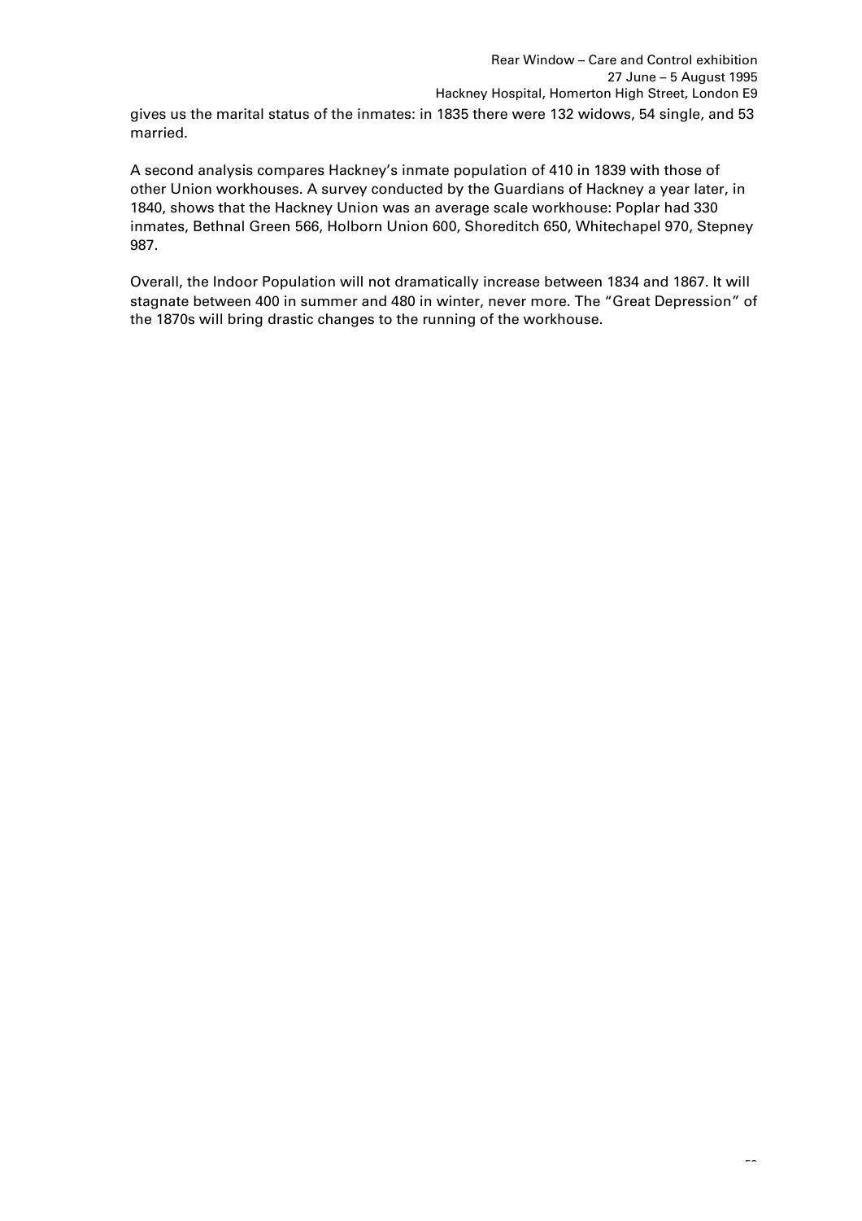gives us the marital status of the inmates: in 1835 there were 132 widows, 54 single, and 53 married.

A second analysis compares Hackney's inmate population of 410 in 1839 with those of other Union workhouses. A survey conducted by the Guardians of Hackney a year later, in 1840, shows that the Hackney Union was an average scale workhouse: Poplar had 330 inmates, Bethnal Green 566, Holborn Union 600, Shoreditch 650, Whitechapel 970, Stepney 987.

Overall, the Indoor Population will not dramatically increase between 1834 and 1867. It will stagnate between 400 in summer and 480 in winter, never more. The "Great Depression" of the 1870s will bring drastic changes to the running of the workhouse.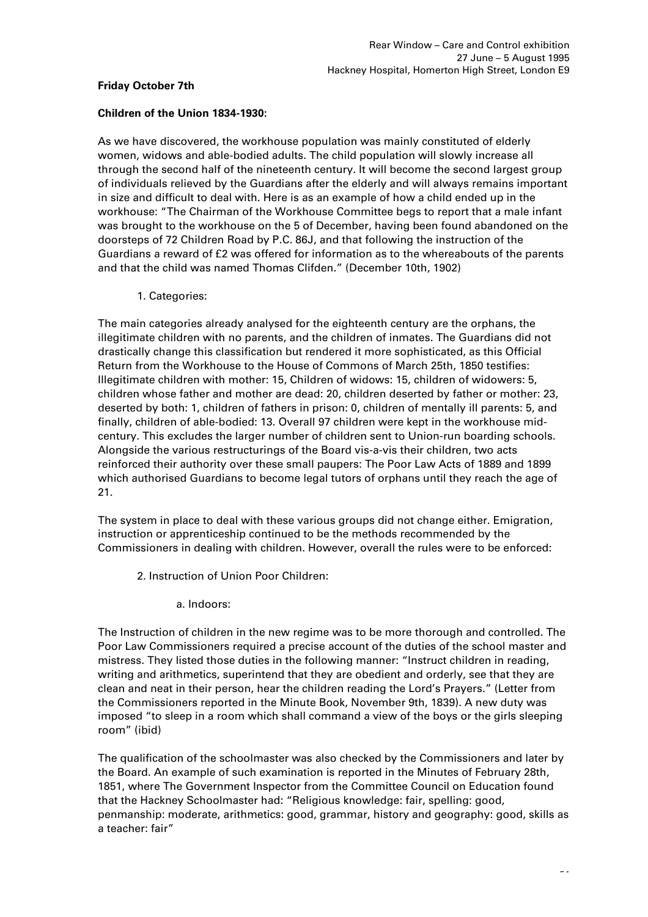**Friday October 7th**

**Children of the Union 1834-1930:**

As we have discovered, the workhouse population was mainly constituted of elderly women, widows and able-bodied adults. The child population will slowly increase all through the second half of the nineteenth century. It will become the second largest group of individuals relieved by the Guardians after the elderly and will always remains important in size and difficult to deal with. Here is as an example of how a child ended up in the workhouse: "The Chairman of the Workhouse Committee begs to report that a male infant was brought to the workhouse on the 5 of December, having been found abandoned on the doorsteps of 72 Children Road by P.C. 86J, and that following the instruction of the Guardians a reward of £2 was offered for information as to the whereabouts of the parents and that the child was named Thomas Clifden." (December 10th, 1902)

1. Categories:

The main categories already analysed for the eighteenth century are the orphans, the illegitimate children with no parents, and the children of inmates. The Guardians did not drastically change this classification but rendered it more sophisticated, as this Official Return from the Workhouse to the House of Commons of March 25th, 1850 testifies: Illegitimate children with mother: 15, Children of widows: 15, children of widowers: 5, children whose father and mother are dead: 20, children deserted by father or mother: 23, deserted by both: 1, children of fathers in prison: 0, children of mentally ill parents: 5, and finally, children of able-bodied: 13. Overall 97 children were kept in the workhouse mid-century. This excludes the larger number of children sent to Union-run boarding schools. Alongside the various restructurings of the Board vis-a-vis their children, two acts reinforced their authority over these small paupers: The Poor Law Acts of 1889 and 1899 which authorised Guardians to become legal tutors of orphans until they reach the age of 21.

The system in place to deal with these various groups did not change either. Emigration, instruction or apprenticeship continued to be the methods recommended by the Commissioners in dealing with children. However, overall the rules were to be enforced:

2. Instruction of Union Poor Children:

a. Indoors:

The Instruction of children in the new regime was to be more thorough and controlled. The Poor Law Commissioners required a precise account of the duties of the school master and mistress. They listed those duties in the following manner: "Instruct children in reading, writing and arithmetics, superintend that they are obedient and orderly, see that they are clean and neat in their person, hear the children reading the Lord's Prayers." (Letter from the Commissioners reported in the Minute Book, November 9th, 1839). A new duty was imposed "to sleep in a room which shall command a view of the boys or the girls sleeping room" (ibid)

The qualification of the schoolmaster was also checked by the Commissioners and later by the Board. An example of such examination is reported in the Minutes of February 28th, 1851, where The Government Inspector from the Committee Council on Education found that the Hackney Schoolmaster had: "Religious knowledge: fair, spelling: good, penmanship: moderate, arithmetics: good, grammar, history and geography: good, skills as a teacher: fair"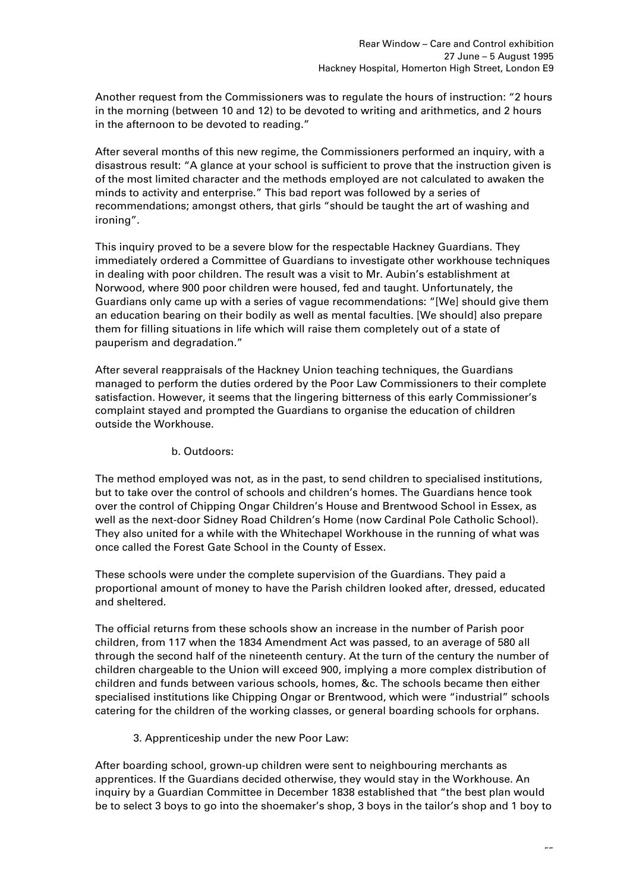Another request from the Commissioners was to regulate the hours of instruction: "2 hours in the morning (between 10 and 12) to be devoted to writing and arithmetics, and 2 hours in the afternoon to be devoted to reading."

After several months of this new regime, the Commissioners performed an inquiry, with a disastrous result: "A glance at your school is sufficient to prove that the instruction given is of the most limited character and the methods employed are not calculated to awaken the minds to activity and enterprise." This bad report was followed by a series of recommendations; amongst others, that girls "should be taught the art of washing and ironing".

This inquiry proved to be a severe blow for the respectable Hackney Guardians. They immediately ordered a Committee of Guardians to investigate other workhouse techniques in dealing with poor children. The result was a visit to Mr. Aubin's establishment at Norwood, where 900 poor children were housed, fed and taught. Unfortunately, the Guardians only came up with a series of vague recommendations: "[We] should give them an education bearing on their bodily as well as mental faculties. [We should] also prepare them for filling situations in life which will raise them completely out of a state of pauperism and degradation."

After several reappraisals of the Hackney Union teaching techniques, the Guardians managed to perform the duties ordered by the Poor Law Commissioners to their complete satisfaction. However, it seems that the lingering bitterness of this early Commissioner's complaint stayed and prompted the Guardians to organise the education of children outside the Workhouse.

b. Outdoors:

The method employed was not, as in the past, to send children to specialised institutions, but to take over the control of schools and children's homes. The Guardians hence took over the control of Chipping Ongar Children's House and Brentwood School in Essex, as well as the next-door Sidney Road Children's Home (now Cardinal Pole Catholic School). They also united for a while with the Whitechapel Workhouse in the running of what was once called the Forest Gate School in the County of Essex.

These schools were under the complete supervision of the Guardians. They paid a proportional amount of money to have the Parish children looked after, dressed, educated and sheltered.

The official returns from these schools show an increase in the number of Parish poor children, from 117 when the 1834 Amendment Act was passed, to an average of 580 all through the second half of the nineteenth century. At the turn of the century the number of children chargeable to the Union will exceed 900, implying a more complex distribution of children and funds between various schools, homes, &c. The schools became then either specialised institutions like Chipping Ongar or Brentwood, which were "industrial" schools catering for the children of the working classes, or general boarding schools for orphans.

3. Apprenticeship under the new Poor Law:

After boarding school, grown-up children were sent to neighbouring merchants as apprentices. If the Guardians decided otherwise, they would stay in the Workhouse. An inquiry by a Guardian Committee in December 1838 established that "the best plan would be to select 3 boys to go into the shoemaker's shop, 3 boys in the tailor's shop and 1 boy to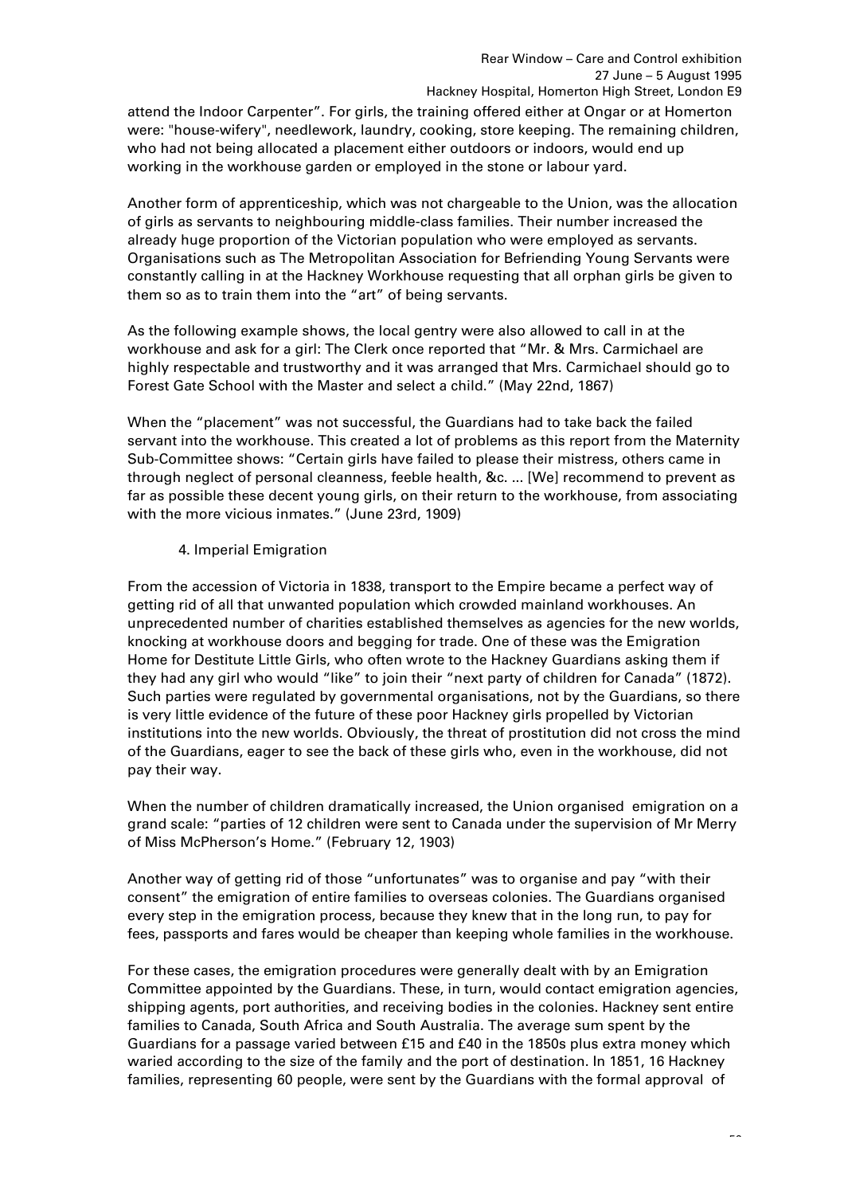attend the Indoor Carpenter". For girls, the training offered either at Ongar or at Homerton were: "house-wifery", needlework, laundry, cooking, store keeping. The remaining children, who had not being allocated a placement either outdoors or indoors, would end up working in the workhouse garden or employed in the stone or labour yard.

Another form of apprenticeship, which was not chargeable to the Union, was the allocation of girls as servants to neighbouring middle-class families. Their number increased the already huge proportion of the Victorian population who were employed as servants. Organisations such as The Metropolitan Association for Befriending Young Servants were constantly calling in at the Hackney Workhouse requesting that all orphan girls be given to them so as to train them into the "art" of being servants.

As the following example shows, the local gentry were also allowed to call in at the workhouse and ask for a girl: The Clerk once reported that "Mr. & Mrs. Carmichael are highly respectable and trustworthy and it was arranged that Mrs. Carmichael should go to Forest Gate School with the Master and select a child." (May 22nd, 1867)

When the "placement" was not successful, the Guardians had to take back the failed servant into the workhouse. This created a lot of problems as this report from the Maternity Sub-Committee shows: "Certain girls have failed to please their mistress, others came in through neglect of personal cleanness, feeble health, &c. ... [We] recommend to prevent as far as possible these decent young girls, on their return to the workhouse, from associating with the more vicious inmates." (June 23rd, 1909)

4. Imperial Emigration

From the accession of Victoria in 1838, transport to the Empire became a perfect way of getting rid of all that unwanted population which crowded mainland workhouses. An unprecedented number of charities established themselves as agencies for the new worlds, knocking at workhouse doors and begging for trade. One of these was the Emigration Home for Destitute Little Girls, who often wrote to the Hackney Guardians asking them if they had any girl who would "like" to join their "next party of children for Canada" (1872). Such parties were regulated by governmental organisations, not by the Guardians, so there is very little evidence of the future of these poor Hackney girls propelled by Victorian institutions into the new worlds. Obviously, the threat of prostitution did not cross the mind of the Guardians, eager to see the back of these girls who, even in the workhouse, did not pay their way.

When the number of children dramatically increased, the Union organised emigration on a grand scale: "parties of 12 children were sent to Canada under the supervision of Mr Merry of Miss McPherson's Home." (February 12, 1903)

Another way of getting rid of those "unfortunates" was to organise and pay "with their consent" the emigration of entire families to overseas colonies. The Guardians organised every step in the emigration process, because they knew that in the long run, to pay for fees, passports and fares would be cheaper than keeping whole families in the workhouse.

For these cases, the emigration procedures were generally dealt with by an Emigration Committee appointed by the Guardians. These, in turn, would contact emigration agencies, shipping agents, port authorities, and receiving bodies in the colonies. Hackney sent entire families to Canada, South Africa and South Australia. The average sum spent by the Guardians for a passage varied between £15 and £40 in the 1850s plus extra money which waried according to the size of the family and the port of destination. In 1851, 16 Hackney families, representing 60 people, were sent by the Guardians with the formal approval of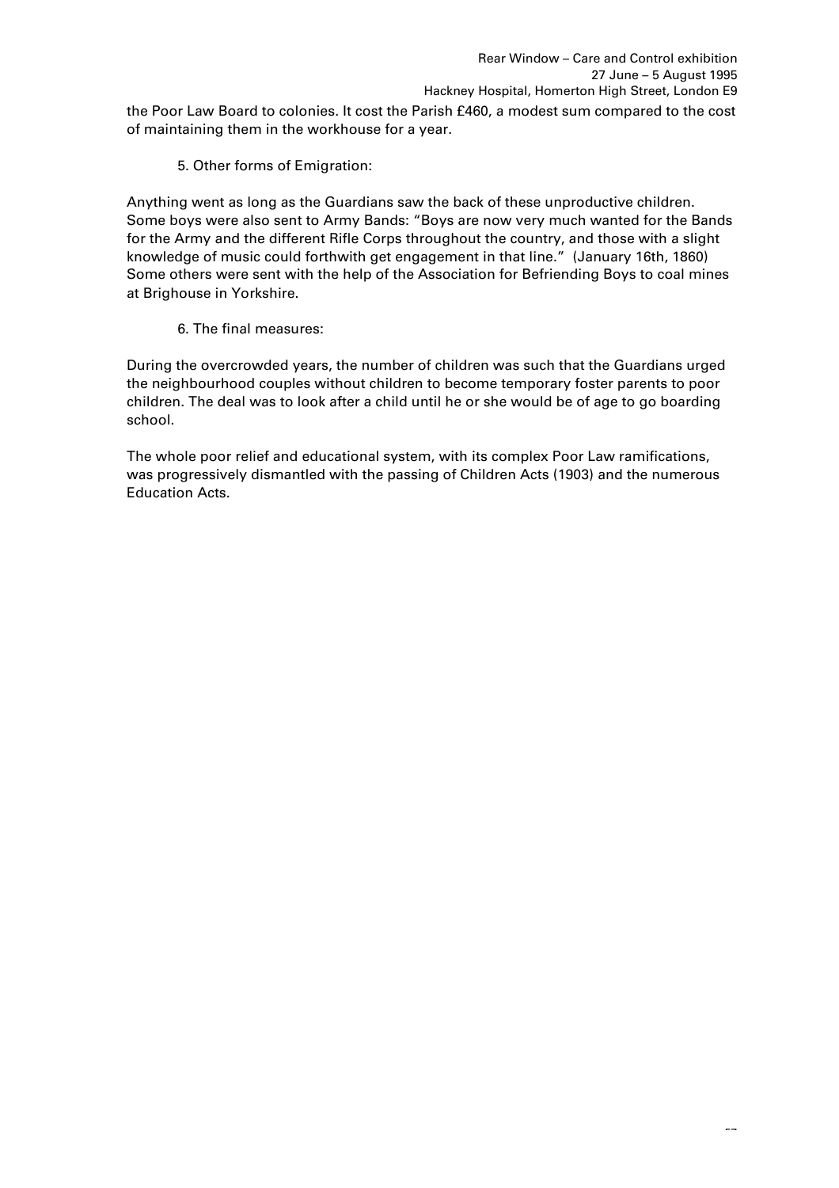the Poor Law Board to colonies. It cost the Parish £460, a modest sum compared to the cost of maintaining them in the workhouse for a year.

5. Other forms of Emigration:

Anything went as long as the Guardians saw the back of these unproductive children. Some boys were also sent to Army Bands: "Boys are now very much wanted for the Bands for the Army and the different Rifle Corps throughout the country, and those with a slight knowledge of music could forthwith get engagement in that line." (January 16th, 1860) Some others were sent with the help of the Association for Befriending Boys to coal mines at Brighouse in Yorkshire.

6. The final measures:

During the overcrowded years, the number of children was such that the Guardians urged the neighbourhood couples without children to become temporary foster parents to poor children. The deal was to look after a child until he or she would be of age to go boarding school.

The whole poor relief and educational system, with its complex Poor Law ramifications, was progressively dismantled with the passing of Children Acts (1903) and the numerous Education Acts.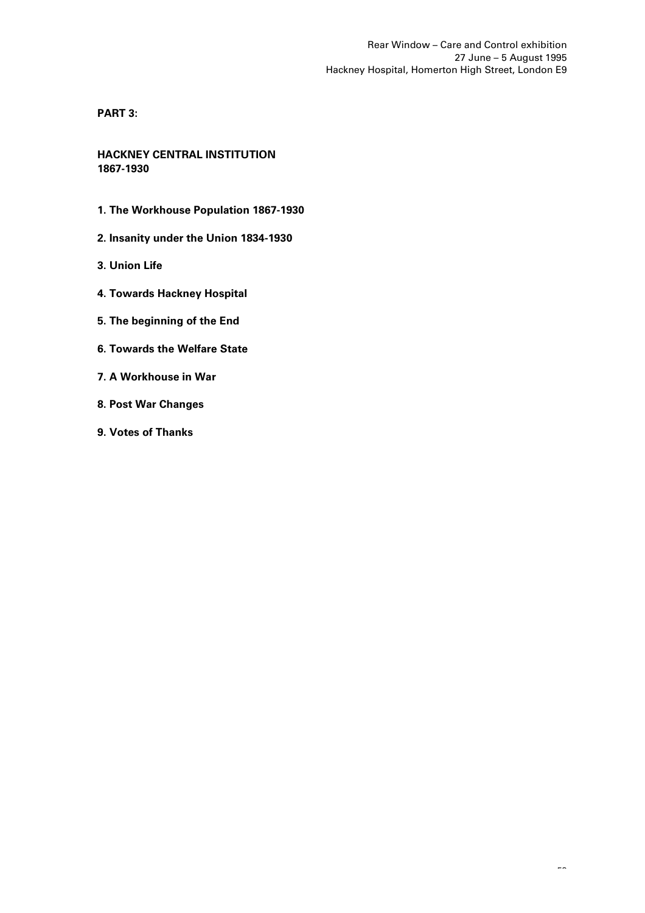**PART 3:**

## HACKNEY CENTRAL INSTITUTION 1867-1930

1. **The Workhouse Population 1867-1930**
2. **Insanity under the Union 1834-1930**
3. **Union Life**
4. **Towards Hackney Hospital**
5. **The beginning of the End**
6. **Towards the Welfare State**
7. **A Workhouse in War**
8. **Post War Changes**
9. **Votes of Thanks**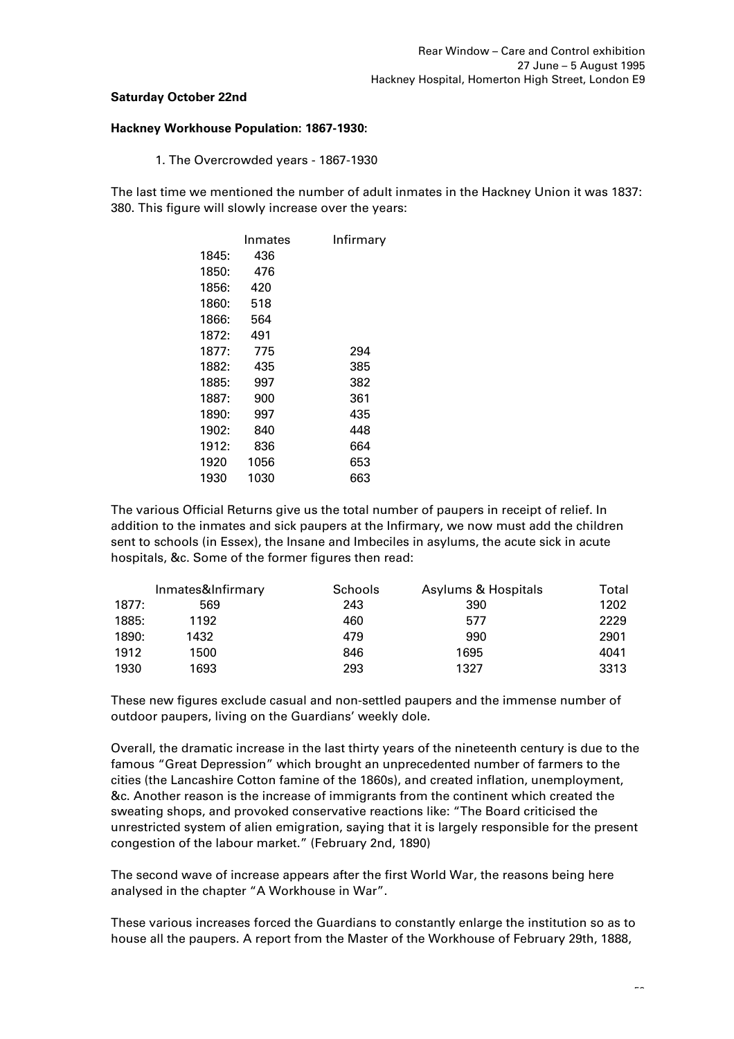**Saturday October 22nd**

**Hackney Workhouse Population: 1867-1930:**

1. The Overcrowded years - 1867-1930

The last time we mentioned the number of adult inmates in the Hackney Union it was 1837: 380. This figure will slowly increase over the years:

| | Inmates | Infirmary |
|---|---|---|
| 1845: | 436 | |
| 1850: | 476 | |
| 1856: | 420 | |
| 1860: | 518 | |
| 1866: | 564 | |
| 1872: | 491 | |
| 1877: | 775 | 294 |
| 1882: | 435 | 385 |
| 1885: | 997 | 382 |
| 1887: | 900 | 361 |
| 1890: | 997 | 435 |
| 1902: | 840 | 448 |
| 1912: | 836 | 664 |
| 1920 | 1056 | 653 |
| 1930 | 1030 | 663 |

The various Official Returns give us the total number of paupers in receipt of relief. In addition to the inmates and sick paupers at the Infirmary, we now must add the children sent to schools (in Essex), the Insane and Imbeciles in asylums, the acute sick in acute hospitals, &c. Some of the former figures then read:

| | Inmates&Infirmary | Schools | Asylums & Hospitals | Total |
|---|---|---|---|---|
| 1877: | 569 | 243 | 390 | 1202 |
| 1885: | 1192 | 460 | 577 | 2229 |
| 1890: | 1432 | 479 | 990 | 2901 |
| 1912 | 1500 | 846 | 1695 | 4041 |
| 1930 | 1693 | 293 | 1327 | 3313 |

These new figures exclude casual and non-settled paupers and the immense number of outdoor paupers, living on the Guardians' weekly dole.

Overall, the dramatic increase in the last thirty years of the nineteenth century is due to the famous "Great Depression" which brought an unprecedented number of farmers to the cities (the Lancashire Cotton famine of the 1860s), and created inflation, unemployment, &c. Another reason is the increase of immigrants from the continent which created the sweating shops, and provoked conservative reactions like: "The Board criticised the unrestricted system of alien emigration, saying that it is largely responsible for the present congestion of the labour market." (February 2nd, 1890)

The second wave of increase appears after the first World War, the reasons being here analysed in the chapter "A Workhouse in War".

These various increases forced the Guardians to constantly enlarge the institution so as to house all the paupers. A report from the Master of the Workhouse of February 29th, 1888,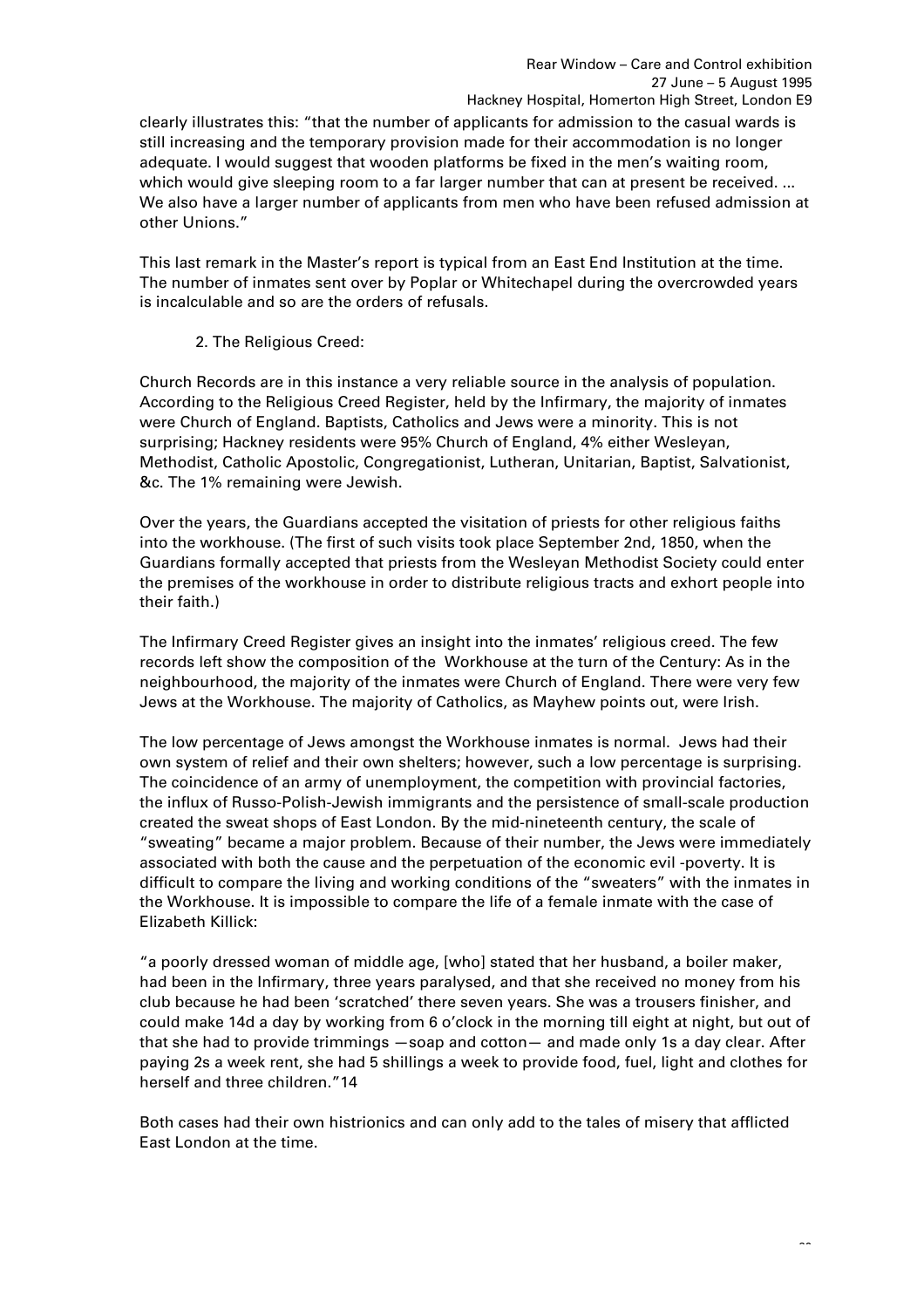clearly illustrates this: "that the number of applicants for admission to the casual wards is still increasing and the temporary provision made for their accommodation is no longer adequate. I would suggest that wooden platforms be fixed in the men's waiting room, which would give sleeping room to a far larger number that can at present be received. ... We also have a larger number of applicants from men who have been refused admission at other Unions."

This last remark in the Master's report is typical from an East End Institution at the time. The number of inmates sent over by Poplar or Whitechapel during the overcrowded years is incalculable and so are the orders of refusals.

2. The Religious Creed:

Church Records are in this instance a very reliable source in the analysis of population. According to the Religious Creed Register, held by the Infirmary, the majority of inmates were Church of England. Baptists, Catholics and Jews were a minority. This is not surprising; Hackney residents were 95% Church of England, 4% either Wesleyan, Methodist, Catholic Apostolic, Congregationist, Lutheran, Unitarian, Baptist, Salvationist, &c. The 1% remaining were Jewish.

Over the years, the Guardians accepted the visitation of priests for other religious faiths into the workhouse. (The first of such visits took place September 2nd, 1850, when the Guardians formally accepted that priests from the Wesleyan Methodist Society could enter the premises of the workhouse in order to distribute religious tracts and exhort people into their faith.)

The Infirmary Creed Register gives an insight into the inmates' religious creed. The few records left show the composition of the Workhouse at the turn of the Century: As in the neighbourhood, the majority of the inmates were Church of England. There were very few Jews at the Workhouse. The majority of Catholics, as Mayhew points out, were Irish.

The low percentage of Jews amongst the Workhouse inmates is normal. Jews had their own system of relief and their own shelters; however, such a low percentage is surprising. The coincidence of an army of unemployment, the competition with provincial factories, the influx of Russo-Polish-Jewish immigrants and the persistence of small-scale production created the sweat shops of East London. By the mid-nineteenth century, the scale of "sweating" became a major problem. Because of their number, the Jews were immediately associated with both the cause and the perpetuation of the economic evil -poverty. It is difficult to compare the living and working conditions of the "sweaters" with the inmates in the Workhouse. It is impossible to compare the life of a female inmate with the case of Elizabeth Killick:

"a poorly dressed woman of middle age, [who] stated that her husband, a boiler maker, had been in the Infirmary, three years paralysed, and that she received no money from his club because he had been 'scratched' there seven years. She was a trousers finisher, and could make 14d a day by working from 6 o'clock in the morning till eight at night, but out of that she had to provide trimmings —soap and cotton— and made only 1s a day clear. After paying 2s a week rent, she had 5 shillings a week to provide food, fuel, light and clothes for herself and three children."14

Both cases had their own histrionics and can only add to the tales of misery that afflicted East London at the time.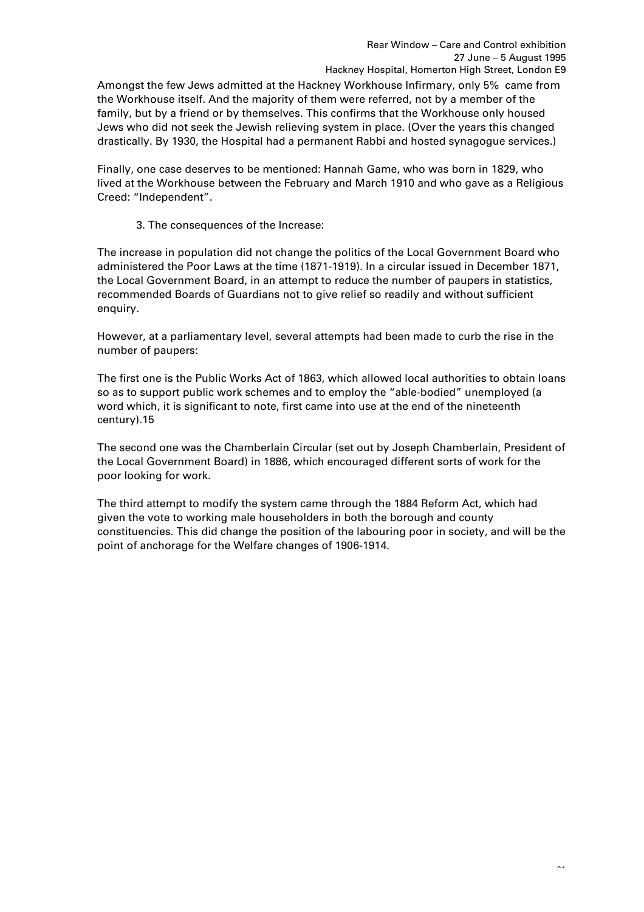Amongst the few Jews admitted at the Hackney Workhouse Infirmary, only 5% came from the Workhouse itself. And the majority of them were referred, not by a member of the family, but by a friend or by themselves. This confirms that the Workhouse only housed Jews who did not seek the Jewish relieving system in place. (Over the years this changed drastically. By 1930, the Hospital had a permanent Rabbi and hosted synagogue services.)

Finally, one case deserves to be mentioned: Hannah Game, who was born in 1829, who lived at the Workhouse between the February and March 1910 and who gave as a Religious Creed: "Independent".

3. The consequences of the Increase:

The increase in population did not change the politics of the Local Government Board who administered the Poor Laws at the time (1871-1919). In a circular issued in December 1871, the Local Government Board, in an attempt to reduce the number of paupers in statistics, recommended Boards of Guardians not to give relief so readily and without sufficient enquiry.

However, at a parliamentary level, several attempts had been made to curb the rise in the number of paupers:

The first one is the Public Works Act of 1863, which allowed local authorities to obtain loans so as to support public work schemes and to employ the "able-bodied" unemployed (a word which, it is significant to note, first came into use at the end of the nineteenth century).15

The second one was the Chamberlain Circular (set out by Joseph Chamberlain, President of the Local Government Board) in 1886, which encouraged different sorts of work for the poor looking for work.

The third attempt to modify the system came through the 1884 Reform Act, which had given the vote to working male householders in both the borough and county constituencies. This did change the position of the labouring poor in society, and will be the point of anchorage for the Welfare changes of 1906-1914.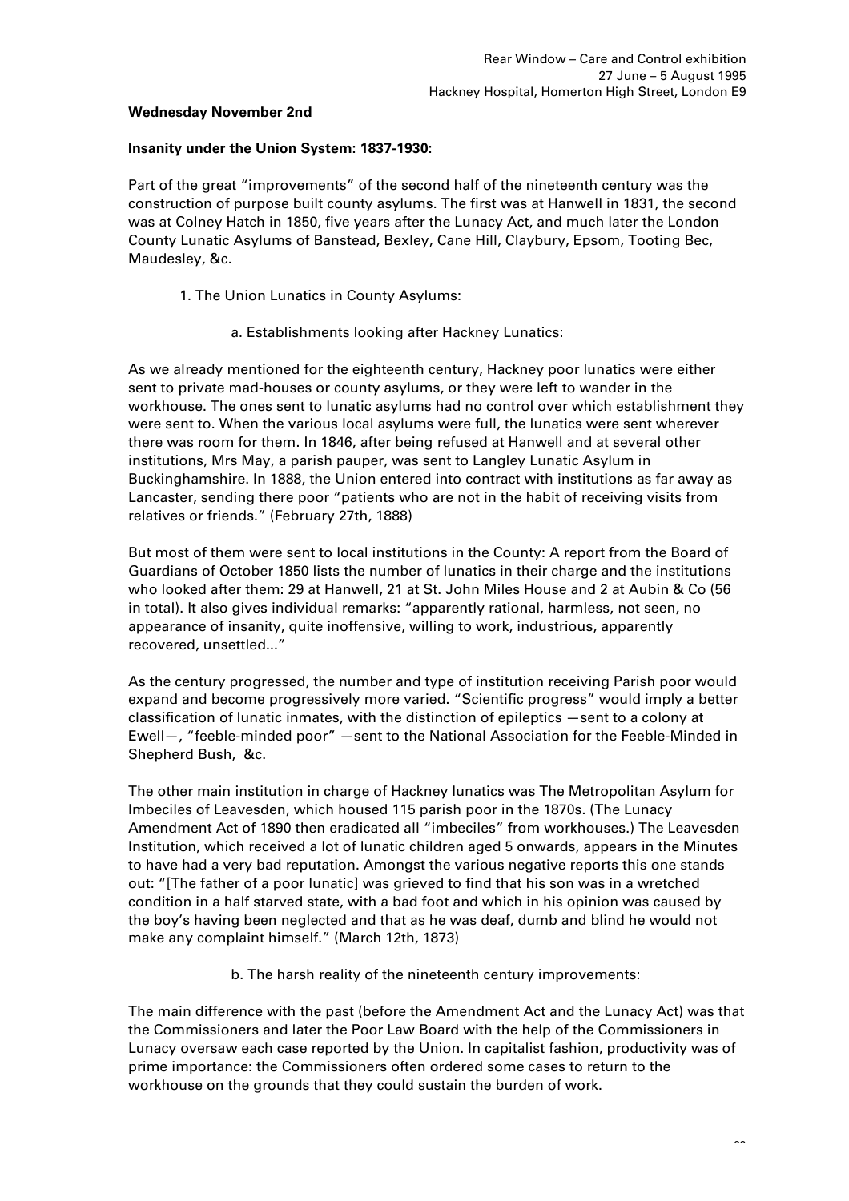**Wednesday November 2nd**

**Insanity under the Union System: 1837-1930:**

Part of the great "improvements" of the second half of the nineteenth century was the construction of purpose built county asylums. The first was at Hanwell in 1831, the second was at Colney Hatch in 1850, five years after the Lunacy Act, and much later the London County Lunatic Asylums of Banstead, Bexley, Cane Hill, Claybury, Epsom, Tooting Bec, Maudesley, &c.

1. The Union Lunatics in County Asylums:

a. Establishments looking after Hackney Lunatics:

As we already mentioned for the eighteenth century, Hackney poor lunatics were either sent to private mad-houses or county asylums, or they were left to wander in the workhouse. The ones sent to lunatic asylums had no control over which establishment they were sent to. When the various local asylums were full, the lunatics were sent wherever there was room for them. In 1846, after being refused at Hanwell and at several other institutions, Mrs May, a parish pauper, was sent to Langley Lunatic Asylum in Buckinghamshire. In 1888, the Union entered into contract with institutions as far away as Lancaster, sending there poor "patients who are not in the habit of receiving visits from relatives or friends." (February 27th, 1888)

But most of them were sent to local institutions in the County: A report from the Board of Guardians of October 1850 lists the number of lunatics in their charge and the institutions who looked after them: 29 at Hanwell, 21 at St. John Miles House and 2 at Aubin & Co (56 in total). It also gives individual remarks: "apparently rational, harmless, not seen, no appearance of insanity, quite inoffensive, willing to work, industrious, apparently recovered, unsettled..."

As the century progressed, the number and type of institution receiving Parish poor would expand and become progressively more varied. "Scientific progress" would imply a better classification of lunatic inmates, with the distinction of epileptics —sent to a colony at Ewell—, "feeble-minded poor" —sent to the National Association for the Feeble-Minded in Shepherd Bush, &c.

The other main institution in charge of Hackney lunatics was The Metropolitan Asylum for Imbeciles of Leavesden, which housed 115 parish poor in the 1870s. (The Lunacy Amendment Act of 1890 then eradicated all "imbeciles" from workhouses.) The Leavesden Institution, which received a lot of lunatic children aged 5 onwards, appears in the Minutes to have had a very bad reputation. Amongst the various negative reports this one stands out: "[The father of a poor lunatic] was grieved to find that his son was in a wretched condition in a half starved state, with a bad foot and which in his opinion was caused by the boy's having been neglected and that as he was deaf, dumb and blind he would not make any complaint himself." (March 12th, 1873)

b. The harsh reality of the nineteenth century improvements:

The main difference with the past (before the Amendment Act and the Lunacy Act) was that the Commissioners and later the Poor Law Board with the help of the Commissioners in Lunacy oversaw each case reported by the Union. In capitalist fashion, productivity was of prime importance: the Commissioners often ordered some cases to return to the workhouse on the grounds that they could sustain the burden of work.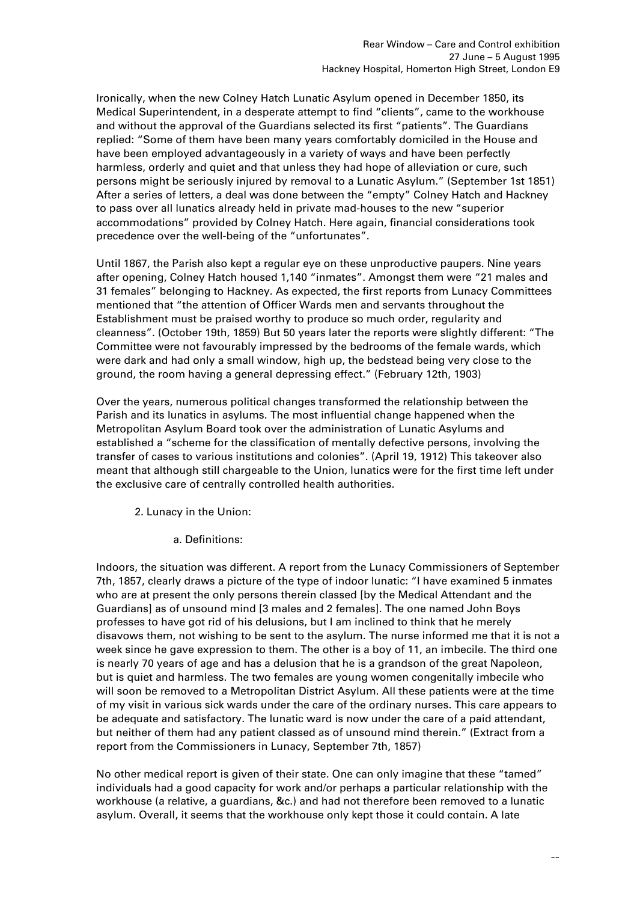Ironically, when the new Colney Hatch Lunatic Asylum opened in December 1850, its Medical Superintendent, in a desperate attempt to find "clients", came to the workhouse and without the approval of the Guardians selected its first "patients". The Guardians replied: "Some of them have been many years comfortably domiciled in the House and have been employed advantageously in a variety of ways and have been perfectly harmless, orderly and quiet and that unless they had hope of alleviation or cure, such persons might be seriously injured by removal to a Lunatic Asylum." (September 1st 1851) After a series of letters, a deal was done between the "empty" Colney Hatch and Hackney to pass over all lunatics already held in private mad-houses to the new "superior accommodations" provided by Colney Hatch. Here again, financial considerations took precedence over the well-being of the "unfortunates".

Until 1867, the Parish also kept a regular eye on these unproductive paupers. Nine years after opening, Colney Hatch housed 1,140 "inmates". Amongst them were "21 males and 31 females" belonging to Hackney. As expected, the first reports from Lunacy Committees mentioned that "the attention of Officer Wards men and servants throughout the Establishment must be praised worthy to produce so much order, regularity and cleanness". (October 19th, 1859) But 50 years later the reports were slightly different: "The Committee were not favourably impressed by the bedrooms of the female wards, which were dark and had only a small window, high up, the bedstead being very close to the ground, the room having a general depressing effect." (February 12th, 1903)

Over the years, numerous political changes transformed the relationship between the Parish and its lunatics in asylums. The most influential change happened when the Metropolitan Asylum Board took over the administration of Lunatic Asylums and established a "scheme for the classification of mentally defective persons, involving the transfer of cases to various institutions and colonies". (April 19, 1912) This takeover also meant that although still chargeable to the Union, lunatics were for the first time left under the exclusive care of centrally controlled health authorities.

2. Lunacy in the Union:

a. Definitions:

Indoors, the situation was different. A report from the Lunacy Commissioners of September 7th, 1857, clearly draws a picture of the type of indoor lunatic: "I have examined 5 inmates who are at present the only persons therein classed [by the Medical Attendant and the Guardians] as of unsound mind [3 males and 2 females]. The one named John Boys professes to have got rid of his delusions, but I am inclined to think that he merely disavows them, not wishing to be sent to the asylum. The nurse informed me that it is not a week since he gave expression to them. The other is a boy of 11, an imbecile. The third one is nearly 70 years of age and has a delusion that he is a grandson of the great Napoleon, but is quiet and harmless. The two females are young women congenitally imbecile who will soon be removed to a Metropolitan District Asylum. All these patients were at the time of my visit in various sick wards under the care of the ordinary nurses. This care appears to be adequate and satisfactory. The lunatic ward is now under the care of a paid attendant, but neither of them had any patient classed as of unsound mind therein." (Extract from a report from the Commissioners in Lunacy, September 7th, 1857)

No other medical report is given of their state. One can only imagine that these "tamed" individuals had a good capacity for work and/or perhaps a particular relationship with the workhouse (a relative, a guardians, &c.) and had not therefore been removed to a lunatic asylum. Overall, it seems that the workhouse only kept those it could contain. A late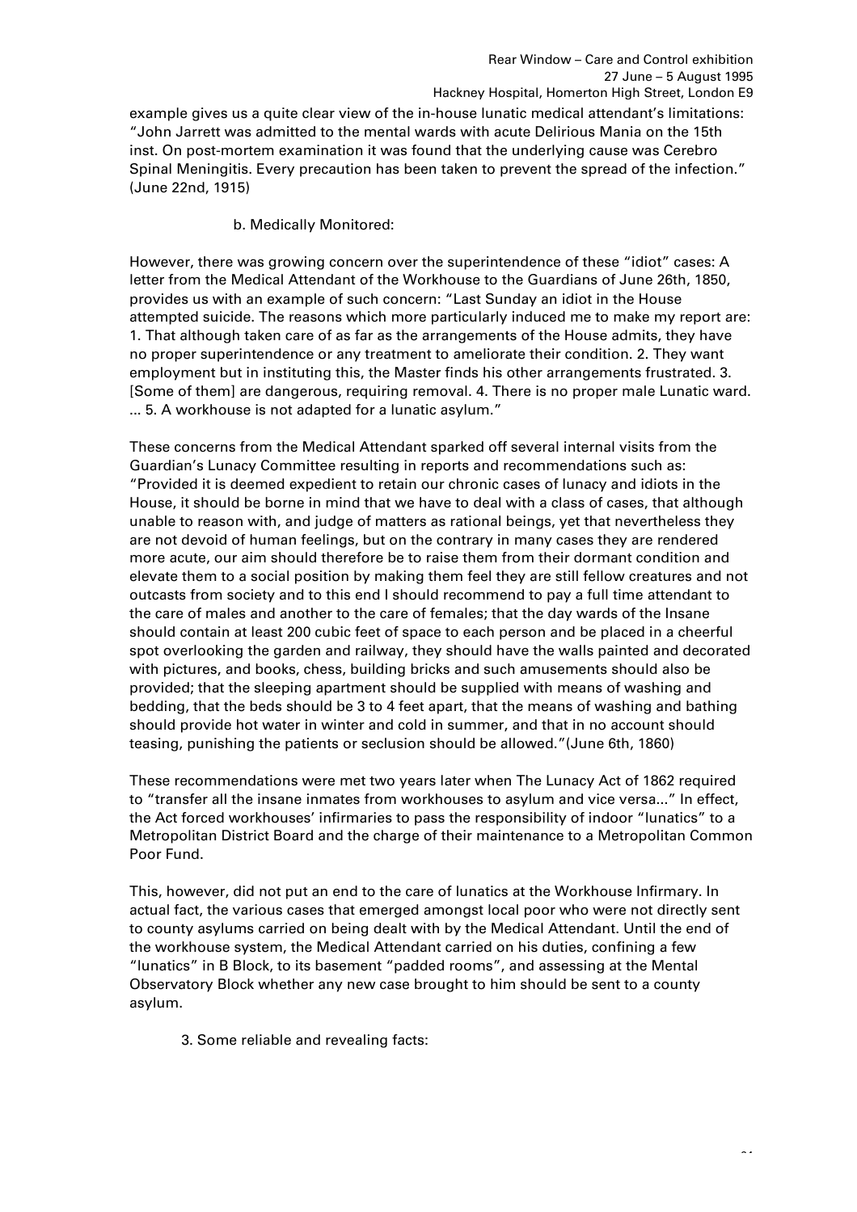example gives us a quite clear view of the in-house lunatic medical attendant's limitations: "John Jarrett was admitted to the mental wards with acute Delirious Mania on the 15th inst. On post-mortem examination it was found that the underlying cause was Cerebro Spinal Meningitis. Every precaution has been taken to prevent the spread of the infection." (June 22nd, 1915)

b. Medically Monitored:

However, there was growing concern over the superintendence of these "idiot" cases: A letter from the Medical Attendant of the Workhouse to the Guardians of June 26th, 1850, provides us with an example of such concern: "Last Sunday an idiot in the House attempted suicide. The reasons which more particularly induced me to make my report are: 1. That although taken care of as far as the arrangements of the House admits, they have no proper superintendence or any treatment to ameliorate their condition. 2. They want employment but in instituting this, the Master finds his other arrangements frustrated. 3. [Some of them] are dangerous, requiring removal. 4. There is no proper male Lunatic ward. ... 5. A workhouse is not adapted for a lunatic asylum."

These concerns from the Medical Attendant sparked off several internal visits from the Guardian's Lunacy Committee resulting in reports and recommendations such as: "Provided it is deemed expedient to retain our chronic cases of lunacy and idiots in the House, it should be borne in mind that we have to deal with a class of cases, that although unable to reason with, and judge of matters as rational beings, yet that nevertheless they are not devoid of human feelings, but on the contrary in many cases they are rendered more acute, our aim should therefore be to raise them from their dormant condition and elevate them to a social position by making them feel they are still fellow creatures and not outcasts from society and to this end I should recommend to pay a full time attendant to the care of males and another to the care of females; that the day wards of the Insane should contain at least 200 cubic feet of space to each person and be placed in a cheerful spot overlooking the garden and railway, they should have the walls painted and decorated with pictures, and books, chess, building bricks and such amusements should also be provided; that the sleeping apartment should be supplied with means of washing and bedding, that the beds should be 3 to 4 feet apart, that the means of washing and bathing should provide hot water in winter and cold in summer, and that in no account should teasing, punishing the patients or seclusion should be allowed."(June 6th, 1860)

These recommendations were met two years later when The Lunacy Act of 1862 required to "transfer all the insane inmates from workhouses to asylum and vice versa..." In effect, the Act forced workhouses' infirmaries to pass the responsibility of indoor "lunatics" to a Metropolitan District Board and the charge of their maintenance to a Metropolitan Common Poor Fund.

This, however, did not put an end to the care of lunatics at the Workhouse Infirmary. In actual fact, the various cases that emerged amongst local poor who were not directly sent to county asylums carried on being dealt with by the Medical Attendant. Until the end of the workhouse system, the Medical Attendant carried on his duties, confining a few "lunatics" in B Block, to its basement "padded rooms", and assessing at the Mental Observatory Block whether any new case brought to him should be sent to a county asylum.

3. Some reliable and revealing facts: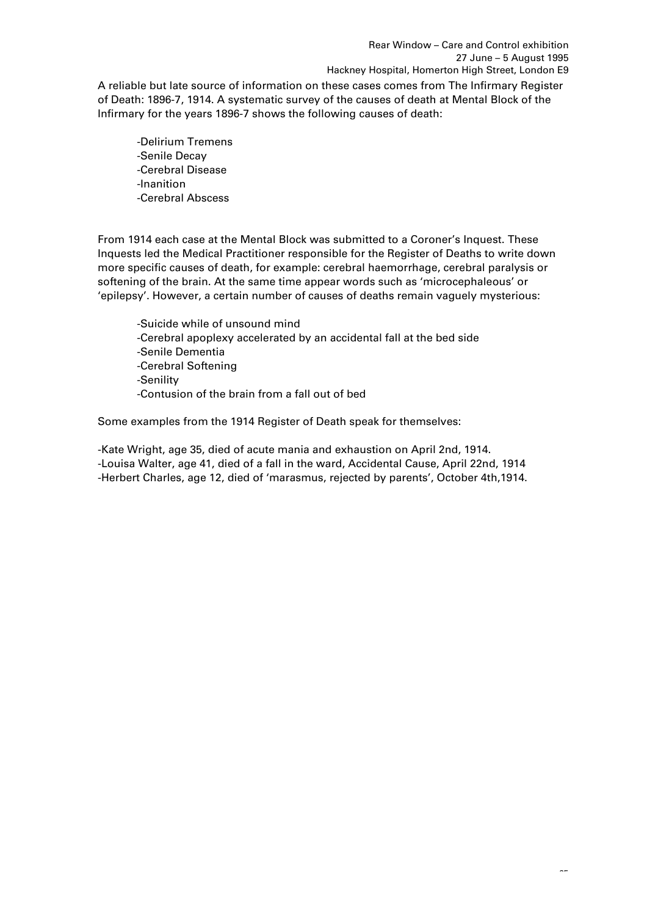A reliable but late source of information on these cases comes from The Infirmary Register of Death: 1896-7, 1914. A systematic survey of the causes of death at Mental Block of the Infirmary for the years 1896-7 shows the following causes of death:

- Delirium Tremens
- Senile Decay
- Cerebral Disease
- Inanition
- Cerebral Abscess

From 1914 each case at the Mental Block was submitted to a Coroner's Inquest. These Inquests led the Medical Practitioner responsible for the Register of Deaths to write down more specific causes of death, for example: cerebral haemorrhage, cerebral paralysis or softening of the brain. At the same time appear words such as 'microcephaleous' or 'epilepsy'. However, a certain number of causes of deaths remain vaguely mysterious:

- Suicide while of unsound mind
- Cerebral apoplexy accelerated by an accidental fall at the bed side
- Senile Dementia
- Cerebral Softening
- Senility
- Contusion of the brain from a fall out of bed

Some examples from the 1914 Register of Death speak for themselves:

- Kate Wright, age 35, died of acute mania and exhaustion on April 2nd, 1914.
- Louisa Walter, age 41, died of a fall in the ward, Accidental Cause, April 22nd, 1914
- Herbert Charles, age 12, died of 'marasmus, rejected by parents', October 4th,1914.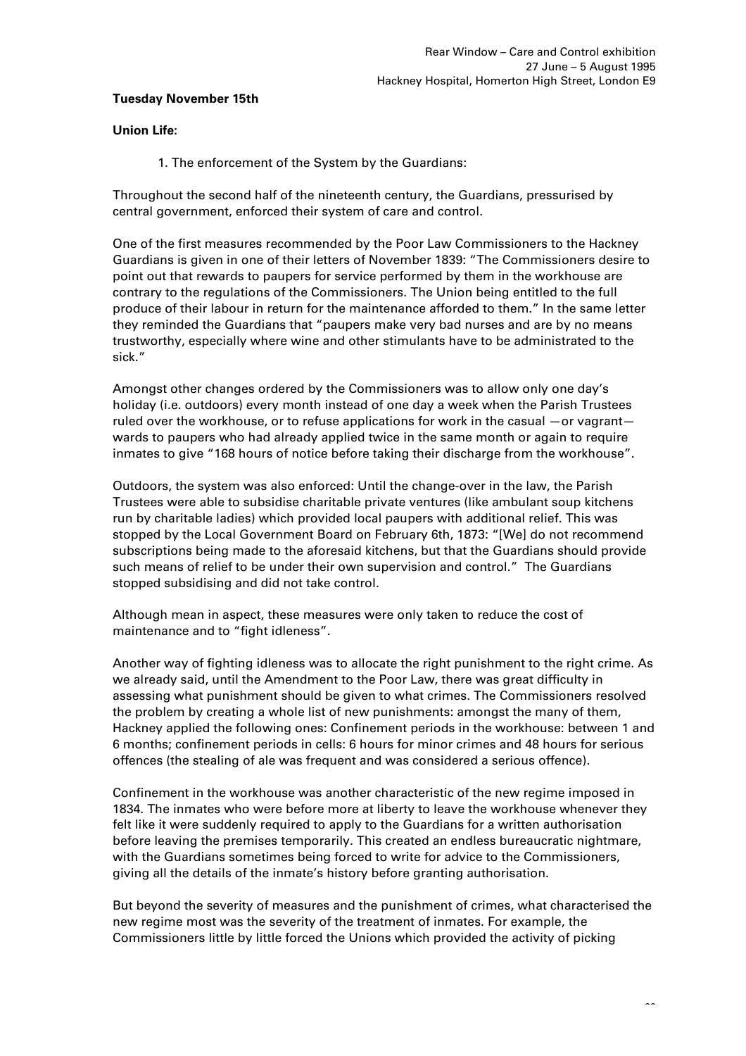**Tuesday November 15th**

**Union Life:**

1. The enforcement of the System by the Guardians:

Throughout the second half of the nineteenth century, the Guardians, pressurised by central government, enforced their system of care and control.

One of the first measures recommended by the Poor Law Commissioners to the Hackney Guardians is given in one of their letters of November 1839: "The Commissioners desire to point out that rewards to paupers for service performed by them in the workhouse are contrary to the regulations of the Commissioners. The Union being entitled to the full produce of their labour in return for the maintenance afforded to them." In the same letter they reminded the Guardians that "paupers make very bad nurses and are by no means trustworthy, especially where wine and other stimulants have to be administrated to the sick."

Amongst other changes ordered by the Commissioners was to allow only one day's holiday (i.e. outdoors) every month instead of one day a week when the Parish Trustees ruled over the workhouse, or to refuse applications for work in the casual —or vagrant— wards to paupers who had already applied twice in the same month or again to require inmates to give "168 hours of notice before taking their discharge from the workhouse".

Outdoors, the system was also enforced: Until the change-over in the law, the Parish Trustees were able to subsidise charitable private ventures (like ambulant soup kitchens run by charitable ladies) which provided local paupers with additional relief. This was stopped by the Local Government Board on February 6th, 1873: "[We] do not recommend subscriptions being made to the aforesaid kitchens, but that the Guardians should provide such means of relief to be under their own supervision and control." The Guardians stopped subsidising and did not take control.

Although mean in aspect, these measures were only taken to reduce the cost of maintenance and to "fight idleness".

Another way of fighting idleness was to allocate the right punishment to the right crime. As we already said, until the Amendment to the Poor Law, there was great difficulty in assessing what punishment should be given to what crimes. The Commissioners resolved the problem by creating a whole list of new punishments: amongst the many of them, Hackney applied the following ones: Confinement periods in the workhouse: between 1 and 6 months; confinement periods in cells: 6 hours for minor crimes and 48 hours for serious offences (the stealing of ale was frequent and was considered a serious offence).

Confinement in the workhouse was another characteristic of the new regime imposed in 1834. The inmates who were before more at liberty to leave the workhouse whenever they felt like it were suddenly required to apply to the Guardians for a written authorisation before leaving the premises temporarily. This created an endless bureaucratic nightmare, with the Guardians sometimes being forced to write for advice to the Commissioners, giving all the details of the inmate's history before granting authorisation.

But beyond the severity of measures and the punishment of crimes, what characterised the new regime most was the severity of the treatment of inmates. For example, the Commissioners little by little forced the Unions which provided the activity of picking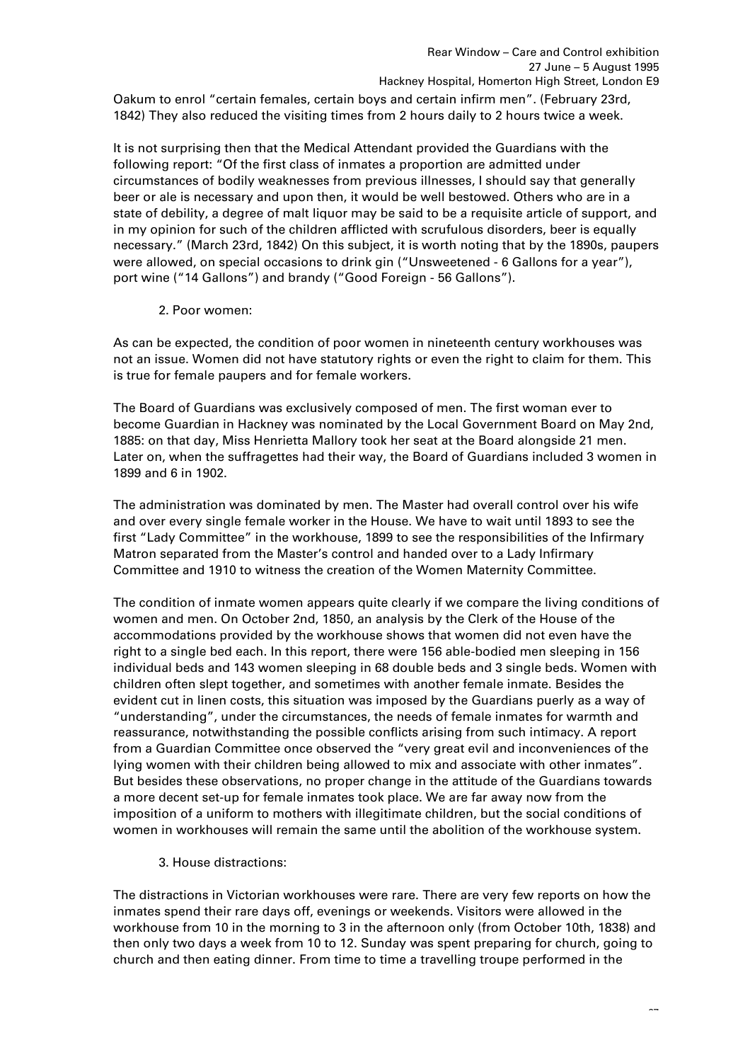Oakum to enrol “certain females, certain boys and certain infirm men”. (February 23rd, 1842) They also reduced the visiting times from 2 hours daily to 2 hours twice a week.

It is not surprising then that the Medical Attendant provided the Guardians with the following report: “Of the first class of inmates a proportion are admitted under circumstances of bodily weaknesses from previous illnesses, I should say that generally beer or ale is necessary and upon then, it would be well bestowed. Others who are in a state of debility, a degree of malt liquor may be said to be a requisite article of support, and in my opinion for such of the children afflicted with scrufulous disorders, beer is equally necessary.” (March 23rd, 1842) On this subject, it is worth noting that by the 1890s, paupers were allowed, on special occasions to drink gin (“Unsweetened - 6 Gallons for a year”), port wine (“14 Gallons”) and brandy (“Good Foreign - 56 Gallons”).

2. Poor women:

As can be expected, the condition of poor women in nineteenth century workhouses was not an issue. Women did not have statutory rights or even the right to claim for them. This is true for female paupers and for female workers.

The Board of Guardians was exclusively composed of men. The first woman ever to become Guardian in Hackney was nominated by the Local Government Board on May 2nd, 1885: on that day, Miss Henrietta Mallory took her seat at the Board alongside 21 men. Later on, when the suffragettes had their way, the Board of Guardians included 3 women in 1899 and 6 in 1902.

The administration was dominated by men. The Master had overall control over his wife and over every single female worker in the House. We have to wait until 1893 to see the first “Lady Committee” in the workhouse, 1899 to see the responsibilities of the Infirmary Matron separated from the Master’s control and handed over to a Lady Infirmary Committee and 1910 to witness the creation of the Women Maternity Committee.

The condition of inmate women appears quite clearly if we compare the living conditions of women and men. On October 2nd, 1850, an analysis by the Clerk of the House of the accommodations provided by the workhouse shows that women did not even have the right to a single bed each. In this report, there were 156 able-bodied men sleeping in 156 individual beds and 143 women sleeping in 68 double beds and 3 single beds. Women with children often slept together, and sometimes with another female inmate. Besides the evident cut in linen costs, this situation was imposed by the Guardians puerly as a way of “understanding”, under the circumstances, the needs of female inmates for warmth and reassurance, notwithstanding the possible conflicts arising from such intimacy. A report from a Guardian Committee once observed the “very great evil and inconveniences of the lying women with their children being allowed to mix and associate with other inmates”. But besides these observations, no proper change in the attitude of the Guardians towards a more decent set-up for female inmates took place. We are far away now from the imposition of a uniform to mothers with illegitimate children, but the social conditions of women in workhouses will remain the same until the abolition of the workhouse system.

3. House distractions:

The distractions in Victorian workhouses were rare. There are very few reports on how the inmates spend their rare days off, evenings or weekends. Visitors were allowed in the workhouse from 10 in the morning to 3 in the afternoon only (from October 10th, 1838) and then only two days a week from 10 to 12. Sunday was spent preparing for church, going to church and then eating dinner. From time to time a travelling troupe performed in the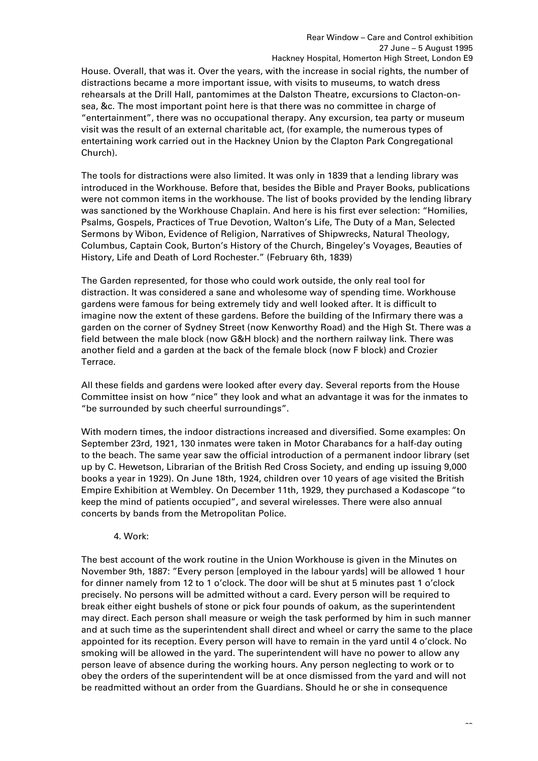House. Overall, that was it. Over the years, with the increase in social rights, the number of distractions became a more important issue, with visits to museums, to watch dress rehearsals at the Drill Hall, pantomimes at the Dalston Theatre, excursions to Clacton-on-sea, &c. The most important point here is that there was no committee in charge of "entertainment", there was no occupational therapy. Any excursion, tea party or museum visit was the result of an external charitable act, (for example, the numerous types of entertaining work carried out in the Hackney Union by the Clapton Park Congregational Church).

The tools for distractions were also limited. It was only in 1839 that a lending library was introduced in the Workhouse. Before that, besides the Bible and Prayer Books, publications were not common items in the workhouse. The list of books provided by the lending library was sanctioned by the Workhouse Chaplain. And here is his first ever selection: "Homilies, Psalms, Gospels, Practices of True Devotion, Walton's Life, The Duty of a Man, Selected Sermons by Wibon, Evidence of Religion, Narratives of Shipwrecks, Natural Theology, Columbus, Captain Cook, Burton's History of the Church, Bingeley's Voyages, Beauties of History, Life and Death of Lord Rochester." (February 6th, 1839)

The Garden represented, for those who could work outside, the only real tool for distraction. It was considered a sane and wholesome way of spending time. Workhouse gardens were famous for being extremely tidy and well looked after. It is difficult to imagine now the extent of these gardens. Before the building of the Infirmary there was a garden on the corner of Sydney Street (now Kenworthy Road) and the High St. There was a field between the male block (now G&H block) and the northern railway link. There was another field and a garden at the back of the female block (now F block) and Crozier Terrace.

All these fields and gardens were looked after every day. Several reports from the House Committee insist on how "nice" they look and what an advantage it was for the inmates to "be surrounded by such cheerful surroundings".

With modern times, the indoor distractions increased and diversified. Some examples: On September 23rd, 1921, 130 inmates were taken in Motor Charabancs for a half-day outing to the beach. The same year saw the official introduction of a permanent indoor library (set up by C. Hewetson, Librarian of the British Red Cross Society, and ending up issuing 9,000 books a year in 1929). On June 18th, 1924, children over 10 years of age visited the British Empire Exhibition at Wembley. On December 11th, 1929, they purchased a Kodascope "to keep the mind of patients occupied", and several wirelesses. There were also annual concerts by bands from the Metropolitan Police.

4. Work:

The best account of the work routine in the Union Workhouse is given in the Minutes on November 9th, 1887: "Every person [employed in the labour yards] will be allowed 1 hour for dinner namely from 12 to 1 o'clock. The door will be shut at 5 minutes past 1 o'clock precisely. No persons will be admitted without a card. Every person will be required to break either eight bushels of stone or pick four pounds of oakum, as the superintendent may direct. Each person shall measure or weigh the task performed by him in such manner and at such time as the superintendent shall direct and wheel or carry the same to the place appointed for its reception. Every person will have to remain in the yard until 4 o'clock. No smoking will be allowed in the yard. The superintendent will have no power to allow any person leave of absence during the working hours. Any person neglecting to work or to obey the orders of the superintendent will be at once dismissed from the yard and will not be readmitted without an order from the Guardians. Should he or she in consequence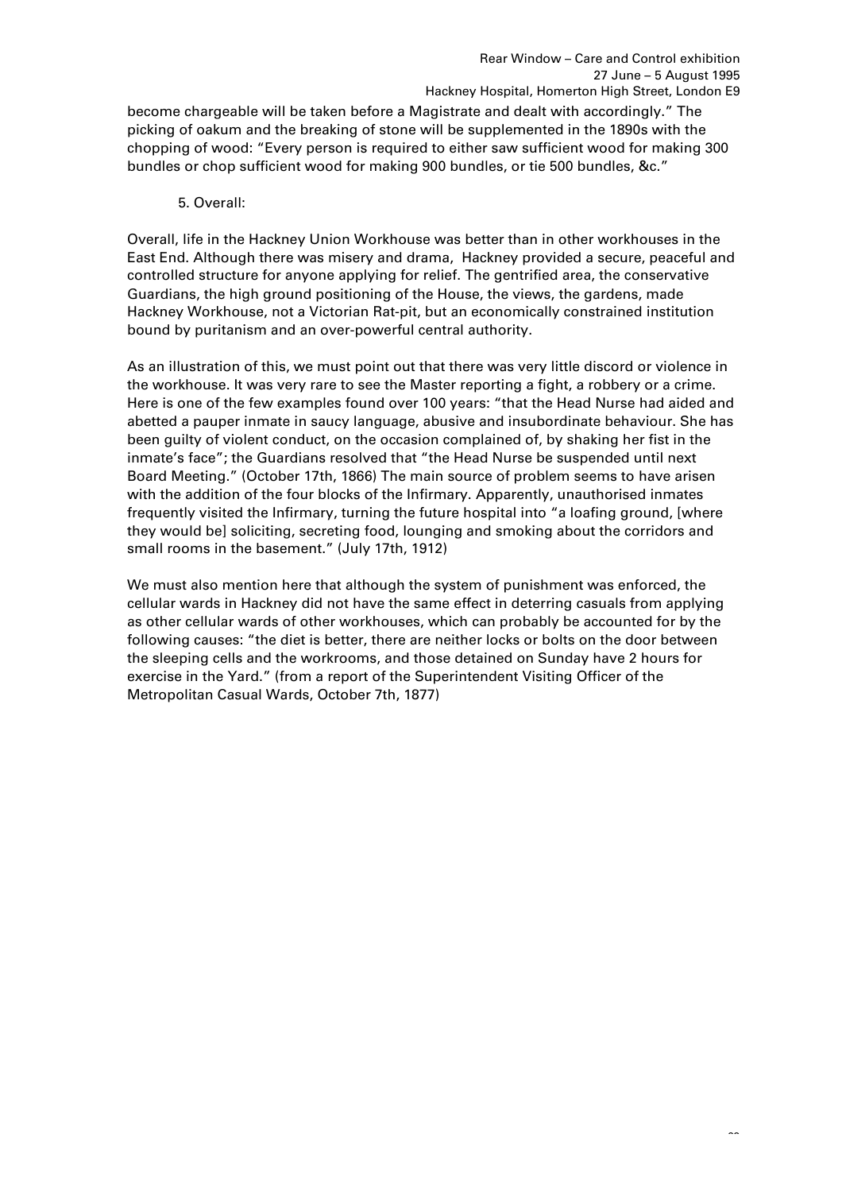become chargeable will be taken before a Magistrate and dealt with accordingly." The picking of oakum and the breaking of stone will be supplemented in the 1890s with the chopping of wood: "Every person is required to either saw sufficient wood for making 300 bundles or chop sufficient wood for making 900 bundles, or tie 500 bundles, &c."

5. Overall:

Overall, life in the Hackney Union Workhouse was better than in other workhouses in the East End. Although there was misery and drama, Hackney provided a secure, peaceful and controlled structure for anyone applying for relief. The gentrified area, the conservative Guardians, the high ground positioning of the House, the views, the gardens, made Hackney Workhouse, not a Victorian Rat-pit, but an economically constrained institution bound by puritanism and an over-powerful central authority.

As an illustration of this, we must point out that there was very little discord or violence in the workhouse. It was very rare to see the Master reporting a fight, a robbery or a crime. Here is one of the few examples found over 100 years: "that the Head Nurse had aided and abetted a pauper inmate in saucy language, abusive and insubordinate behaviour. She has been guilty of violent conduct, on the occasion complained of, by shaking her fist in the inmate's face"; the Guardians resolved that "the Head Nurse be suspended until next Board Meeting." (October 17th, 1866) The main source of problem seems to have arisen with the addition of the four blocks of the Infirmary. Apparently, unauthorised inmates frequently visited the Infirmary, turning the future hospital into "a loafing ground, [where they would be] soliciting, secreting food, lounging and smoking about the corridors and small rooms in the basement." (July 17th, 1912)

We must also mention here that although the system of punishment was enforced, the cellular wards in Hackney did not have the same effect in deterring casuals from applying as other cellular wards of other workhouses, which can probably be accounted for by the following causes: "the diet is better, there are neither locks or bolts on the door between the sleeping cells and the workrooms, and those detained on Sunday have 2 hours for exercise in the Yard." (from a report of the Superintendent Visiting Officer of the Metropolitan Casual Wards, October 7th, 1877)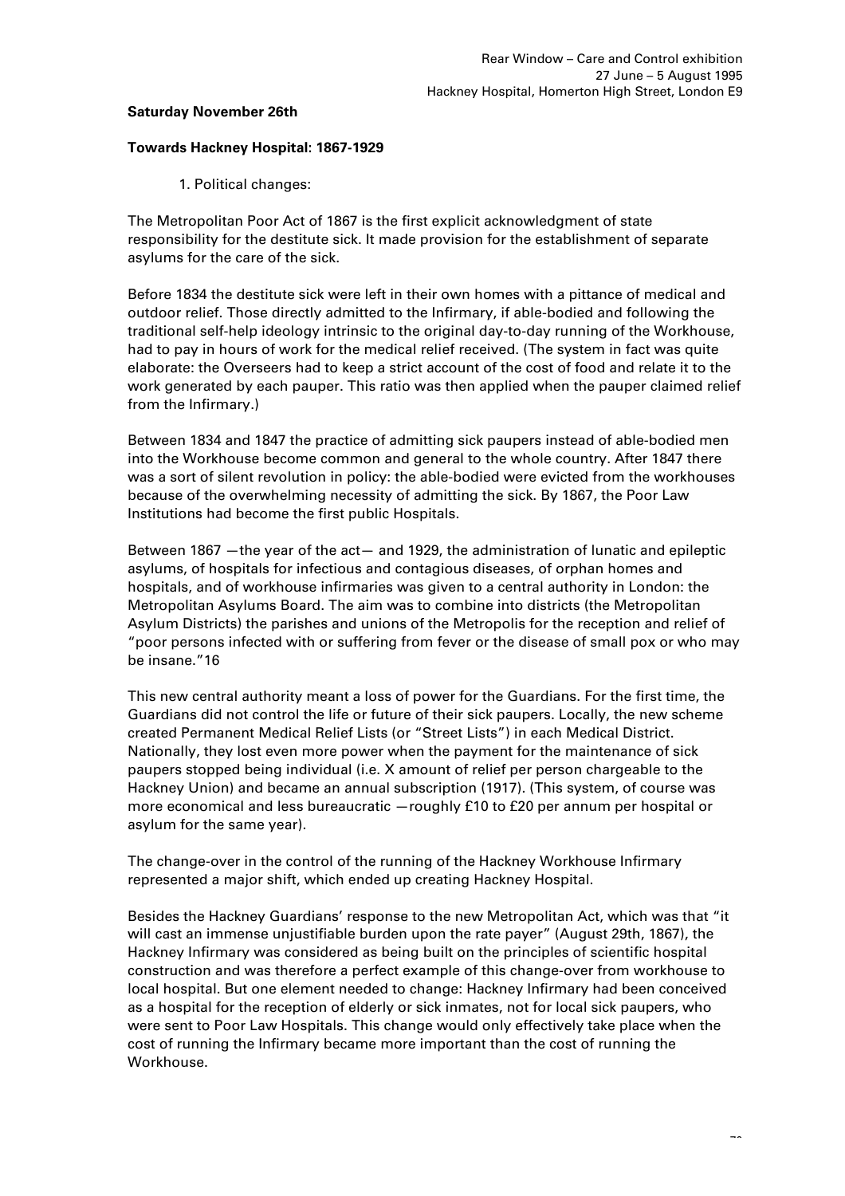**Saturday November 26th**

**Towards Hackney Hospital: 1867-1929**

1. Political changes:

The Metropolitan Poor Act of 1867 is the first explicit acknowledgment of state responsibility for the destitute sick. It made provision for the establishment of separate asylums for the care of the sick.

Before 1834 the destitute sick were left in their own homes with a pittance of medical and outdoor relief. Those directly admitted to the Infirmary, if able-bodied and following the traditional self-help ideology intrinsic to the original day-to-day running of the Workhouse, had to pay in hours of work for the medical relief received. (The system in fact was quite elaborate: the Overseers had to keep a strict account of the cost of food and relate it to the work generated by each pauper. This ratio was then applied when the pauper claimed relief from the Infirmary.)

Between 1834 and 1847 the practice of admitting sick paupers instead of able-bodied men into the Workhouse become common and general to the whole country. After 1847 there was a sort of silent revolution in policy: the able-bodied were evicted from the workhouses because of the overwhelming necessity of admitting the sick. By 1867, the Poor Law Institutions had become the first public Hospitals.

Between 1867 —the year of the act— and 1929, the administration of lunatic and epileptic asylums, of hospitals for infectious and contagious diseases, of orphan homes and hospitals, and of workhouse infirmaries was given to a central authority in London: the Metropolitan Asylums Board. The aim was to combine into districts (the Metropolitan Asylum Districts) the parishes and unions of the Metropolis for the reception and relief of "poor persons infected with or suffering from fever or the disease of small pox or who may be insane."16

This new central authority meant a loss of power for the Guardians. For the first time, the Guardians did not control the life or future of their sick paupers. Locally, the new scheme created Permanent Medical Relief Lists (or "Street Lists") in each Medical District. Nationally, they lost even more power when the payment for the maintenance of sick paupers stopped being individual (i.e. X amount of relief per person chargeable to the Hackney Union) and became an annual subscription (1917). (This system, of course was more economical and less bureaucratic —roughly £10 to £20 per annum per hospital or asylum for the same year).

The change-over in the control of the running of the Hackney Workhouse Infirmary represented a major shift, which ended up creating Hackney Hospital.

Besides the Hackney Guardians' response to the new Metropolitan Act, which was that "it will cast an immense unjustifiable burden upon the rate payer" (August 29th, 1867), the Hackney Infirmary was considered as being built on the principles of scientific hospital construction and was therefore a perfect example of this change-over from workhouse to local hospital. But one element needed to change: Hackney Infirmary had been conceived as a hospital for the reception of elderly or sick inmates, not for local sick paupers, who were sent to Poor Law Hospitals. This change would only effectively take place when the cost of running the Infirmary became more important than the cost of running the Workhouse.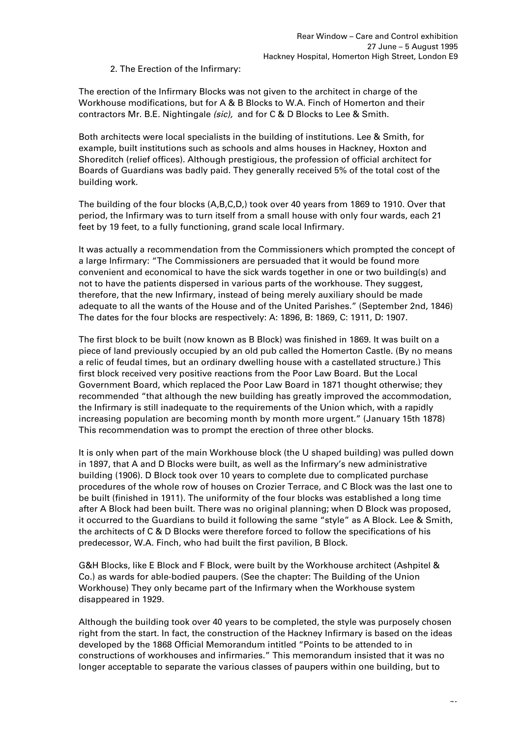2. The Erection of the Infirmary:

The erection of the Infirmary Blocks was not given to the architect in charge of the Workhouse modifications, but for A & B Blocks to W.A. Finch of Homerton and their contractors Mr. B.E. Nightingale *(sic),* and for C & D Blocks to Lee & Smith.

Both architects were local specialists in the building of institutions. Lee & Smith, for example, built institutions such as schools and alms houses in Hackney, Hoxton and Shoreditch (relief offices). Although prestigious, the profession of official architect for Boards of Guardians was badly paid. They generally received 5% of the total cost of the building work.

The building of the four blocks (A,B,C,D,) took over 40 years from 1869 to 1910. Over that period, the Infirmary was to turn itself from a small house with only four wards, each 21 feet by 19 feet, to a fully functioning, grand scale local Infirmary.

It was actually a recommendation from the Commissioners which prompted the concept of a large Infirmary: "The Commissioners are persuaded that it would be found more convenient and economical to have the sick wards together in one or two building(s) and not to have the patients dispersed in various parts of the workhouse. They suggest, therefore, that the new Infirmary, instead of being merely auxiliary should be made adequate to all the wants of the House and of the United Parishes." (September 2nd, 1846) The dates for the four blocks are respectively: A: 1896, B: 1869, C: 1911, D: 1907.

The first block to be built (now known as B Block) was finished in 1869. It was built on a piece of land previously occupied by an old pub called the Homerton Castle. (By no means a relic of feudal times, but an ordinary dwelling house with a castellated structure.) This first block received very positive reactions from the Poor Law Board. But the Local Government Board, which replaced the Poor Law Board in 1871 thought otherwise; they recommended "that although the new building has greatly improved the accommodation, the Infirmary is still inadequate to the requirements of the Union which, with a rapidly increasing population are becoming month by month more urgent." (January 15th 1878) This recommendation was to prompt the erection of three other blocks.

It is only when part of the main Workhouse block (the U shaped building) was pulled down in 1897, that A and D Blocks were built, as well as the Infirmary's new administrative building (1906). D Block took over 10 years to complete due to complicated purchase procedures of the whole row of houses on Crozier Terrace, and C Block was the last one to be built (finished in 1911). The uniformity of the four blocks was established a long time after A Block had been built. There was no original planning; when D Block was proposed, it occurred to the Guardians to build it following the same "style" as A Block. Lee & Smith, the architects of C & D Blocks were therefore forced to follow the specifications of his predecessor, W.A. Finch, who had built the first pavilion, B Block.

G&H Blocks, like E Block and F Block, were built by the Workhouse architect (Ashpitel & Co.) as wards for able-bodied paupers. (See the chapter: The Building of the Union Workhouse) They only became part of the Infirmary when the Workhouse system disappeared in 1929.

Although the building took over 40 years to be completed, the style was purposely chosen right from the start. In fact, the construction of the Hackney Infirmary is based on the ideas developed by the 1868 Official Memorandum intitled "Points to be attended to in constructions of workhouses and infirmaries." This memorandum insisted that it was no longer acceptable to separate the various classes of paupers within one building, but to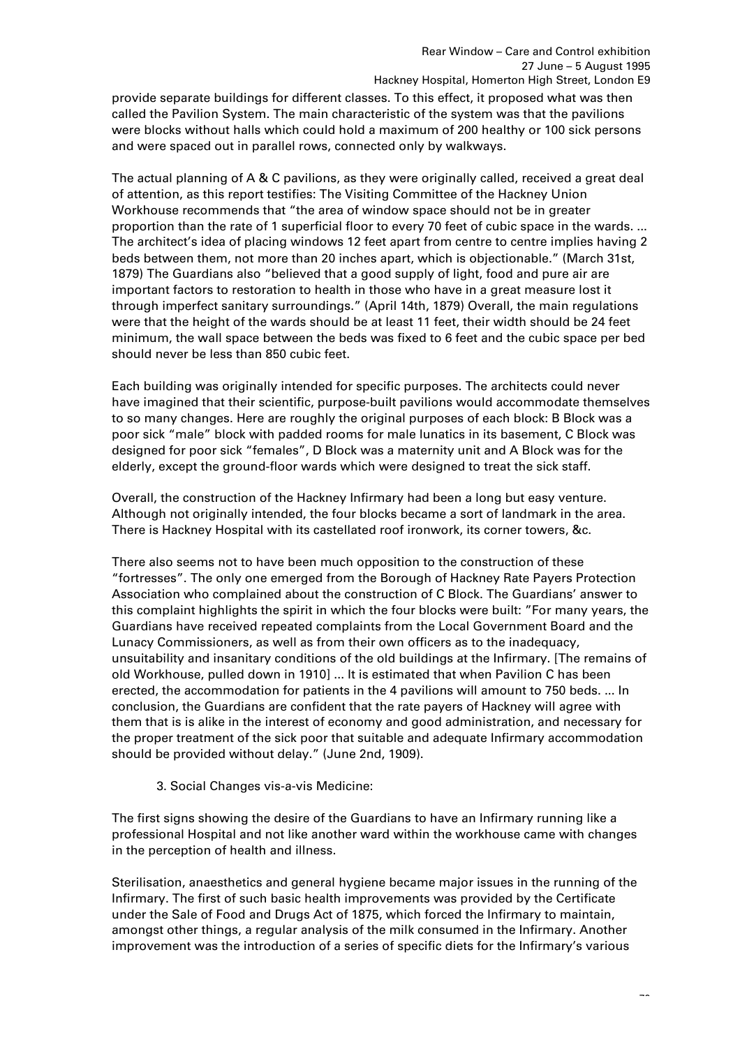provide separate buildings for different classes. To this effect, it proposed what was then called the Pavilion System. The main characteristic of the system was that the pavilions were blocks without halls which could hold a maximum of 200 healthy or 100 sick persons and were spaced out in parallel rows, connected only by walkways.

The actual planning of A & C pavilions, as they were originally called, received a great deal of attention, as this report testifies: The Visiting Committee of the Hackney Union Workhouse recommends that "the area of window space should not be in greater proportion than the rate of 1 superficial floor to every 70 feet of cubic space in the wards. ... The architect's idea of placing windows 12 feet apart from centre to centre implies having 2 beds between them, not more than 20 inches apart, which is objectionable." (March 31st, 1879) The Guardians also "believed that a good supply of light, food and pure air are important factors to restoration to health in those who have in a great measure lost it through imperfect sanitary surroundings." (April 14th, 1879) Overall, the main regulations were that the height of the wards should be at least 11 feet, their width should be 24 feet minimum, the wall space between the beds was fixed to 6 feet and the cubic space per bed should never be less than 850 cubic feet.

Each building was originally intended for specific purposes. The architects could never have imagined that their scientific, purpose-built pavilions would accommodate themselves to so many changes. Here are roughly the original purposes of each block: B Block was a poor sick "male" block with padded rooms for male lunatics in its basement, C Block was designed for poor sick "females", D Block was a maternity unit and A Block was for the elderly, except the ground-floor wards which were designed to treat the sick staff.

Overall, the construction of the Hackney Infirmary had been a long but easy venture. Although not originally intended, the four blocks became a sort of landmark in the area. There is Hackney Hospital with its castellated roof ironwork, its corner towers, &c.

There also seems not to have been much opposition to the construction of these "fortresses". The only one emerged from the Borough of Hackney Rate Payers Protection Association who complained about the construction of C Block. The Guardians' answer to this complaint highlights the spirit in which the four blocks were built: "For many years, the Guardians have received repeated complaints from the Local Government Board and the Lunacy Commissioners, as well as from their own officers as to the inadequacy, unsuitability and insanitary conditions of the old buildings at the Infirmary. [The remains of old Workhouse, pulled down in 1910] ... It is estimated that when Pavilion C has been erected, the accommodation for patients in the 4 pavilions will amount to 750 beds. ... In conclusion, the Guardians are confident that the rate payers of Hackney will agree with them that is is alike in the interest of economy and good administration, and necessary for the proper treatment of the sick poor that suitable and adequate Infirmary accommodation should be provided without delay." (June 2nd, 1909).

3. Social Changes vis-a-vis Medicine:

The first signs showing the desire of the Guardians to have an Infirmary running like a professional Hospital and not like another ward within the workhouse came with changes in the perception of health and illness.

Sterilisation, anaesthetics and general hygiene became major issues in the running of the Infirmary. The first of such basic health improvements was provided by the Certificate under the Sale of Food and Drugs Act of 1875, which forced the Infirmary to maintain, amongst other things, a regular analysis of the milk consumed in the Infirmary. Another improvement was the introduction of a series of specific diets for the Infirmary's various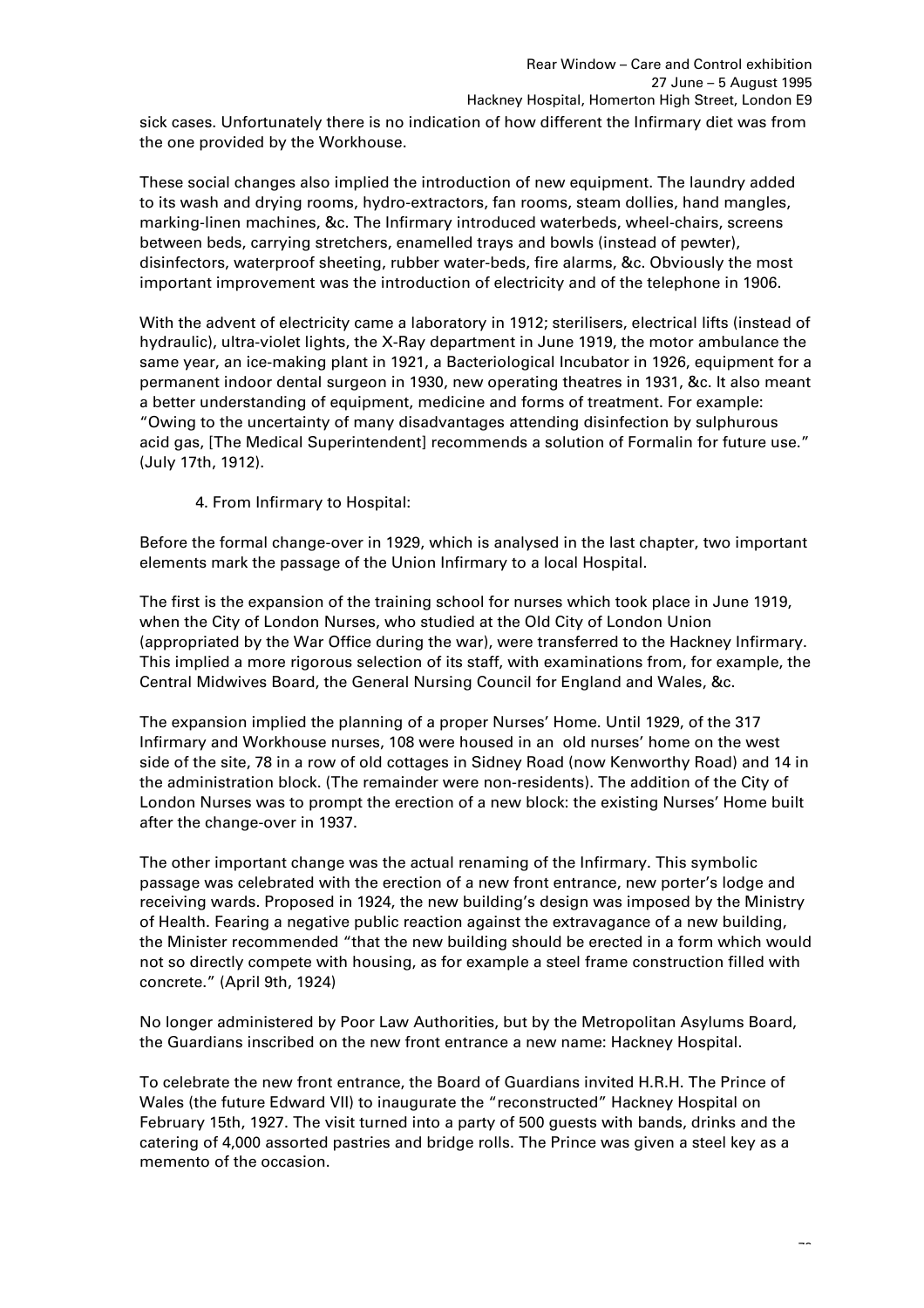sick cases. Unfortunately there is no indication of how different the Infirmary diet was from the one provided by the Workhouse.

These social changes also implied the introduction of new equipment. The laundry added to its wash and drying rooms, hydro-extractors, fan rooms, steam dollies, hand mangles, marking-linen machines, &c. The Infirmary introduced waterbeds, wheel-chairs, screens between beds, carrying stretchers, enamelled trays and bowls (instead of pewter), disinfectors, waterproof sheeting, rubber water-beds, fire alarms, &c. Obviously the most important improvement was the introduction of electricity and of the telephone in 1906.

With the advent of electricity came a laboratory in 1912; sterilisers, electrical lifts (instead of hydraulic), ultra-violet lights, the X-Ray department in June 1919, the motor ambulance the same year, an ice-making plant in 1921, a Bacteriological Incubator in 1926, equipment for a permanent indoor dental surgeon in 1930, new operating theatres in 1931, &c. It also meant a better understanding of equipment, medicine and forms of treatment. For example: "Owing to the uncertainty of many disadvantages attending disinfection by sulphurous acid gas, [The Medical Superintendent] recommends a solution of Formalin for future use." (July 17th, 1912).

4. From Infirmary to Hospital:

Before the formal change-over in 1929, which is analysed in the last chapter, two important elements mark the passage of the Union Infirmary to a local Hospital.

The first is the expansion of the training school for nurses which took place in June 1919, when the City of London Nurses, who studied at the Old City of London Union (appropriated by the War Office during the war), were transferred to the Hackney Infirmary. This implied a more rigorous selection of its staff, with examinations from, for example, the Central Midwives Board, the General Nursing Council for England and Wales, &c.

The expansion implied the planning of a proper Nurses' Home. Until 1929, of the 317 Infirmary and Workhouse nurses, 108 were housed in an old nurses' home on the west side of the site, 78 in a row of old cottages in Sidney Road (now Kenworthy Road) and 14 in the administration block. (The remainder were non-residents). The addition of the City of London Nurses was to prompt the erection of a new block: the existing Nurses' Home built after the change-over in 1937.

The other important change was the actual renaming of the Infirmary. This symbolic passage was celebrated with the erection of a new front entrance, new porter's lodge and receiving wards. Proposed in 1924, the new building's design was imposed by the Ministry of Health. Fearing a negative public reaction against the extravagance of a new building, the Minister recommended "that the new building should be erected in a form which would not so directly compete with housing, as for example a steel frame construction filled with concrete." (April 9th, 1924)

No longer administered by Poor Law Authorities, but by the Metropolitan Asylums Board, the Guardians inscribed on the new front entrance a new name: Hackney Hospital.

To celebrate the new front entrance, the Board of Guardians invited H.R.H. The Prince of Wales (the future Edward VII) to inaugurate the "reconstructed" Hackney Hospital on February 15th, 1927. The visit turned into a party of 500 guests with bands, drinks and the catering of 4,000 assorted pastries and bridge rolls. The Prince was given a steel key as a memento of the occasion.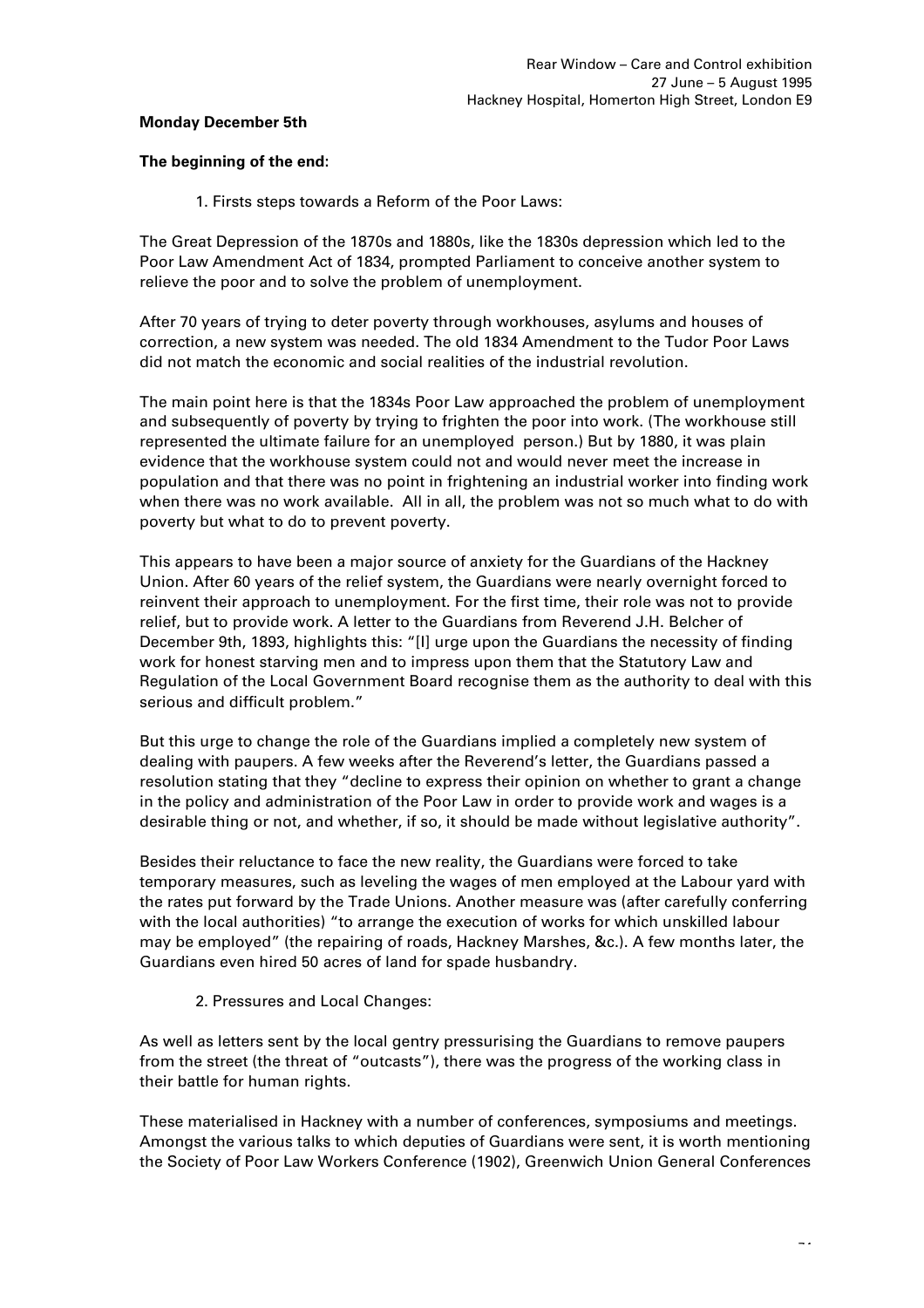**Monday December 5th**

**The beginning of the end**:

1. Firsts steps towards a Reform of the Poor Laws:

The Great Depression of the 1870s and 1880s, like the 1830s depression which led to the Poor Law Amendment Act of 1834, prompted Parliament to conceive another system to relieve the poor and to solve the problem of unemployment.

After 70 years of trying to deter poverty through workhouses, asylums and houses of correction, a new system was needed. The old 1834 Amendment to the Tudor Poor Laws did not match the economic and social realities of the industrial revolution.

The main point here is that the 1834s Poor Law approached the problem of unemployment and subsequently of poverty by trying to frighten the poor into work. (The workhouse still represented the ultimate failure for an unemployed person.) But by 1880, it was plain evidence that the workhouse system could not and would never meet the increase in population and that there was no point in frightening an industrial worker into finding work when there was no work available. All in all, the problem was not so much what to do with poverty but what to do to prevent poverty.

This appears to have been a major source of anxiety for the Guardians of the Hackney Union. After 60 years of the relief system, the Guardians were nearly overnight forced to reinvent their approach to unemployment. For the first time, their role was not to provide relief, but to provide work. A letter to the Guardians from Reverend J.H. Belcher of December 9th, 1893, highlights this: "[I] urge upon the Guardians the necessity of finding work for honest starving men and to impress upon them that the Statutory Law and Regulation of the Local Government Board recognise them as the authority to deal with this serious and difficult problem."

But this urge to change the role of the Guardians implied a completely new system of dealing with paupers. A few weeks after the Reverend's letter, the Guardians passed a resolution stating that they "decline to express their opinion on whether to grant a change in the policy and administration of the Poor Law in order to provide work and wages is a desirable thing or not, and whether, if so, it should be made without legislative authority".

Besides their reluctance to face the new reality, the Guardians were forced to take temporary measures, such as leveling the wages of men employed at the Labour yard with the rates put forward by the Trade Unions. Another measure was (after carefully conferring with the local authorities) "to arrange the execution of works for which unskilled labour may be employed" (the repairing of roads, Hackney Marshes, &c.). A few months later, the Guardians even hired 50 acres of land for spade husbandry.

2. Pressures and Local Changes:

As well as letters sent by the local gentry pressurising the Guardians to remove paupers from the street (the threat of "outcasts"), there was the progress of the working class in their battle for human rights.

These materialised in Hackney with a number of conferences, symposiums and meetings. Amongst the various talks to which deputies of Guardians were sent, it is worth mentioning the Society of Poor Law Workers Conference (1902), Greenwich Union General Conferences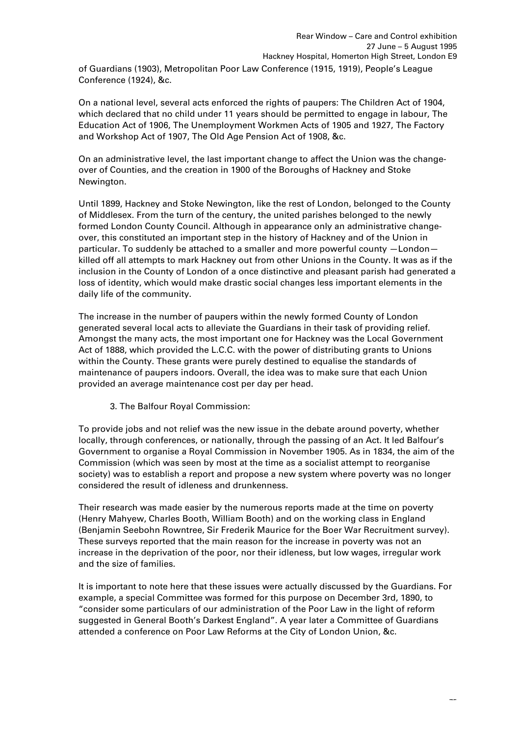of Guardians (1903), Metropolitan Poor Law Conference (1915, 1919), People's League Conference (1924), &c.

On a national level, several acts enforced the rights of paupers: The Children Act of 1904, which declared that no child under 11 years should be permitted to engage in labour, The Education Act of 1906, The Unemployment Workmen Acts of 1905 and 1927, The Factory and Workshop Act of 1907, The Old Age Pension Act of 1908, &c.

On an administrative level, the last important change to affect the Union was the change-over of Counties, and the creation in 1900 of the Boroughs of Hackney and Stoke Newington.

Until 1899, Hackney and Stoke Newington, like the rest of London, belonged to the County of Middlesex. From the turn of the century, the united parishes belonged to the newly formed London County Council. Although in appearance only an administrative change-over, this constituted an important step in the history of Hackney and of the Union in particular. To suddenly be attached to a smaller and more powerful county —London— killed off all attempts to mark Hackney out from other Unions in the County. It was as if the inclusion in the County of London of a once distinctive and pleasant parish had generated a loss of identity, which would make drastic social changes less important elements in the daily life of the community.

The increase in the number of paupers within the newly formed County of London generated several local acts to alleviate the Guardians in their task of providing relief. Amongst the many acts, the most important one for Hackney was the Local Government Act of 1888, which provided the L.C.C. with the power of distributing grants to Unions within the County. These grants were purely destined to equalise the standards of maintenance of paupers indoors. Overall, the idea was to make sure that each Union provided an average maintenance cost per day per head.

### 3. The Balfour Royal Commission:

To provide jobs and not relief was the new issue in the debate around poverty, whether locally, through conferences, or nationally, through the passing of an Act. It led Balfour's Government to organise a Royal Commission in November 1905. As in 1834, the aim of the Commission (which was seen by most at the time as a socialist attempt to reorganise society) was to establish a report and propose a new system where poverty was no longer considered the result of idleness and drunkenness.

Their research was made easier by the numerous reports made at the time on poverty (Henry Mahyew, Charles Booth, William Booth) and on the working class in England (Benjamin Seebohn Rowntree, Sir Frederik Maurice for the Boer War Recruitment survey). These surveys reported that the main reason for the increase in poverty was not an increase in the deprivation of the poor, nor their idleness, but low wages, irregular work and the size of families.

It is important to note here that these issues were actually discussed by the Guardians. For example, a special Committee was formed for this purpose on December 3rd, 1890, to "consider some particulars of our administration of the Poor Law in the light of reform suggested in General Booth's Darkest England". A year later a Committee of Guardians attended a conference on Poor Law Reforms at the City of London Union, &c.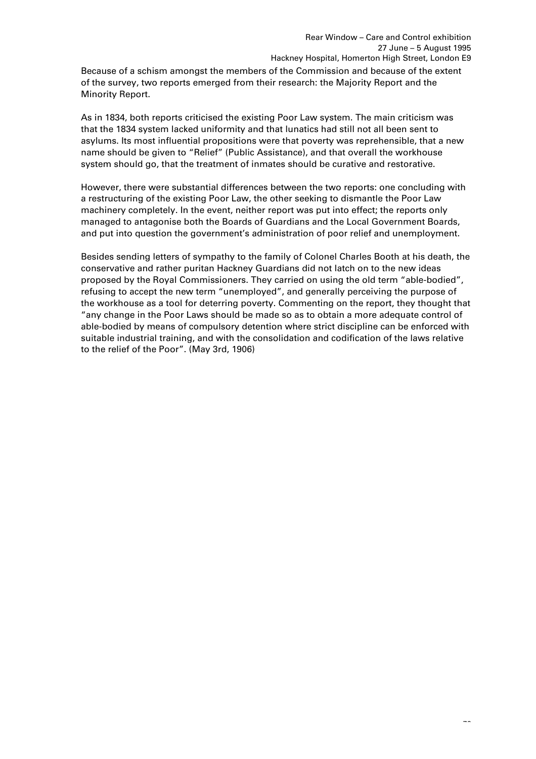Because of a schism amongst the members of the Commission and because of the extent of the survey, two reports emerged from their research: the Majority Report and the Minority Report.

As in 1834, both reports criticised the existing Poor Law system. The main criticism was that the 1834 system lacked uniformity and that lunatics had still not all been sent to asylums. Its most influential propositions were that poverty was reprehensible, that a new name should be given to "Relief" (Public Assistance), and that overall the workhouse system should go, that the treatment of inmates should be curative and restorative.

However, there were substantial differences between the two reports: one concluding with a restructuring of the existing Poor Law, the other seeking to dismantle the Poor Law machinery completely. In the event, neither report was put into effect; the reports only managed to antagonise both the Boards of Guardians and the Local Government Boards, and put into question the government's administration of poor relief and unemployment.

Besides sending letters of sympathy to the family of Colonel Charles Booth at his death, the conservative and rather puritan Hackney Guardians did not latch on to the new ideas proposed by the Royal Commissioners. They carried on using the old term "able-bodied", refusing to accept the new term "unemployed", and generally perceiving the purpose of the workhouse as a tool for deterring poverty. Commenting on the report, they thought that "any change in the Poor Laws should be made so as to obtain a more adequate control of able-bodied by means of compulsory detention where strict discipline can be enforced with suitable industrial training, and with the consolidation and codification of the laws relative to the relief of the Poor". (May 3rd, 1906)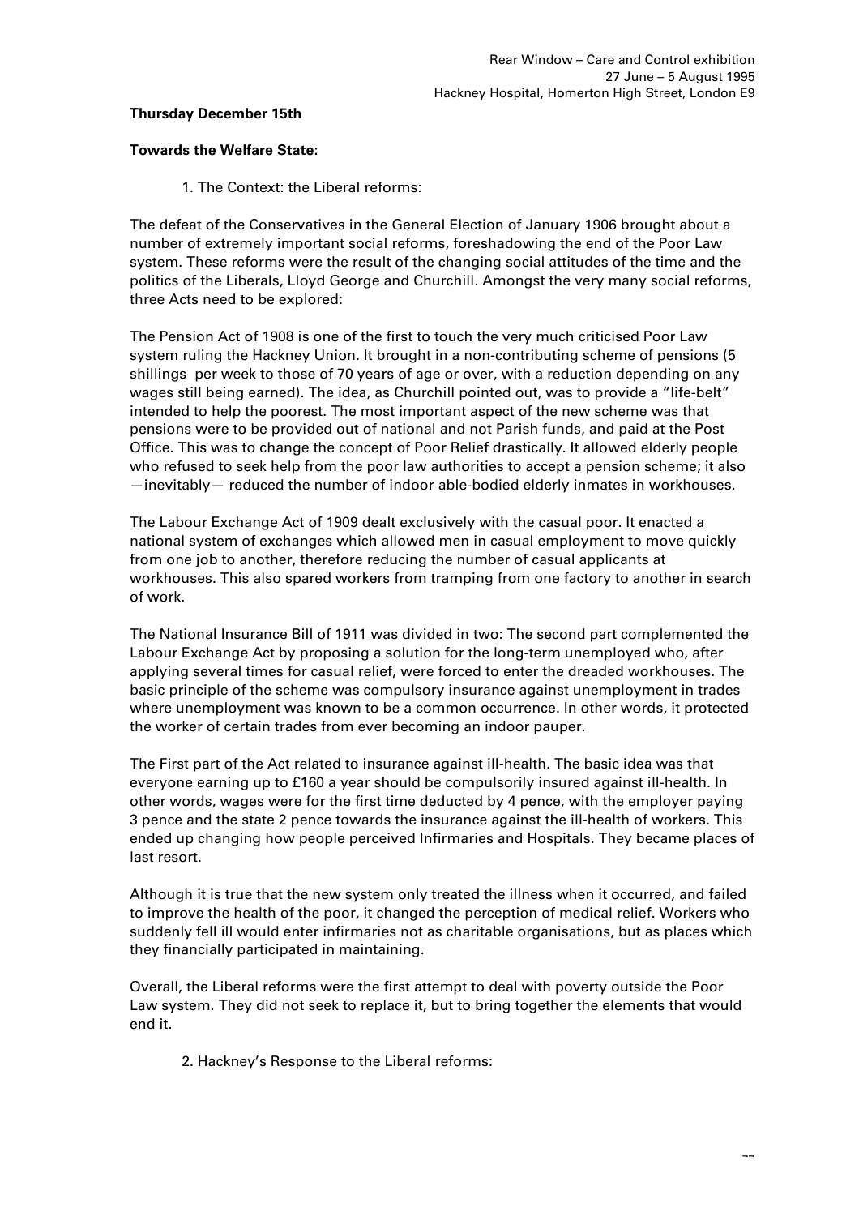**Thursday December 15th**

**Towards the Welfare State**:

1. The Context: the Liberal reforms:

The defeat of the Conservatives in the General Election of January 1906 brought about a number of extremely important social reforms, foreshadowing the end of the Poor Law system. These reforms were the result of the changing social attitudes of the time and the politics of the Liberals, Lloyd George and Churchill. Amongst the very many social reforms, three Acts need to be explored:

The Pension Act of 1908 is one of the first to touch the very much criticised Poor Law system ruling the Hackney Union. It brought in a non-contributing scheme of pensions (5 shillings per week to those of 70 years of age or over, with a reduction depending on any wages still being earned). The idea, as Churchill pointed out, was to provide a "life-belt" intended to help the poorest. The most important aspect of the new scheme was that pensions were to be provided out of national and not Parish funds, and paid at the Post Office. This was to change the concept of Poor Relief drastically. It allowed elderly people who refused to seek help from the poor law authorities to accept a pension scheme; it also —inevitably— reduced the number of indoor able-bodied elderly inmates in workhouses.

The Labour Exchange Act of 1909 dealt exclusively with the casual poor. It enacted a national system of exchanges which allowed men in casual employment to move quickly from one job to another, therefore reducing the number of casual applicants at workhouses. This also spared workers from tramping from one factory to another in search of work.

The National Insurance Bill of 1911 was divided in two: The second part complemented the Labour Exchange Act by proposing a solution for the long-term unemployed who, after applying several times for casual relief, were forced to enter the dreaded workhouses. The basic principle of the scheme was compulsory insurance against unemployment in trades where unemployment was known to be a common occurrence. In other words, it protected the worker of certain trades from ever becoming an indoor pauper.

The First part of the Act related to insurance against ill-health. The basic idea was that everyone earning up to £160 a year should be compulsorily insured against ill-health. In other words, wages were for the first time deducted by 4 pence, with the employer paying 3 pence and the state 2 pence towards the insurance against the ill-health of workers. This ended up changing how people perceived Infirmaries and Hospitals. They became places of last resort.

Although it is true that the new system only treated the illness when it occurred, and failed to improve the health of the poor, it changed the perception of medical relief. Workers who suddenly fell ill would enter infirmaries not as charitable organisations, but as places which they financially participated in maintaining.

Overall, the Liberal reforms were the first attempt to deal with poverty outside the Poor Law system. They did not seek to replace it, but to bring together the elements that would end it.

2. Hackney's Response to the Liberal reforms: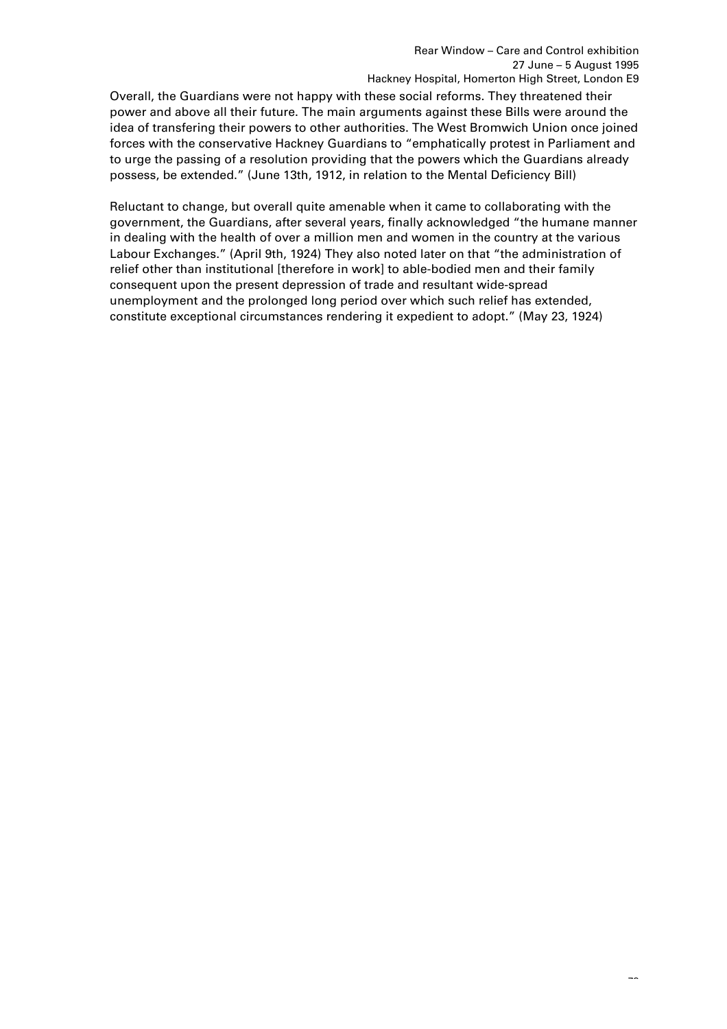Overall, the Guardians were not happy with these social reforms. They threatened their power and above all their future. The main arguments against these Bills were around the idea of transfering their powers to other authorities. The West Bromwich Union once joined forces with the conservative Hackney Guardians to "emphatically protest in Parliament and to urge the passing of a resolution providing that the powers which the Guardians already possess, be extended." (June 13th, 1912, in relation to the Mental Deficiency Bill)

Reluctant to change, but overall quite amenable when it came to collaborating with the government, the Guardians, after several years, finally acknowledged "the humane manner in dealing with the health of over a million men and women in the country at the various Labour Exchanges." (April 9th, 1924) They also noted later on that "the administration of relief other than institutional [therefore in work] to able-bodied men and their family consequent upon the present depression of trade and resultant wide-spread unemployment and the prolonged long period over which such relief has extended, constitute exceptional circumstances rendering it expedient to adopt." (May 23, 1924)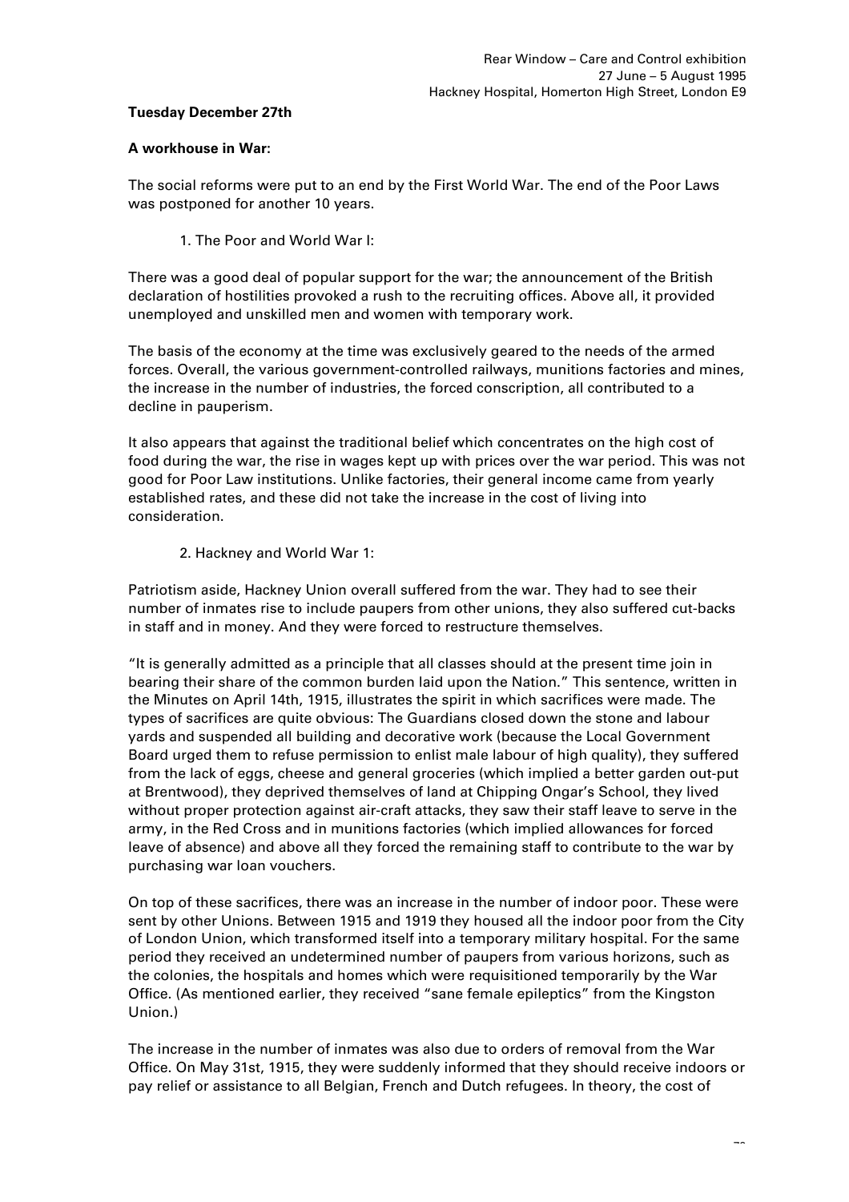**Tuesday December 27th**

**A workhouse in War:**

The social reforms were put to an end by the First World War. The end of the Poor Laws was postponed for another 10 years.

1. The Poor and World War I:

There was a good deal of popular support for the war; the announcement of the British declaration of hostilities provoked a rush to the recruiting offices. Above all, it provided unemployed and unskilled men and women with temporary work.

The basis of the economy at the time was exclusively geared to the needs of the armed forces. Overall, the various government-controlled railways, munitions factories and mines, the increase in the number of industries, the forced conscription, all contributed to a decline in pauperism.

It also appears that against the traditional belief which concentrates on the high cost of food during the war, the rise in wages kept up with prices over the war period. This was not good for Poor Law institutions. Unlike factories, their general income came from yearly established rates, and these did not take the increase in the cost of living into consideration.

2. Hackney and World War 1:

Patriotism aside, Hackney Union overall suffered from the war. They had to see their number of inmates rise to include paupers from other unions, they also suffered cut-backs in staff and in money. And they were forced to restructure themselves.

“It is generally admitted as a principle that all classes should at the present time join in bearing their share of the common burden laid upon the Nation.” This sentence, written in the Minutes on April 14th, 1915, illustrates the spirit in which sacrifices were made. The types of sacrifices are quite obvious: The Guardians closed down the stone and labour yards and suspended all building and decorative work (because the Local Government Board urged them to refuse permission to enlist male labour of high quality), they suffered from the lack of eggs, cheese and general groceries (which implied a better garden out-put at Brentwood), they deprived themselves of land at Chipping Ongar’s School, they lived without proper protection against air-craft attacks, they saw their staff leave to serve in the army, in the Red Cross and in munitions factories (which implied allowances for forced leave of absence) and above all they forced the remaining staff to contribute to the war by purchasing war loan vouchers.

On top of these sacrifices, there was an increase in the number of indoor poor. These were sent by other Unions. Between 1915 and 1919 they housed all the indoor poor from the City of London Union, which transformed itself into a temporary military hospital. For the same period they received an undetermined number of paupers from various horizons, such as the colonies, the hospitals and homes which were requisitioned temporarily by the War Office. (As mentioned earlier, they received “sane female epileptics” from the Kingston Union.)

The increase in the number of inmates was also due to orders of removal from the War Office. On May 31st, 1915, they were suddenly informed that they should receive indoors or pay relief or assistance to all Belgian, French and Dutch refugees. In theory, the cost of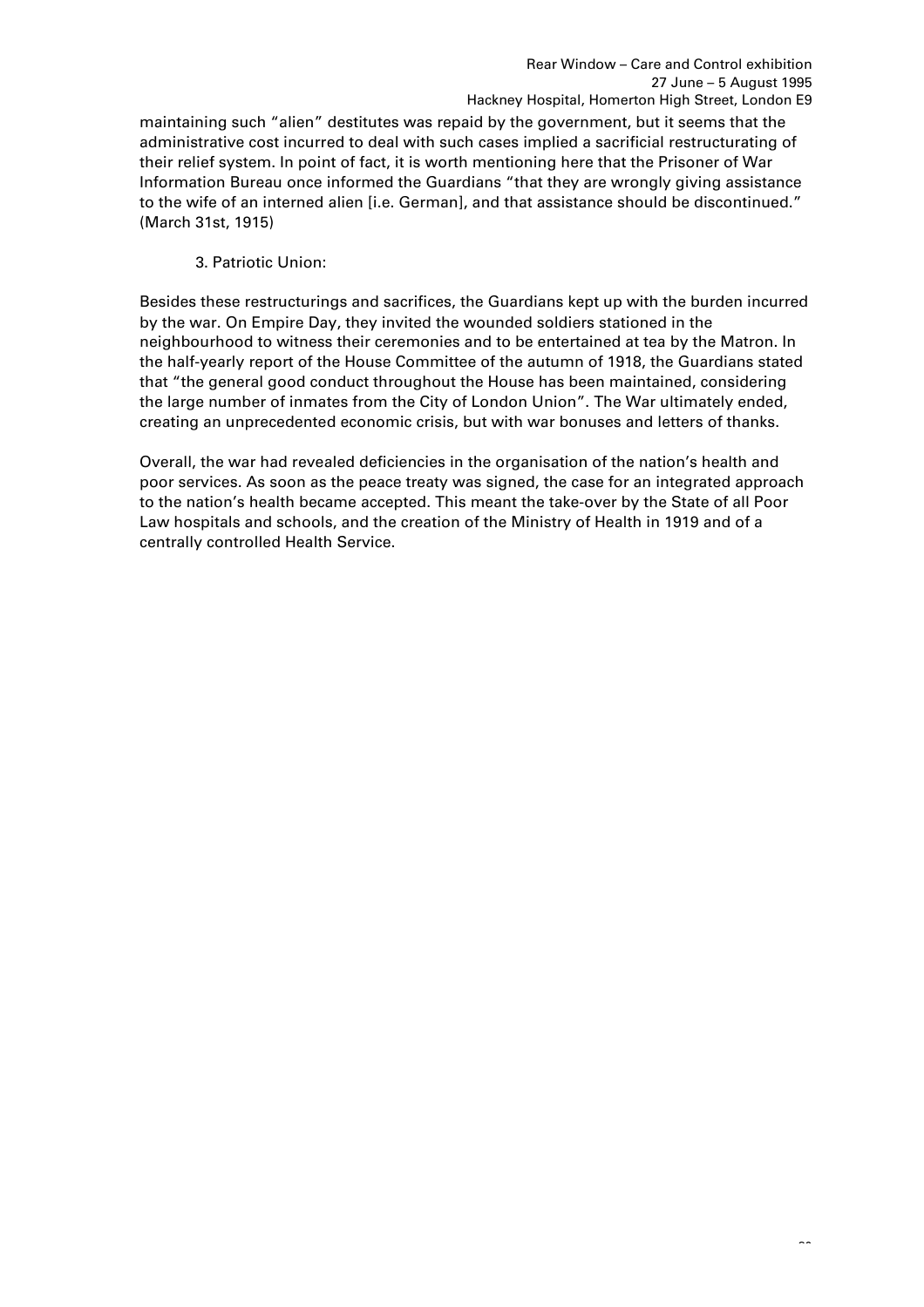maintaining such "alien" destitutes was repaid by the government, but it seems that the administrative cost incurred to deal with such cases implied a sacrificial restructurating of their relief system. In point of fact, it is worth mentioning here that the Prisoner of War Information Bureau once informed the Guardians "that they are wrongly giving assistance to the wife of an interned alien [i.e. German], and that assistance should be discontinued." (March 31st, 1915)

3. Patriotic Union:

Besides these restructurings and sacrifices, the Guardians kept up with the burden incurred by the war. On Empire Day, they invited the wounded soldiers stationed in the neighbourhood to witness their ceremonies and to be entertained at tea by the Matron. In the half-yearly report of the House Committee of the autumn of 1918, the Guardians stated that "the general good conduct throughout the House has been maintained, considering the large number of inmates from the City of London Union". The War ultimately ended, creating an unprecedented economic crisis, but with war bonuses and letters of thanks.

Overall, the war had revealed deficiencies in the organisation of the nation's health and poor services. As soon as the peace treaty was signed, the case for an integrated approach to the nation's health became accepted. This meant the take-over by the State of all Poor Law hospitals and schools, and the creation of the Ministry of Health in 1919 and of a centrally controlled Health Service.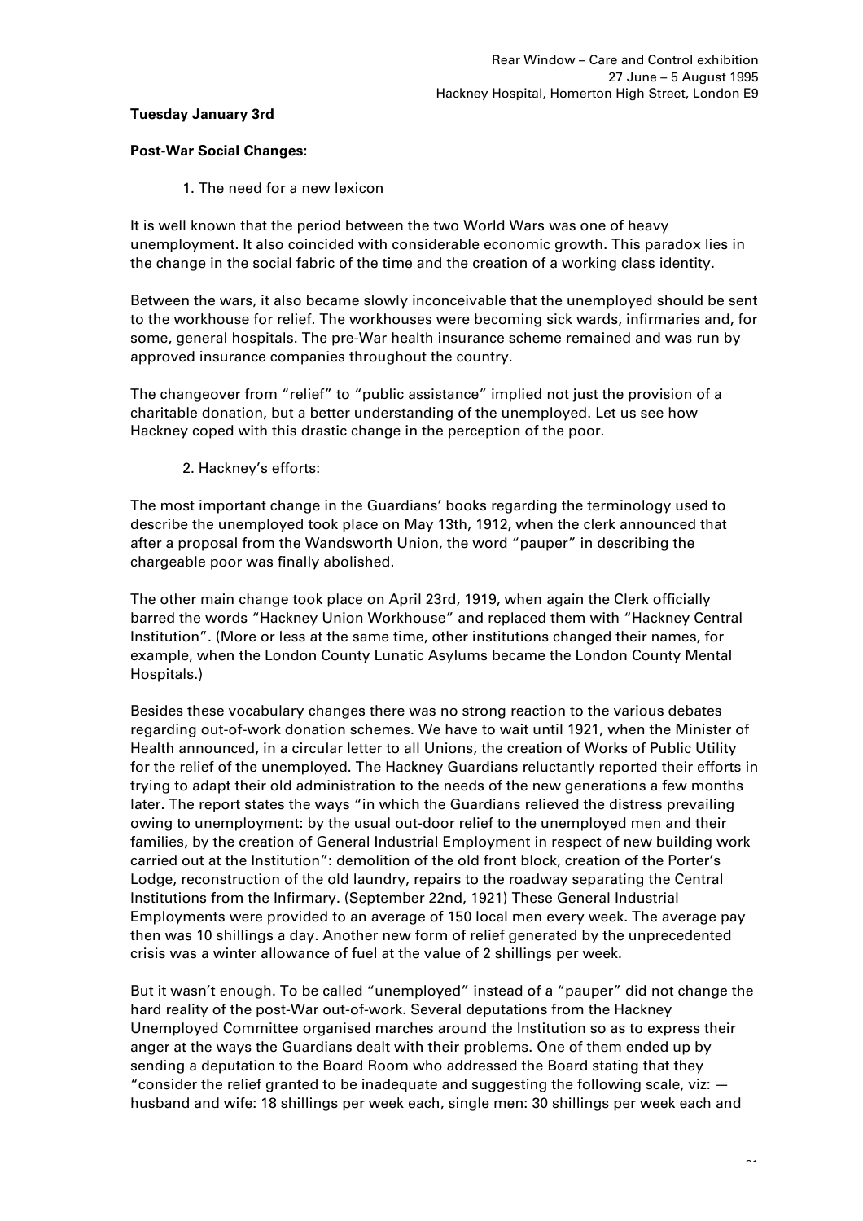**Tuesday January 3rd**

**Post-War Social Changes:**

1. The need for a new lexicon

It is well known that the period between the two World Wars was one of heavy unemployment. It also coincided with considerable economic growth. This paradox lies in the change in the social fabric of the time and the creation of a working class identity.

Between the wars, it also became slowly inconceivable that the unemployed should be sent to the workhouse for relief. The workhouses were becoming sick wards, infirmaries and, for some, general hospitals. The pre-War health insurance scheme remained and was run by approved insurance companies throughout the country.

The changeover from "relief" to "public assistance" implied not just the provision of a charitable donation, but a better understanding of the unemployed. Let us see how Hackney coped with this drastic change in the perception of the poor.

2. Hackney's efforts:

The most important change in the Guardians' books regarding the terminology used to describe the unemployed took place on May 13th, 1912, when the clerk announced that after a proposal from the Wandsworth Union, the word "pauper" in describing the chargeable poor was finally abolished.

The other main change took place on April 23rd, 1919, when again the Clerk officially barred the words "Hackney Union Workhouse" and replaced them with "Hackney Central Institution". (More or less at the same time, other institutions changed their names, for example, when the London County Lunatic Asylums became the London County Mental Hospitals.)

Besides these vocabulary changes there was no strong reaction to the various debates regarding out-of-work donation schemes. We have to wait until 1921, when the Minister of Health announced, in a circular letter to all Unions, the creation of Works of Public Utility for the relief of the unemployed. The Hackney Guardians reluctantly reported their efforts in trying to adapt their old administration to the needs of the new generations a few months later. The report states the ways "in which the Guardians relieved the distress prevailing owing to unemployment: by the usual out-door relief to the unemployed men and their families, by the creation of General Industrial Employment in respect of new building work carried out at the Institution": demolition of the old front block, creation of the Porter's Lodge, reconstruction of the old laundry, repairs to the roadway separating the Central Institutions from the Infirmary. (September 22nd, 1921) These General Industrial Employments were provided to an average of 150 local men every week. The average pay then was 10 shillings a day. Another new form of relief generated by the unprecedented crisis was a winter allowance of fuel at the value of 2 shillings per week.

But it wasn't enough. To be called "unemployed" instead of a "pauper" did not change the hard reality of the post-War out-of-work. Several deputations from the Hackney Unemployed Committee organised marches around the Institution so as to express their anger at the ways the Guardians dealt with their problems. One of them ended up by sending a deputation to the Board Room who addressed the Board stating that they "consider the relief granted to be inadequate and suggesting the following scale, viz: — husband and wife: 18 shillings per week each, single men: 30 shillings per week each and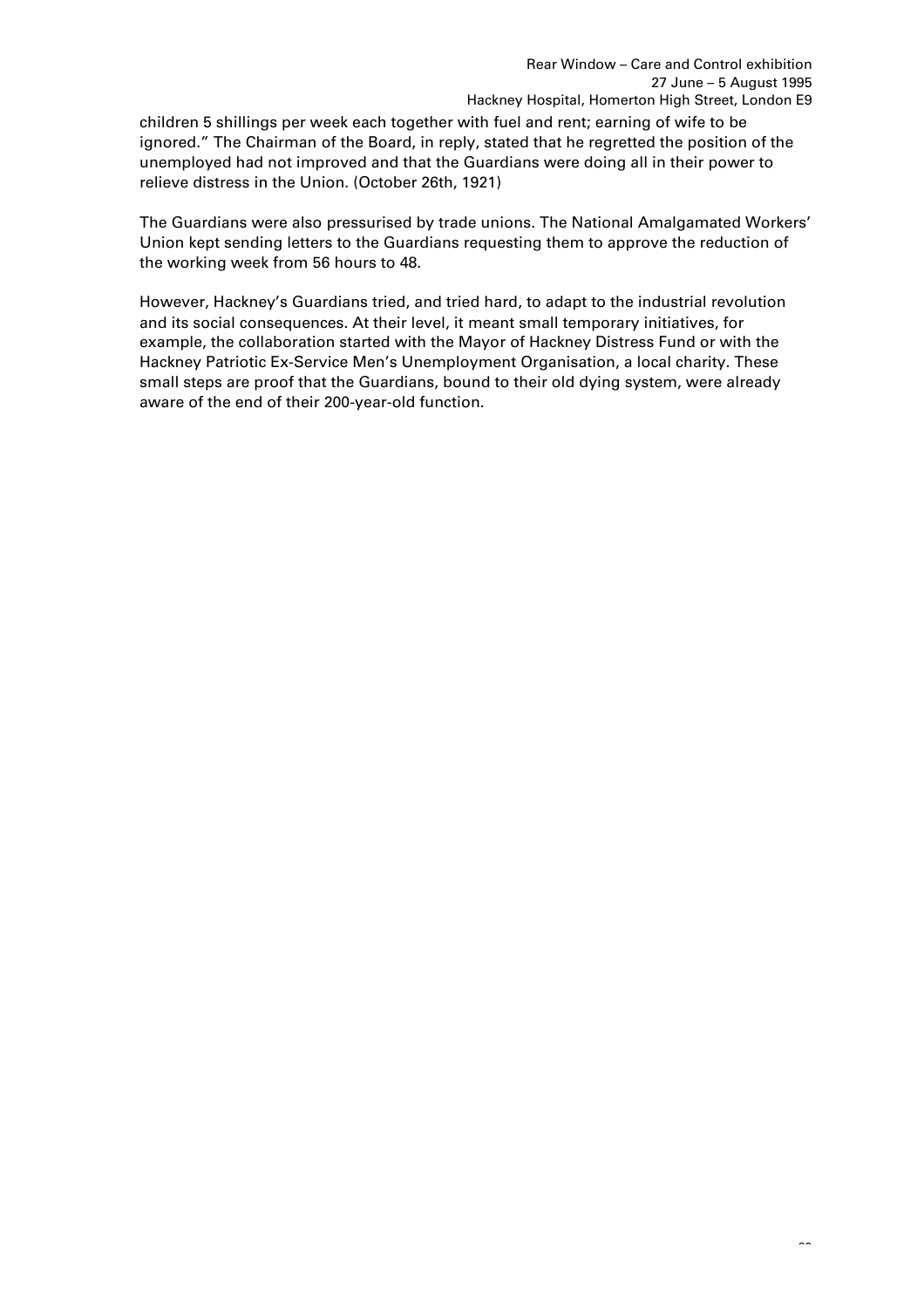children 5 shillings per week each together with fuel and rent; earning of wife to be ignored." The Chairman of the Board, in reply, stated that he regretted the position of the unemployed had not improved and that the Guardians were doing all in their power to relieve distress in the Union. (October 26th, 1921)

The Guardians were also pressurised by trade unions. The National Amalgamated Workers' Union kept sending letters to the Guardians requesting them to approve the reduction of the working week from 56 hours to 48.

However, Hackney's Guardians tried, and tried hard, to adapt to the industrial revolution and its social consequences. At their level, it meant small temporary initiatives, for example, the collaboration started with the Mayor of Hackney Distress Fund or with the Hackney Patriotic Ex-Service Men's Unemployment Organisation, a local charity. These small steps are proof that the Guardians, bound to their old dying system, were already aware of the end of their 200-year-old function.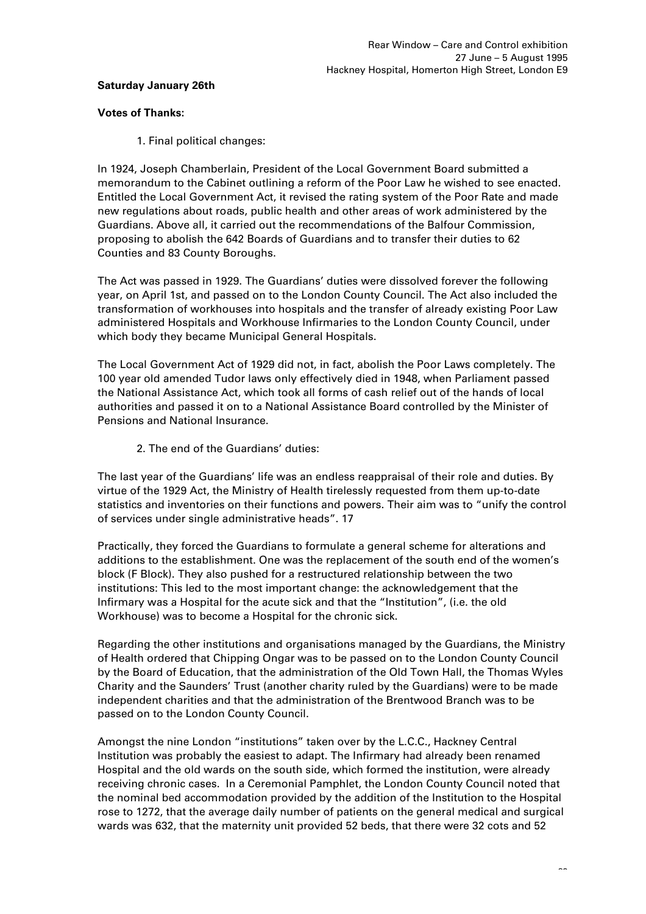**Saturday January 26th**

**Votes of Thanks:**

1. Final political changes:

In 1924, Joseph Chamberlain, President of the Local Government Board submitted a memorandum to the Cabinet outlining a reform of the Poor Law he wished to see enacted. Entitled the Local Government Act, it revised the rating system of the Poor Rate and made new regulations about roads, public health and other areas of work administered by the Guardians. Above all, it carried out the recommendations of the Balfour Commission, proposing to abolish the 642 Boards of Guardians and to transfer their duties to 62 Counties and 83 County Boroughs.

The Act was passed in 1929. The Guardians' duties were dissolved forever the following year, on April 1st, and passed on to the London County Council. The Act also included the transformation of workhouses into hospitals and the transfer of already existing Poor Law administered Hospitals and Workhouse Infirmaries to the London County Council, under which body they became Municipal General Hospitals.

The Local Government Act of 1929 did not, in fact, abolish the Poor Laws completely. The 100 year old amended Tudor laws only effectively died in 1948, when Parliament passed the National Assistance Act, which took all forms of cash relief out of the hands of local authorities and passed it on to a National Assistance Board controlled by the Minister of Pensions and National Insurance.

2. The end of the Guardians' duties:

The last year of the Guardians' life was an endless reappraisal of their role and duties. By virtue of the 1929 Act, the Ministry of Health tirelessly requested from them up-to-date statistics and inventories on their functions and powers. Their aim was to "unify the control of services under single administrative heads". 17

Practically, they forced the Guardians to formulate a general scheme for alterations and additions to the establishment. One was the replacement of the south end of the women's block (F Block). They also pushed for a restructured relationship between the two institutions: This led to the most important change: the acknowledgement that the Infirmary was a Hospital for the acute sick and that the "Institution", (i.e. the old Workhouse) was to become a Hospital for the chronic sick.

Regarding the other institutions and organisations managed by the Guardians, the Ministry of Health ordered that Chipping Ongar was to be passed on to the London County Council by the Board of Education, that the administration of the Old Town Hall, the Thomas Wyles Charity and the Saunders' Trust (another charity ruled by the Guardians) were to be made independent charities and that the administration of the Brentwood Branch was to be passed on to the London County Council.

Amongst the nine London "institutions" taken over by the L.C.C., Hackney Central Institution was probably the easiest to adapt. The Infirmary had already been renamed Hospital and the old wards on the south side, which formed the institution, were already receiving chronic cases. In a Ceremonial Pamphlet, the London County Council noted that the nominal bed accommodation provided by the addition of the Institution to the Hospital rose to 1272, that the average daily number of patients on the general medical and surgical wards was 632, that the maternity unit provided 52 beds, that there were 32 cots and 52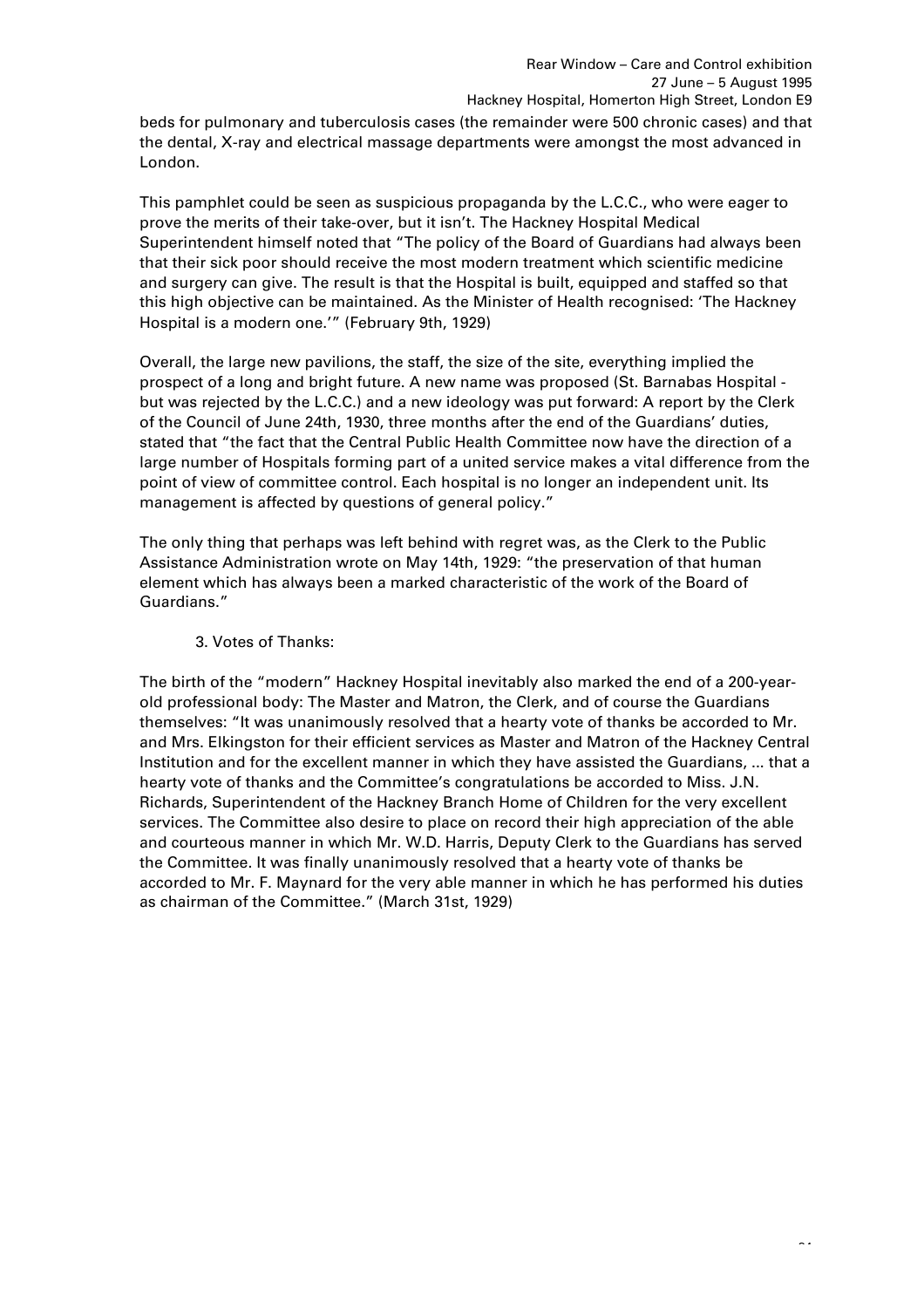beds for pulmonary and tuberculosis cases (the remainder were 500 chronic cases) and that the dental, X-ray and electrical massage departments were amongst the most advanced in London.

This pamphlet could be seen as suspicious propaganda by the L.C.C., who were eager to prove the merits of their take-over, but it isn't. The Hackney Hospital Medical Superintendent himself noted that "The policy of the Board of Guardians had always been that their sick poor should receive the most modern treatment which scientific medicine and surgery can give. The result is that the Hospital is built, equipped and staffed so that this high objective can be maintained. As the Minister of Health recognised: 'The Hackney Hospital is a modern one.'" (February 9th, 1929)

Overall, the large new pavilions, the staff, the size of the site, everything implied the prospect of a long and bright future. A new name was proposed (St. Barnabas Hospital - but was rejected by the L.C.C.) and a new ideology was put forward: A report by the Clerk of the Council of June 24th, 1930, three months after the end of the Guardians' duties, stated that "the fact that the Central Public Health Committee now have the direction of a large number of Hospitals forming part of a united service makes a vital difference from the point of view of committee control. Each hospital is no longer an independent unit. Its management is affected by questions of general policy."

The only thing that perhaps was left behind with regret was, as the Clerk to the Public Assistance Administration wrote on May 14th, 1929: "the preservation of that human element which has always been a marked characteristic of the work of the Board of Guardians."

3. Votes of Thanks:

The birth of the "modern" Hackney Hospital inevitably also marked the end of a 200-year-old professional body: The Master and Matron, the Clerk, and of course the Guardians themselves: "It was unanimously resolved that a hearty vote of thanks be accorded to Mr. and Mrs. Elkingston for their efficient services as Master and Matron of the Hackney Central Institution and for the excellent manner in which they have assisted the Guardians, ... that a hearty vote of thanks and the Committee's congratulations be accorded to Miss. J.N. Richards, Superintendent of the Hackney Branch Home of Children for the very excellent services. The Committee also desire to place on record their high appreciation of the able and courteous manner in which Mr. W.D. Harris, Deputy Clerk to the Guardians has served the Committee. It was finally unanimously resolved that a hearty vote of thanks be accorded to Mr. F. Maynard for the very able manner in which he has performed his duties as chairman of the Committee." (March 31st, 1929)